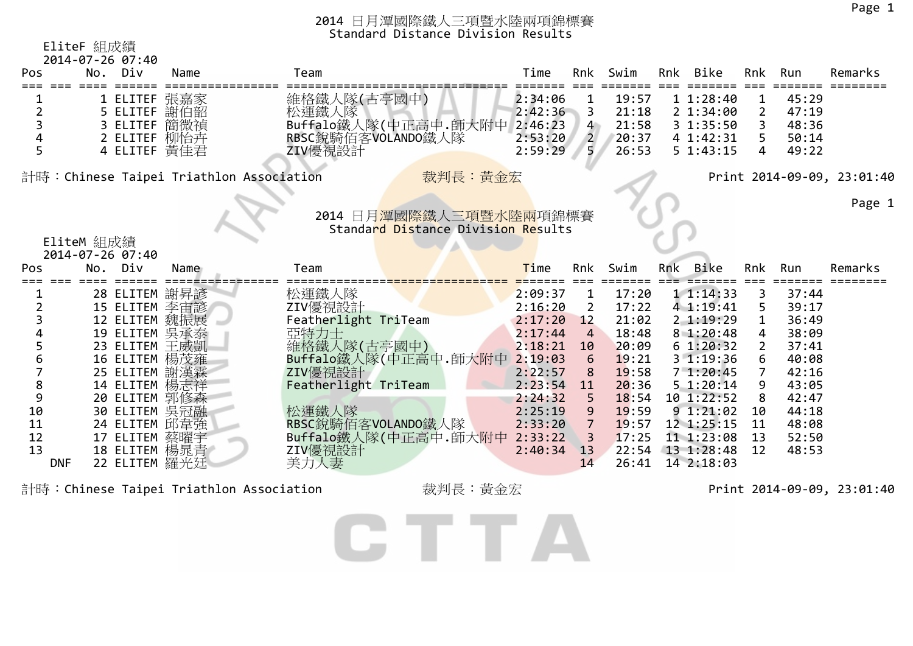# 2014 日月潭國際鐵人三項暨水陸兩項錦標賽
## Standard Distance Division Results

EliteF 組成績
2014-07-26 07:40

| Pos | No. | Div | Name | Team | Time | Rnk | Swim | Rnk | Bike | Rnk | Run | Remarks |
|---|---|---|---|---|---|---|---|---|---|---|---|---|
| 1 | 1 | ELITEF | 張嘉家 | 維格鐵人隊(古亭國中) | 2:34:06 | 1 | 19:57 | 1 | 1:28:40 | 1 | 45:29 | |
| 2 | 5 | ELITEF | 謝伯韶 | 松運鐵人隊 | 2:42:36 | 3 | 21:18 | 2 | 1:34:00 | 2 | 47:19 | |
| 3 | 3 | ELITEF | 簡微禎 | Buffalo鐵人隊(中正高中.師大附中 | 2:46:23 | 4 | 21:58 | 3 | 1:35:50 | 3 | 48:36 | |
| 4 | 2 | ELITEF | 柳怡卉 | RBSC銳騎佰客VOLANDO鐵人隊 | 2:53:20 | 2 | 20:37 | 4 | 1:42:31 | 5 | 50:14 | |
| 5 | 4 | ELITEF | 黃佳君 | ZIV優視設計 | 2:59:29 | 5 | 26:53 | 5 | 1:43:15 | 4 | 49:22 | |

計時：Chinese Taipei Triathlon Association　　裁判長：黃金宏　　Print 2014-09-09, 23:01:40

# 2014 日月潭國際鐵人三項暨水陸兩項錦標賽
## Standard Distance Division Results

EliteM 組成績
2014-07-26 07:40

| Pos | No. | Div | Name | Team | Time | Rnk | Swim | Rnk | Bike | Rnk | Run | Remarks |
|---|---|---|---|---|---|---|---|---|---|---|---|---|
| 1 | 28 | ELITEM | 謝昇諺 | 松運鐵人隊 | 2:09:37 | 1 | 17:20 | 1 | 1:14:33 | 3 | 37:44 | |
| 2 | 15 | ELITEM | 李宙諺 | ZIV優視設計 | 2:16:20 | 2 | 17:22 | 4 | 1:19:41 | 5 | 39:17 | |
| 3 | 12 | ELITEM | 魏振展 | Featherlight TriTeam | 2:17:20 | 12 | 21:02 | 2 | 1:19:29 | 1 | 36:49 | |
| 4 | 19 | ELITEM | 吳承泰 | 亞特力士 | 2:17:44 | 4 | 18:48 | 8 | 1:20:48 | 4 | 38:09 | |
| 5 | 23 | ELITEM | 王威凱 | 維格鐵人隊(古亭國中) | 2:18:21 | 10 | 20:09 | 6 | 1:20:32 | 2 | 37:41 | |
| 6 | 16 | ELITEM | 楊茂雍 | Buffalo鐵人隊(中正高中.師大附中 | 2:19:03 | 6 | 19:21 | 3 | 1:19:36 | 6 | 40:08 | |
| 7 | 25 | ELITEM | 謝漢霖 | ZIV優視設計 | 2:22:57 | 8 | 19:58 | 7 | 1:20:45 | 7 | 42:16 | |
| 8 | 14 | ELITEM | 楊志祥 | Featherlight TriTeam | 2:23:54 | 11 | 20:36 | 5 | 1:20:14 | 9 | 43:05 | |
| 9 | 20 | ELITEM | 郭修森 | | 2:24:32 | 5 | 18:54 | 10 | 1:22:52 | 8 | 42:47 | |
| 10 | 30 | ELITEM | 吳冠融 | 松運鐵人隊 | 2:25:19 | 9 | 19:59 | 9 | 1:21:02 | 10 | 44:18 | |
| 11 | 24 | ELITEM | 邱韋強 | RBSC銳騎佰客VOLANDO鐵人隊 | 2:33:20 | 7 | 19:57 | 12 | 1:25:15 | 11 | 48:08 | |
| 12 | 17 | ELITEM | 蔡曜宇 | Buffalo鐵人隊(中正高中.師大附中 | 2:33:22 | 3 | 17:25 | 11 | 1:23:08 | 13 | 52:50 | |
| 13 | 18 | ELITEM | 楊晃青 | ZIV優視設計 | 2:40:34 | 13 | 22:54 | 13 | 1:28:48 | 12 | 48:53 | |
| DNF | 22 | ELITEM | 羅光廷 | 美力人妻 | | 14 | 26:41 | 14 | 2:18:03 | | | |

計時：Chinese Taipei Triathlon Association　　裁判長：黃金宏　　Print 2014-09-09, 23:01:40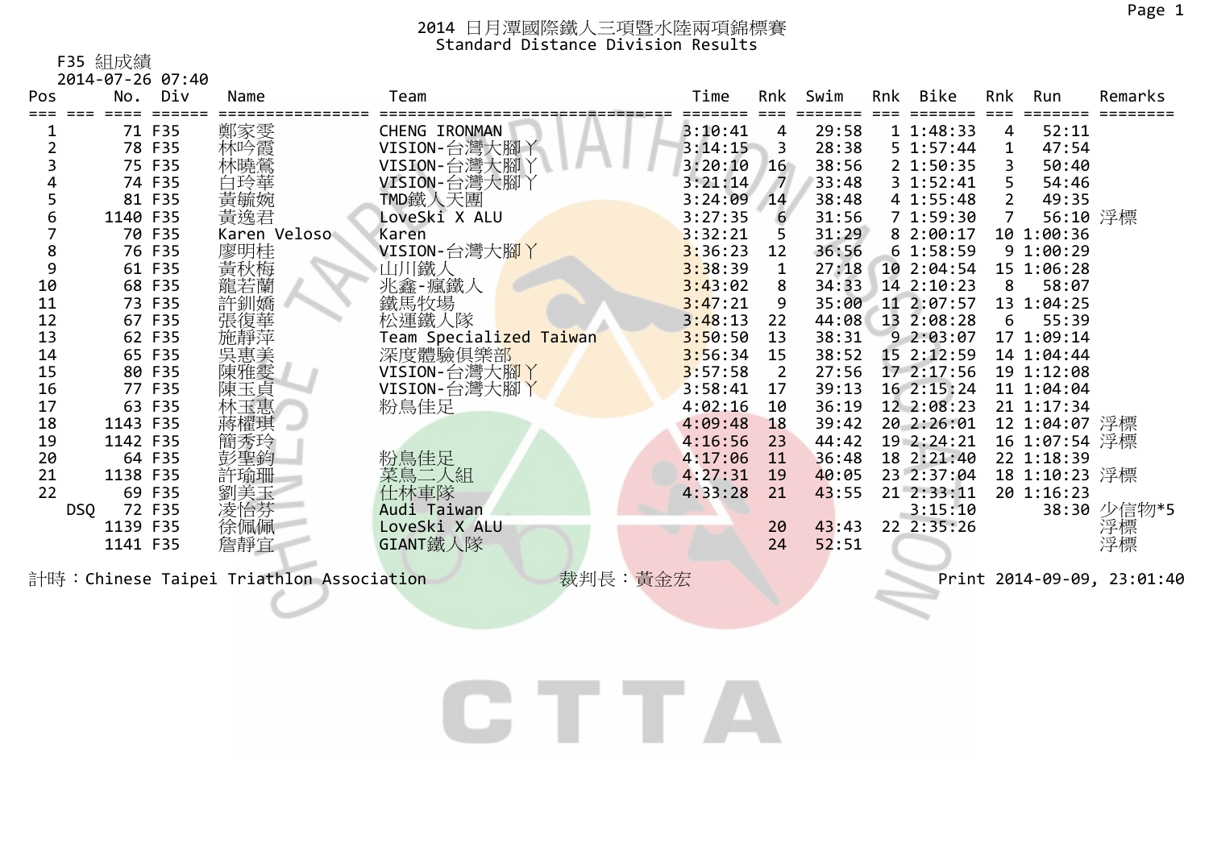# 2014 日月潭國際鐵人三項暨水陸兩項錦標賽
## Standard Distance Division Results

F35 組成績
2014-07-26 07:40

| Pos | No. | Div | Name | Team | Time | Rnk | Swim | Rnk | Bike | Rnk | Run | Remarks |
|---|---|---|---|---|---|---|---|---|---|---|---|---|
| 1 | 71 | F35 | 鄭家雯 | CHENG IRONMAN | 3:10:41 | 4 | 29:58 | 1 | 1:48:33 | 4 | 52:11 | |
| 2 | 78 | F35 | 林吟霞 | VISION-台灣大腳丫 | 3:14:15 | 3 | 28:38 | 5 | 1:57:44 | 1 | 47:54 | |
| 3 | 75 | F35 | 林曉鶯 | VISION-台灣大腳丫 | 3:20:10 | 16 | 38:56 | 2 | 1:50:35 | 3 | 50:40 | |
| 4 | 74 | F35 | 白玲華 | VISION-台灣大腳丫 | 3:21:14 | 7 | 33:48 | 3 | 1:52:41 | 5 | 54:46 | |
| 5 | 81 | F35 | 黃毓婉 | TMD鐵人天團 | 3:24:09 | 14 | 38:48 | 4 | 1:55:48 | 2 | 49:35 | |
| 6 | 1140 | F35 | 黃逸君 | LoveSki X ALU | 3:27:35 | 6 | 31:56 | 7 | 1:59:30 | 7 | 56:10 | 浮標 |
| 7 | 70 | F35 | Karen Veloso | Karen | 3:32:21 | 5 | 31:29 | 8 | 2:00:17 | 10 | 1:00:36 | |
| 8 | 76 | F35 | 廖明桂 | VISION-台灣大腳丫 | 3:36:23 | 12 | 36:56 | 6 | 1:58:59 | 9 | 1:00:29 | |
| 9 | 61 | F35 | 黃秋梅 | 山川鐵人 | 3:38:39 | 1 | 27:18 | 10 | 2:04:54 | 15 | 1:06:28 | |
| 10 | 68 | F35 | 龍若蘭 | 兆鑫-瘋鐵人 | 3:43:02 | 8 | 34:33 | 14 | 2:10:23 | 8 | 58:07 | |
| 11 | 73 | F35 | 許釧嬌 | 鐵馬牧場 | 3:47:21 | 9 | 35:00 | 11 | 2:07:57 | 13 | 1:04:25 | |
| 12 | 67 | F35 | 張復華 | 松運鐵人隊 | 3:48:13 | 22 | 44:08 | 13 | 2:08:28 | 6 | 55:39 | |
| 13 | 62 | F35 | 施靜萍 | Team Specialized Taiwan | 3:50:50 | 13 | 38:31 | 9 | 2:03:07 | 17 | 1:09:14 | |
| 14 | 65 | F35 | 吳惠美 | 深度體驗俱樂部 | 3:56:34 | 15 | 38:52 | 15 | 2:12:59 | 14 | 1:04:44 | |
| 15 | 80 | F35 | 陳雅雯 | VISION-台灣大腳丫 | 3:57:58 | 2 | 27:56 | 17 | 2:17:56 | 19 | 1:12:08 | |
| 16 | 77 | F35 | 陳玉貞 | VISION-台灣大腳丫 | 3:58:41 | 17 | 39:13 | 16 | 2:15:24 | 11 | 1:04:04 | |
| 17 | 63 | F35 | 林玉惠 | 粉鳥佳足 | 4:02:16 | 10 | 36:19 | 12 | 2:08:23 | 21 | 1:17:34 | |
| 18 | 1143 | F35 | 蔣權琪 | | 4:09:48 | 18 | 39:42 | 20 | 2:26:01 | 12 | 1:04:07 | 浮標 |
| 19 | 1142 | F35 | 簡秀玲 | | 4:16:56 | 23 | 44:42 | 19 | 2:24:21 | 16 | 1:07:54 | 浮標 |
| 20 | 64 | F35 | 彭聖鈞 | 粉鳥佳足 | 4:17:06 | 11 | 36:48 | 18 | 2:21:40 | 22 | 1:18:39 | |
| 21 | 1138 | F35 | 許瑜珊 | 菜鳥二人組 | 4:27:31 | 19 | 40:05 | 23 | 2:37:04 | 18 | 1:10:23 | 浮標 |
| 22 | 69 | F35 | 劉美玉 | 仕林車隊 | 4:33:28 | 21 | 43:55 | 21 | 2:33:11 | 20 | 1:16:23 | |
| DSQ | 72 | F35 | 凌怡芬 | Audi Taiwan | | | | | 3:15:10 | | 38:30 | 少信物*5 |
| | 1139 | F35 | 徐佩佩 | LoveSki X ALU | | 20 | 43:43 | 22 | 2:35:26 | | | 浮標 |
| | 1141 | F35 | 詹靜宜 | GIANT鐵人隊 | | 24 | 52:51 | | | | | 浮標 |

計時：Chinese Taipei Triathlon Association　　裁判長：黃金宏　　Print 2014-09-09, 23:01:40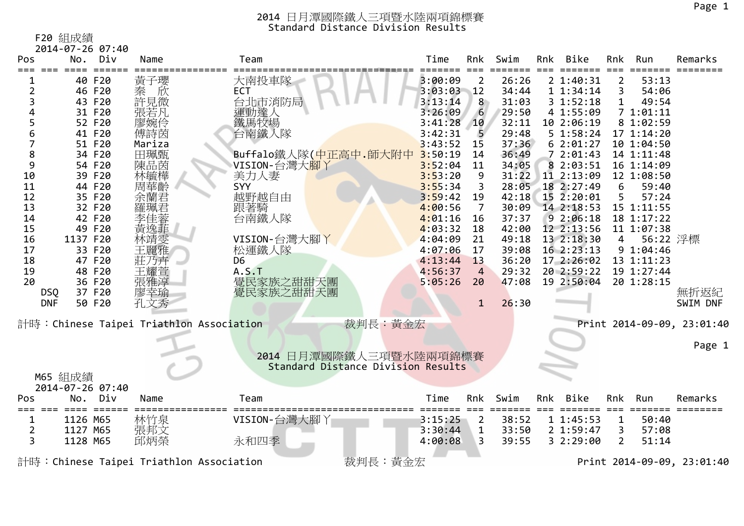# 2014 日月潭國際鐵人三項暨水陸兩項錦標賽
## Standard Distance Division Results

F20 組成績
2014-07-26 07:40

| Pos | | No. | Div | Name | Team | Time | Rnk | Swim | Rnk | Bike | Rnk | Run | Remarks |
|---|---|---|---|---|---|---|---|---|---|---|---|---|---|
| 1 | | 40 | F20 | 黃子璎 | 大南投車隊 | 3:00:09 | 2 | 26:26 | 2 | 1:40:31 | 2 | 53:13 | |
| 2 | | 46 | F20 | 秦 欣 | ECT | 3:03:03 | 12 | 34:44 | 1 | 1:34:14 | 3 | 54:06 | |
| 3 | | 43 | F20 | 許見微 | 台北市消防局 | 3:13:14 | 8 | 31:03 | 3 | 1:52:18 | 1 | 49:54 | |
| 4 | | 31 | F20 | 張若凡 | 運動達人 | 3:26:09 | 6 | 29:50 | 4 | 1:55:09 | 7 | 1:01:11 | |
| 5 | | 52 | F20 | 廖婉伶 | 鐵馬牧場 | 3:41:28 | 10 | 32:11 | 10 | 2:06:19 | 8 | 1:02:59 | |
| 6 | | 41 | F20 | 傅詩茵 | 台南鐵人隊 | 3:42:31 | 5 | 29:48 | 5 | 1:58:24 | 17 | 1:14:20 | |
| 7 | | 51 | F20 | Mariza | | 3:43:52 | 15 | 37:36 | 6 | 2:01:27 | 10 | 1:04:50 | |
| 8 | | 34 | F20 | 田珮甄 | Buffalo鐵人隊(中正高中.師大附中 | 3:50:19 | 14 | 36:49 | 7 | 2:01:43 | 14 | 1:11:48 | |
| 9 | | 54 | F20 | 陳品茵 | VISION-台灣大腳丫 | 3:52:04 | 11 | 34:05 | 8 | 2:03:51 | 16 | 1:14:09 | |
| 10 | | 39 | F20 | 林毓樺 | 美力人妻 | 3:53:20 | 9 | 31:22 | 11 | 2:13:09 | 12 | 1:08:50 | |
| 11 | | 44 | F20 | 周華齡 | SYY | 3:55:34 | 3 | 28:05 | 18 | 2:27:49 | 6 | 59:40 | |
| 12 | | 35 | F20 | 余蘭君 | 越野越自由 | 3:59:42 | 19 | 42:18 | 15 | 2:20:01 | 5 | 57:24 | |
| 13 | | 32 | F20 | 羅珮君 | 跟著騎 | 4:00:56 | 7 | 30:09 | 14 | 2:18:53 | 15 | 1:11:55 | |
| 14 | | 42 | F20 | 李佳蓉 | 台南鐵人隊 | 4:01:16 | 16 | 37:37 | 9 | 2:06:18 | 18 | 1:17:22 | |
| 15 | | 49 | F20 | 黃逸菲 | | 4:03:32 | 18 | 42:00 | 12 | 2:13:56 | 11 | 1:07:38 | |
| 16 | | 1137 | F20 | 林靖雯 | VISION-台灣大腳丫 | 4:04:09 | 21 | 49:18 | 13 | 2:18:30 | 4 | 56:22 | 浮標 |
| 17 | | 33 | F20 | 王麗雅 | 松運鐵人隊 | 4:07:06 | 17 | 39:08 | 16 | 2:23:13 | 9 | 1:04:46 | |
| 18 | | 47 | F20 | 莊乃卉 | D6 | 4:13:44 | 13 | 36:20 | 17 | 2:26:02 | 13 | 1:11:23 | |
| 19 | | 48 | F20 | 王耀萱 | A.S.T | 4:56:37 | 4 | 29:32 | 20 | 2:59:22 | 19 | 1:27:44 | |
| 20 | | 36 | F20 | 張雅淳 | 覺民家族之甜甜天團 | 5:05:26 | 20 | 47:08 | 19 | 2:50:04 | 20 | 1:28:15 | |
| | DSQ | 37 | F20 | 廖幸瑜 | 覺民家族之甜甜天團 | | | | | | | | 無折返紀 |
| | DNF | 50 | F20 | 孔文秀 | | | 1 | 26:30 | | | | | SWIM DNF |

計時：Chinese Taipei Triathlon Association　　裁判長：黃金宏　　Print 2014-09-09, 23:01:40

# 2014 日月潭國際鐵人三項暨水陸兩項錦標賽
## Standard Distance Division Results

M65 組成績
2014-07-26 07:40

| Pos | | No. | Div | Name | Team | Time | Rnk | Swim | Rnk | Bike | Rnk | Run | Remarks |
|---|---|---|---|---|---|---|---|---|---|---|---|---|---|
| 1 | | 1126 | M65 | 林竹泉 | VISION-台灣大腳丫 | 3:15:25 | 2 | 38:52 | 1 | 1:45:53 | 1 | 50:40 | |
| 2 | | 1127 | M65 | 張邦文 | | 3:30:44 | 1 | 33:50 | 2 | 1:59:47 | 3 | 57:08 | |
| 3 | | 1128 | M65 | 邱炳榮 | 永和四季 | 4:00:08 | 3 | 39:55 | 3 | 2:29:00 | 2 | 51:14 | |

計時：Chinese Taipei Triathlon Association　　裁判長：黃金宏　　Print 2014-09-09, 23:01:40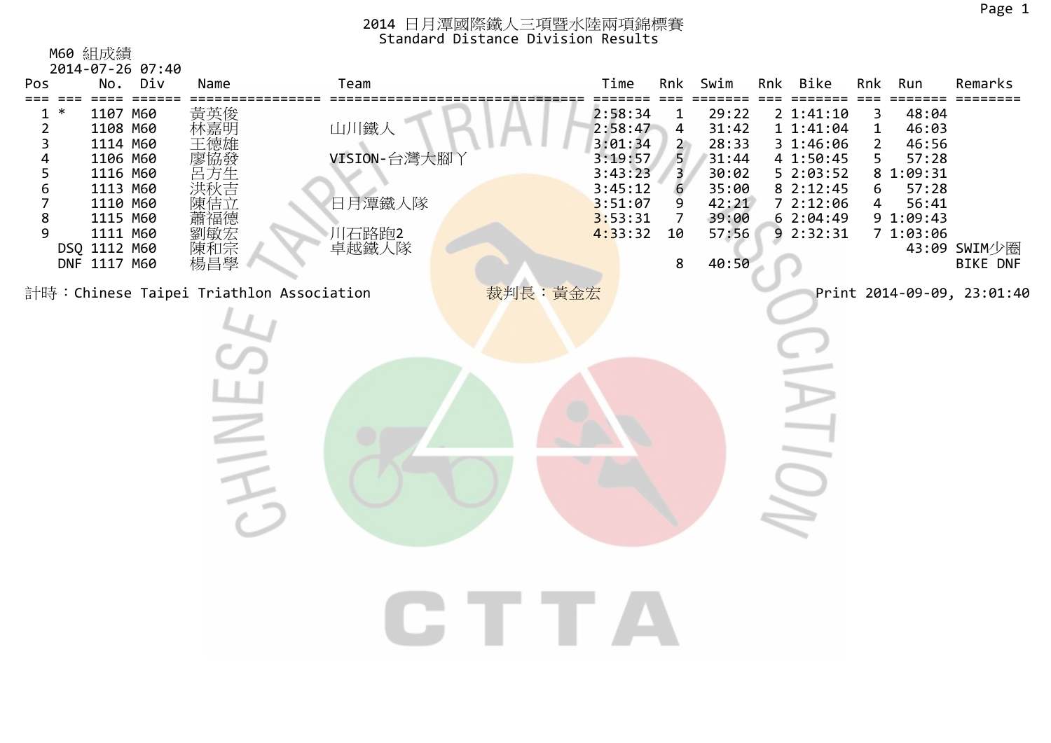# 2014 日月潭國際鐵人三項暨水陸兩項錦標賽
## Standard Distance Division Results

M60 組成績
2014-07-26 07:40

| Pos | | No. | Div | Name | Team | Time | Rnk | Swim | Rnk | Bike | Rnk | Run | Remarks |
|---|---|---|---|---|---|---|---|---|---|---|---|---|---|
| 1 | * | 1107 | M60 | 黃英俊 | | 2:58:34 | 1 | 29:22 | 2 | 1:41:10 | 3 | 48:04 | |
| 2 | | 1108 | M60 | 林嘉明 | 山川鐵人 | 2:58:47 | 4 | 31:42 | 1 | 1:41:04 | 1 | 46:03 | |
| 3 | | 1114 | M60 | 王德雄 | | 3:01:34 | 2 | 28:33 | 3 | 1:46:06 | 2 | 46:56 | |
| 4 | | 1106 | M60 | 廖協發 | VISION-台灣大腳丫 | 3:19:57 | 5 | 31:44 | 4 | 1:50:45 | 5 | 57:28 | |
| 5 | | 1116 | M60 | 呂方生 | | 3:43:23 | 3 | 30:02 | 5 | 2:03:52 | 8 | 1:09:31 | |
| 6 | | 1113 | M60 | 洪秋吉 | | 3:45:12 | 6 | 35:00 | 8 | 2:12:45 | 6 | 57:28 | |
| 7 | | 1110 | M60 | 陳佶立 | 日月潭鐵人隊 | 3:51:07 | 9 | 42:21 | 7 | 2:12:06 | 4 | 56:41 | |
| 8 | | 1115 | M60 | 蕭福德 | | 3:53:31 | 7 | 39:00 | 6 | 2:04:49 | 9 | 1:09:43 | |
| 9 | | 1111 | M60 | 劉敏宏 | 川石路跑2 | 4:33:32 | 10 | 57:56 | 9 | 2:32:31 | 7 | 1:03:06 | |
| | DSQ | 1112 | M60 | 陳和宗 | 卓越鐵人隊 | | | | | | | 43:09 | SWIM少圈 |
| | DNF | 1117 | M60 | 楊昌學 | | | 8 | 40:50 | | | | | BIKE DNF |

計時：Chinese Taipei Triathlon Association　　裁判長：黃金宏　　Print 2014-09-09, 23:01:40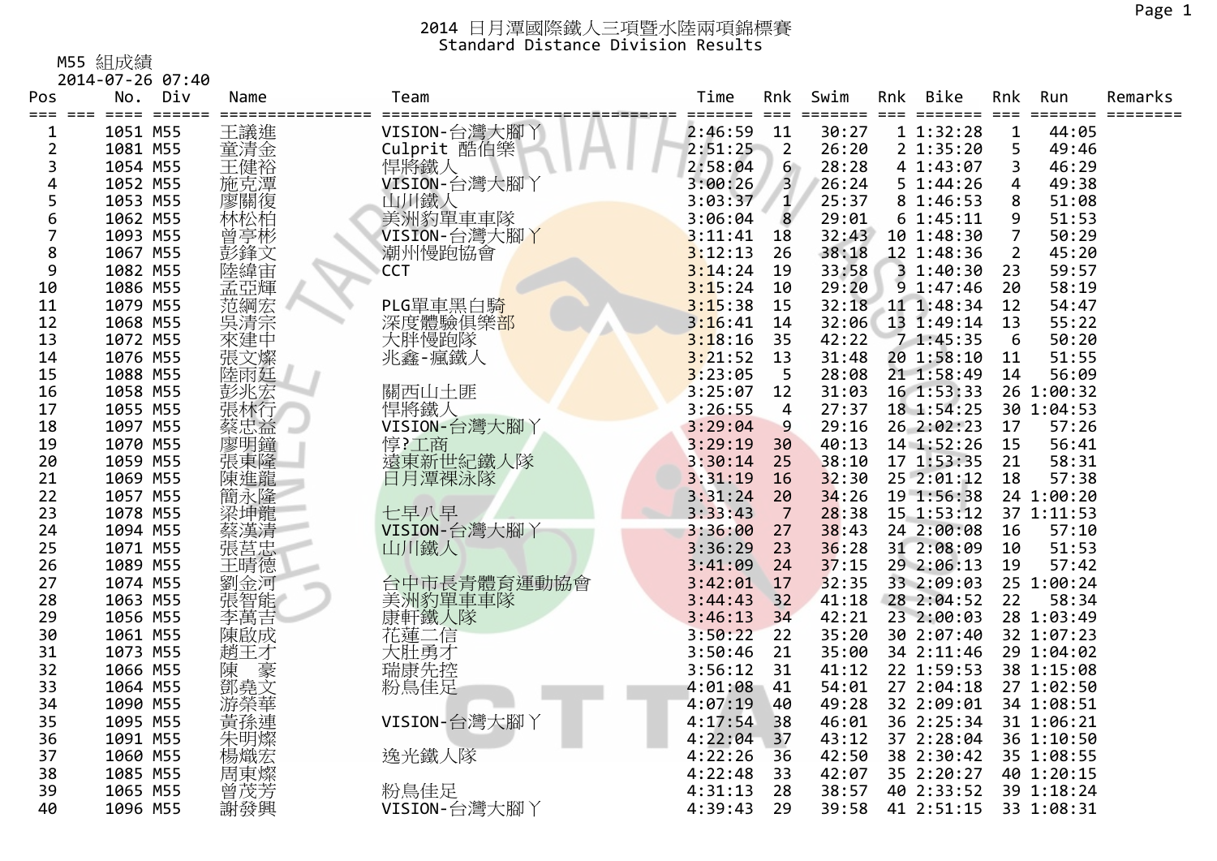# 2014 日月潭國際鐵人三項暨水陸兩項錦標賽
## Standard Distance Division Results

M55 組成績
2014-07-26 07:40

| Pos | No. | Div | Name | Team | Time | Rnk | Swim | Rnk | Bike | Rnk | Run | Remarks |
|---|---|---|---|---|---|---|---|---|---|---|---|---|
| 1 | 1051 | M55 | 王議進 | VISION-台灣大腳丫 | 2:46:59 | 11 | 30:27 | 1 | 1:32:28 | 1 | 44:05 | |
| 2 | 1081 | M55 | 童清金 | Culprit 酷伯樂 | 2:51:25 | 2 | 26:20 | 2 | 1:35:20 | 5 | 49:46 | |
| 3 | 1054 | M55 | 王健裕 | 悍將鐵人 | 2:58:04 | 6 | 28:28 | 4 | 1:43:07 | 3 | 46:29 | |
| 4 | 1052 | M55 | 施克潭 | VISION-台灣大腳丫 | 3:00:26 | 3 | 26:24 | 5 | 1:44:26 | 4 | 49:38 | |
| 5 | 1053 | M55 | 廖關復 | 山川鐵人 | 3:03:37 | 1 | 25:37 | 8 | 1:46:53 | 8 | 51:08 | |
| 6 | 1062 | M55 | 林松柏 | 美洲豹單車車隊 | 3:06:04 | 8 | 29:01 | 6 | 1:45:11 | 9 | 51:53 | |
| 7 | 1093 | M55 | 曾亭彬 | VISION-台灣大腳丫 | 3:11:41 | 18 | 32:43 | 10 | 1:48:30 | 7 | 50:29 | |
| 8 | 1067 | M55 | 彭鋒文 | 潮州慢跑協會 | 3:12:13 | 26 | 38:18 | 12 | 1:48:36 | 2 | 45:20 | |
| 9 | 1082 | M55 | 陸緯宙 | CCT | 3:14:24 | 19 | 33:58 | 3 | 1:40:30 | 23 | 59:57 | |
| 10 | 1086 | M55 | 孟亞輝 | | 3:15:24 | 10 | 29:20 | 9 | 1:47:46 | 20 | 58:19 | |
| 11 | 1079 | M55 | 范綱宏 | PLG單車黑白騎 | 3:15:38 | 15 | 32:18 | 11 | 1:48:34 | 12 | 54:47 | |
| 12 | 1068 | M55 | 吳清宗 | 深度體驗俱樂部 | 3:16:41 | 14 | 32:06 | 13 | 1:49:14 | 13 | 55:22 | |
| 13 | 1072 | M55 | 來建中 | 大胖慢跑隊 | 3:18:16 | 35 | 42:22 | 7 | 1:45:35 | 6 | 50:20 | |
| 14 | 1076 | M55 | 張文燦 | 兆鑫-瘋鐵人 | 3:21:52 | 13 | 31:48 | 20 | 1:58:10 | 11 | 51:55 | |
| 15 | 1088 | M55 | 陸雨廷 | | 3:23:05 | 5 | 28:08 | 21 | 1:58:49 | 14 | 56:09 | |
| 16 | 1058 | M55 | 彭兆宏 | 關西山土匪 | 3:25:07 | 12 | 31:03 | 16 | 1:53:33 | 26 | 1:00:32 | |
| 17 | 1055 | M55 | 張林行 | 悍將鐵人 | 3:26:55 | 4 | 27:37 | 18 | 1:54:25 | 30 | 1:04:53 | |
| 18 | 1097 | M55 | 蔡忠益 | VISION-台灣大腳丫 | 3:29:04 | 9 | 29:16 | 26 | 2:02:23 | 17 | 57:26 | |
| 19 | 1070 | M55 | 廖明鐘 | 惇?工商 | 3:29:19 | 30 | 40:13 | 14 | 1:52:26 | 15 | 56:41 | |
| 20 | 1059 | M55 | 張東隆 | 遠東新世紀鐵人隊 | 3:30:14 | 25 | 38:10 | 17 | 1:53:35 | 21 | 58:31 | |
| 21 | 1069 | M55 | 陳進龍 | 日月潭裸泳隊 | 3:31:19 | 16 | 32:30 | 25 | 2:01:12 | 18 | 57:38 | |
| 22 | 1057 | M55 | 簡永隆 | | 3:31:24 | 20 | 34:26 | 19 | 1:56:38 | 24 | 1:00:20 | |
| 23 | 1078 | M55 | 梁坤龍 | 七早八早 | 3:33:43 | 7 | 28:38 | 15 | 1:53:12 | 37 | 1:11:53 | |
| 24 | 1094 | M55 | 蔡漢清 | VISION-台灣大腳丫 | 3:36:00 | 27 | 38:43 | 24 | 2:00:08 | 16 | 57:10 | |
| 25 | 1071 | M55 | 張莒忠 | 山川鐵人 | 3:36:29 | 23 | 36:28 | 31 | 2:08:09 | 10 | 51:53 | |
| 26 | 1089 | M55 | 王晴德 | | 3:41:09 | 24 | 37:15 | 29 | 2:06:13 | 19 | 57:42 | |
| 27 | 1074 | M55 | 劉金河 | 台中市長青體育運動協會 | 3:42:01 | 17 | 32:35 | 33 | 2:09:03 | 25 | 1:00:24 | |
| 28 | 1063 | M55 | 張智能 | 美洲豹單車車隊 | 3:44:43 | 32 | 41:18 | 28 | 2:04:52 | 22 | 58:34 | |
| 29 | 1056 | M55 | 李萬吉 | 康軒鐵人隊 | 3:46:13 | 34 | 42:21 | 23 | 2:00:03 | 28 | 1:03:49 | |
| 30 | 1061 | M55 | 陳啟成 | 花蓮二信 | 3:50:22 | 22 | 35:20 | 30 | 2:07:40 | 32 | 1:07:23 | |
| 31 | 1073 | M55 | 趙王才 | 大肚勇才 | 3:50:46 | 21 | 35:00 | 34 | 2:11:46 | 29 | 1:04:02 | |
| 32 | 1066 | M55 | 陳　豪 | 瑞康先控 | 3:56:12 | 31 | 41:12 | 22 | 1:59:53 | 38 | 1:15:08 | |
| 33 | 1064 | M55 | 鄧堯文 | 粉鳥佳足 | 4:01:08 | 41 | 54:01 | 27 | 2:04:18 | 27 | 1:02:50 | |
| 34 | 1090 | M55 | 游榮華 | | 4:07:19 | 40 | 49:28 | 32 | 2:09:01 | 34 | 1:08:51 | |
| 35 | 1095 | M55 | 黃孫連 | VISION-台灣大腳丫 | 4:17:54 | 38 | 46:01 | 36 | 2:25:34 | 31 | 1:06:21 | |
| 36 | 1091 | M55 | 朱明燦 | | 4:22:04 | 37 | 43:12 | 37 | 2:28:04 | 36 | 1:10:50 | |
| 37 | 1060 | M55 | 楊熾宏 | 逸光鐵人隊 | 4:22:26 | 36 | 42:50 | 38 | 2:30:42 | 35 | 1:08:55 | |
| 38 | 1085 | M55 | 周東燦 | | 4:22:48 | 33 | 42:07 | 35 | 2:20:27 | 40 | 1:20:15 | |
| 39 | 1065 | M55 | 曾茂芳 | 粉鳥佳足 | 4:31:13 | 28 | 38:57 | 40 | 2:33:52 | 39 | 1:18:24 | |
| 40 | 1096 | M55 | 謝發興 | VISION-台灣大腳丫 | 4:39:43 | 29 | 39:58 | 41 | 2:51:15 | 33 | 1:08:31 | |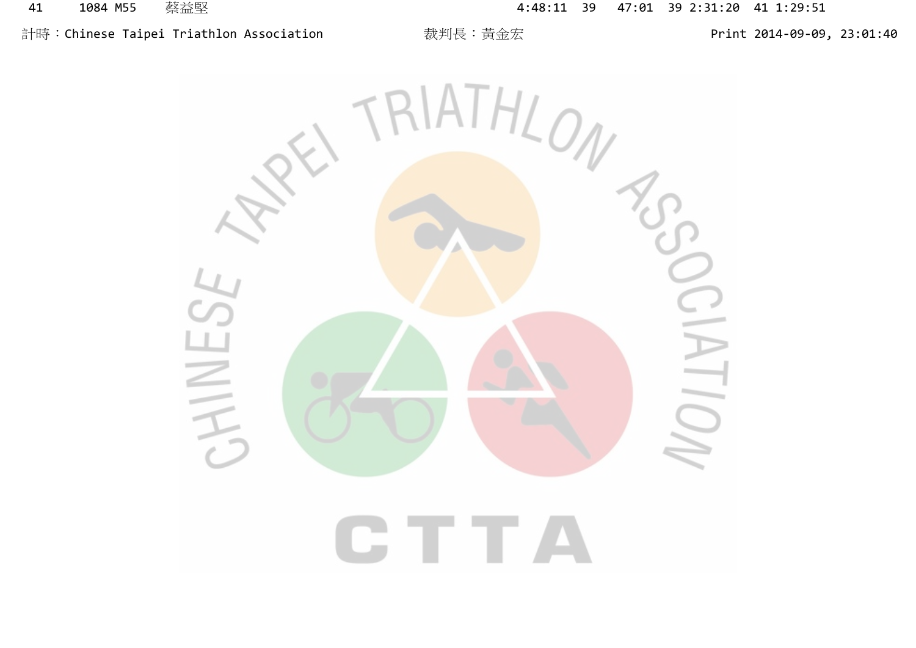| 41 | 1084 | M55 | 蔡益堅 | 4:48:11 | 39 | 47:01 | 39 | 2:31:20 | 41 | 1:29:51 |
|---|---|---|---|---|---|---|---|---|---|---|

計時：Chinese Taipei Triathlon Association　　裁判長：黃金宏　　Print 2014-09-09, 23:01:40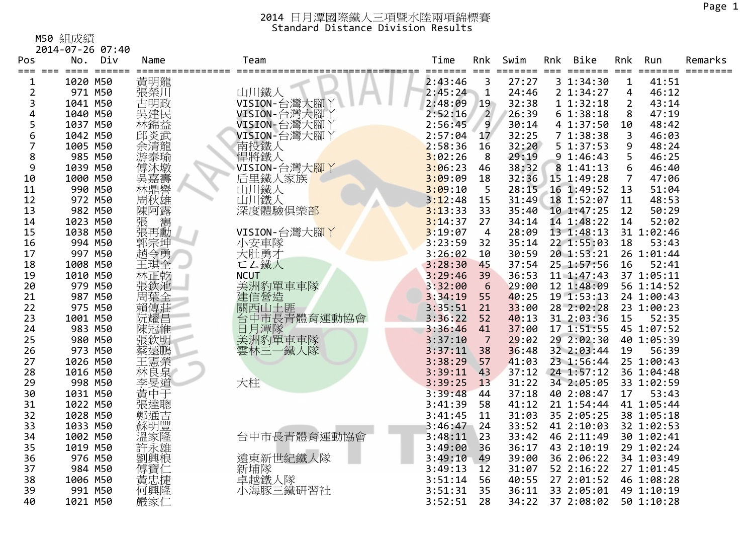# 2014 日月潭國際鐵人三項暨水陸兩項錦標賽

## Standard Distance Division Results

M50 組成績

2014-07-26 07:40

| Pos | No. | Div | Name | Team | Time | Rnk | Swim | Rnk | Bike | Rnk | Run | Remarks |
|---|---|---|---|---|---|---|---|---|---|---|---|---|
| 1 | 1020 | M50 | 黃明龍 | | 2:43:46 | 3 | 27:27 | 3 | 1:34:30 | 1 | 41:51 | |
| 2 | 971 | M50 | 張榮川 | 山川鐵人 | 2:45:24 | 1 | 24:46 | 2 | 1:34:27 | 4 | 46:12 | |
| 3 | 1041 | M50 | 古明政 | VISION-台灣大腳ㄚ | 2:48:09 | 19 | 32:38 | 1 | 1:32:18 | 2 | 43:14 | |
| 4 | 1040 | M50 | 吳建民 | VISION-台灣大腳ㄚ | 2:52:16 | 2 | 26:39 | 6 | 1:38:18 | 8 | 47:19 | |
| 5 | 1037 | M50 | 林錦益 | VISION-台灣大腳ㄚ | 2:56:45 | 9 | 30:14 | 4 | 1:37:50 | 10 | 48:42 | |
| 6 | 1042 | M50 | 邱炎武 | VISION-台灣大腳ㄚ | 2:57:04 | 17 | 32:25 | 7 | 1:38:38 | 3 | 46:03 | |
| 7 | 1005 | M50 | 余清龍 | 南投鐵人 | 2:58:36 | 16 | 32:20 | 5 | 1:37:53 | 9 | 48:24 | |
| 8 | 985 | M50 | 游泰瑜 | 悍將鐵人 | 3:02:26 | 8 | 29:19 | 9 | 1:46:43 | 5 | 46:25 | |
| 9 | 1039 | M50 | 傅沐墩 | VISION-台灣大腳ㄚ | 3:06:23 | 46 | 38:32 | 8 | 1:41:13 | 6 | 46:40 | |
| 10 | 1000 | M50 | 吳嘉壽 | 后里鐵人家族 | 3:09:09 | 18 | 32:36 | 15 | 1:49:28 | 7 | 47:06 | |
| 11 | 990 | M50 | 林鼎譽 | 山川鐵人 | 3:09:10 | 5 | 28:15 | 16 | 1:49:52 | 13 | 51:04 | |
| 12 | 972 | M50 | 周秋雄 | 山川鐵人 | 3:12:48 | 15 | 31:49 | 18 | 1:52:07 | 11 | 48:53 | |
| 13 | 982 | M50 | 陳阿露 | 深度體驗俱樂部 | 3:13:33 | 33 | 35:40 | 10 | 1:47:25 | 12 | 50:29 | |
| 14 | 1023 | M50 | 張 雋 | | 3:14:37 | 27 | 34:14 | 14 | 1:48:22 | 14 | 52:02 | |
| 15 | 1038 | M50 | 張再勳 | VISION-台灣大腳ㄚ | 3:19:07 | 4 | 28:09 | 13 | 1:48:13 | 31 | 1:02:46 | |
| 16 | 994 | M50 | 郭宗坤 | 小安車隊 | 3:23:59 | 32 | 35:14 | 22 | 1:55:03 | 18 | 53:43 | |
| 17 | 997 | M50 | 趙令勇 | 大肚勇才 | 3:26:02 | 10 | 30:59 | 20 | 1:53:21 | 26 | 1:01:44 | |
| 18 | 1008 | M50 | 王琪全 | ㄈㄥ鐵人 | 3:28:30 | 45 | 37:54 | 25 | 1:57:56 | 16 | 52:41 | |
| 19 | 1010 | M50 | 林正乾 | NCUT | 3:29:46 | 39 | 36:53 | 11 | 1:47:43 | 37 | 1:05:11 | |
| 20 | 979 | M50 | 張欽池 | 美洲豹單車車隊 | 3:32:00 | 6 | 29:00 | 12 | 1:48:09 | 56 | 1:14:52 | |
| 21 | 987 | M50 | 周葉全 | 建信營造 | 3:34:19 | 55 | 40:25 | 19 | 1:53:13 | 24 | 1:00:43 | |
| 22 | 975 | M50 | 賴傳莊 | 關西山土匪 | 3:35:51 | 21 | 33:00 | 28 | 2:02:28 | 23 | 1:00:23 | |
| 23 | 1001 | M50 | 阮耀昌 | 台中市長青體育運動協會 | 3:36:22 | 52 | 40:13 | 31 | 2:03:36 | 15 | 52:35 | |
| 24 | 983 | M50 | 陳冠惟 | 日月潭隊 | 3:36:46 | 41 | 37:00 | 17 | 1:51:55 | 45 | 1:07:52 | |
| 25 | 980 | M50 | 張欽明 | 美洲豹單車車隊 | 3:37:10 | 7 | 29:02 | 29 | 2:02:30 | 40 | 1:05:39 | |
| 26 | 973 | M50 | 蔡遠鵬 | 雲林三一鐵人隊 | 3:37:11 | 38 | 36:48 | 32 | 2:03:44 | 19 | 56:39 | |
| 27 | 1026 | M50 | 王憲榮 | | 3:38:29 | 57 | 41:03 | 23 | 1:56:44 | 25 | 1:00:43 | |
| 28 | 1016 | M50 | 林良泉 | | 3:39:11 | 43 | 37:12 | 24 | 1:57:12 | 36 | 1:04:48 | |
| 29 | 998 | M50 | 李旻道 | 大柱 | 3:39:25 | 13 | 31:22 | 34 | 2:05:05 | 33 | 1:02:59 | |
| 30 | 1031 | M50 | 黃中于 | | 3:39:48 | 44 | 37:18 | 40 | 2:08:47 | 17 | 53:43 | |
| 31 | 1022 | M50 | 張達聰 | | 3:41:39 | 58 | 41:12 | 21 | 1:54:44 | 41 | 1:05:44 | |
| 32 | 1028 | M50 | 鄭通吉 | | 3:41:45 | 11 | 31:03 | 35 | 2:05:25 | 38 | 1:05:18 | |
| 33 | 1033 | M50 | 蘇明豐 | | 3:46:47 | 24 | 33:52 | 41 | 2:10:03 | 32 | 1:02:53 | |
| 34 | 1002 | M50 | 溫家隆 | 台中市長青體育運動協會 | 3:48:11 | 23 | 33:42 | 46 | 2:11:49 | 30 | 1:02:41 | |
| 35 | 1019 | M50 | 許永雄 | | 3:49:00 | 36 | 36:17 | 43 | 2:10:19 | 29 | 1:02:24 | |
| 36 | 976 | M50 | 劉興根 | 遠東新世紀鐵人隊 | 3:49:10 | 49 | 39:00 | 36 | 2:06:22 | 34 | 1:03:49 | |
| 37 | 984 | M50 | 傅寶仁 | 新埔隊 | 3:49:13 | 12 | 31:07 | 52 | 2:16:22 | 27 | 1:01:45 | |
| 38 | 1006 | M50 | 黃忠捷 | 卓越鐵人隊 | 3:51:14 | 56 | 40:55 | 27 | 2:01:52 | 46 | 1:08:28 | |
| 39 | 991 | M50 | 何興隆 | 小海豚三鐵研習社 | 3:51:31 | 35 | 36:11 | 33 | 2:05:01 | 49 | 1:10:19 | |
| 40 | 1021 | M50 | 嚴家仁 | | 3:52:51 | 28 | 34:22 | 37 | 2:08:02 | 50 | 1:10:28 | |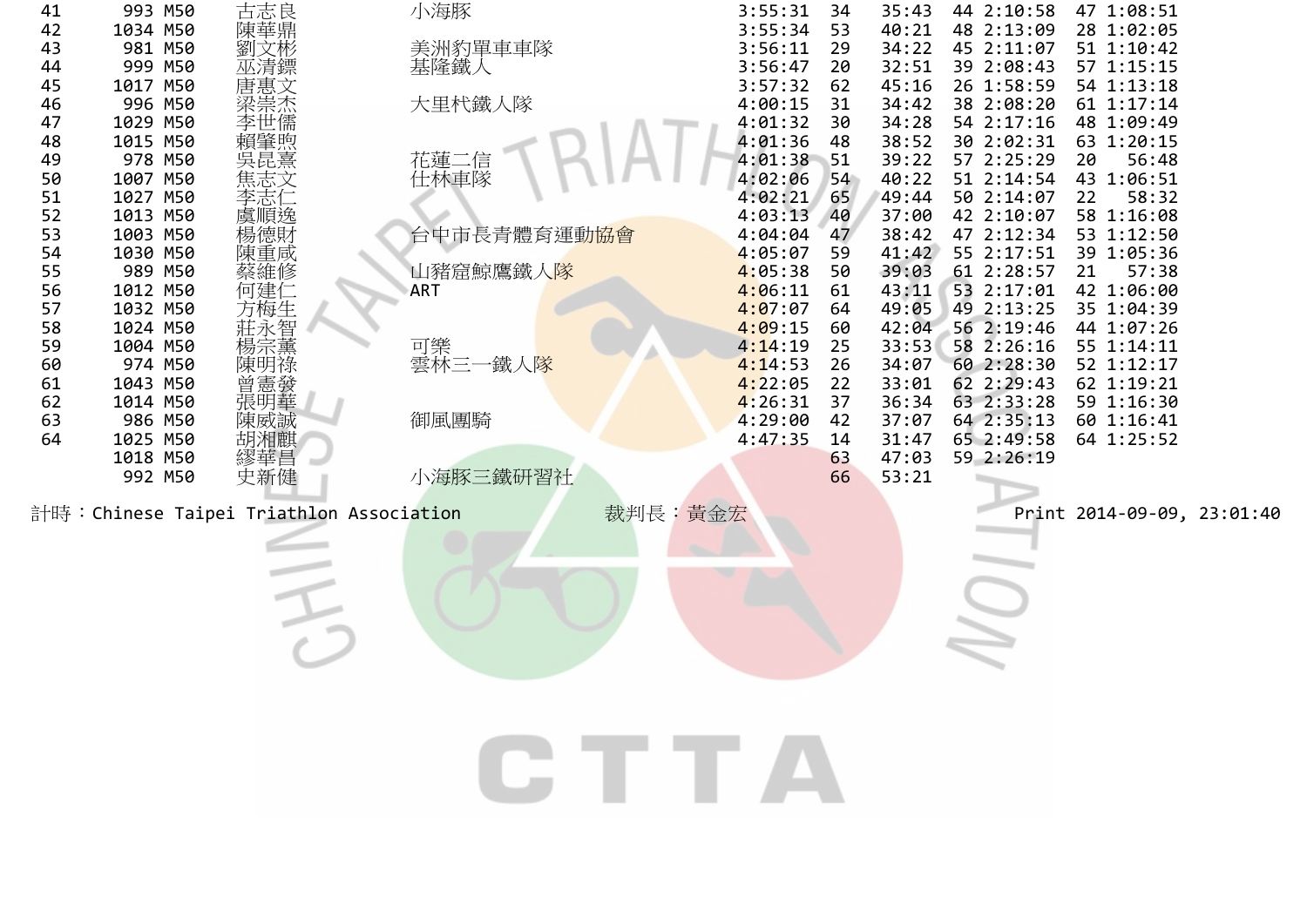| 名次 | 號碼 | 組別 | 姓名 | 單位 | 總成績 | 名次 | 游泳 | 名次 | 自行車 | 名次 | 跑步 |
|---|---|---|---|---|---|---|---|---|---|---|---|
| 41 | 993 | M50 | 古志良 | 小海豚 | 3:55:31 | 34 | 35:43 | 44 | 2:10:58 | 47 | 1:08:51 |
| 42 | 1034 | M50 | 陳華鼎 | | 3:55:34 | 53 | 40:21 | 48 | 2:13:09 | 28 | 1:02:05 |
| 43 | 981 | M50 | 劉文彬 | 美洲豹單車車隊 | 3:56:11 | 29 | 34:22 | 45 | 2:11:07 | 51 | 1:10:42 |
| 44 | 999 | M50 | 巫清鏢 | 基隆鐵人 | 3:56:47 | 20 | 32:51 | 39 | 2:08:43 | 57 | 1:15:15 |
| 45 | 1017 | M50 | 唐惠文 | | 3:57:32 | 62 | 45:16 | 26 | 1:58:59 | 54 | 1:13:18 |
| 46 | 996 | M50 | 梁崇杰 | 大里杙鐵人隊 | 4:00:15 | 31 | 34:42 | 38 | 2:08:20 | 61 | 1:17:14 |
| 47 | 1029 | M50 | 李世儒 | | 4:01:32 | 30 | 34:28 | 54 | 2:17:16 | 48 | 1:09:49 |
| 48 | 1015 | M50 | 賴肇煦 | | 4:01:36 | 48 | 38:52 | 30 | 2:02:31 | 63 | 1:20:15 |
| 49 | 978 | M50 | 吳昆熹 | 花蓮二信 | 4:01:38 | 51 | 39:22 | 57 | 2:25:29 | 20 | 56:48 |
| 50 | 1007 | M50 | 焦志文 | 仕林車隊 | 4:02:06 | 54 | 40:22 | 51 | 2:14:54 | 43 | 1:06:51 |
| 51 | 1027 | M50 | 李志仁 | | 4:02:21 | 65 | 49:44 | 50 | 2:14:07 | 22 | 58:32 |
| 52 | 1013 | M50 | 虞順逸 | | 4:03:13 | 40 | 37:00 | 42 | 2:10:07 | 58 | 1:16:08 |
| 53 | 1003 | M50 | 楊德財 | 台中市長青體育運動協會 | 4:04:04 | 47 | 38:42 | 47 | 2:12:34 | 53 | 1:12:50 |
| 54 | 1030 | M50 | 陳重咸 | | 4:05:07 | 59 | 41:42 | 55 | 2:17:51 | 39 | 1:05:36 |
| 55 | 989 | M50 | 蔡維修 | 山豬窟鯨鷹鐵人隊 | 4:05:38 | 50 | 39:03 | 61 | 2:28:57 | 21 | 57:38 |
| 56 | 1012 | M50 | 何建仁 | ART | 4:06:11 | 61 | 43:11 | 53 | 2:17:01 | 42 | 1:06:00 |
| 57 | 1032 | M50 | 方梅生 | | 4:07:07 | 64 | 49:05 | 49 | 2:13:25 | 35 | 1:04:39 |
| 58 | 1024 | M50 | 莊永智 | | 4:09:15 | 60 | 42:04 | 56 | 2:19:46 | 44 | 1:07:26 |
| 59 | 1004 | M50 | 楊宗薰 | 可樂 | 4:14:19 | 25 | 33:53 | 58 | 2:26:16 | 55 | 1:14:11 |
| 60 | 974 | M50 | 陳明祿 | 雲林三一鐵人隊 | 4:14:53 | 26 | 34:07 | 60 | 2:28:30 | 52 | 1:12:17 |
| 61 | 1043 | M50 | 曾憲發 | | 4:22:05 | 22 | 33:01 | 62 | 2:29:43 | 62 | 1:19:21 |
| 62 | 1014 | M50 | 張明華 | | 4:26:31 | 37 | 36:34 | 63 | 2:33:28 | 59 | 1:16:30 |
| 63 | 986 | M50 | 陳威誠 | 御風團騎 | 4:29:00 | 42 | 37:07 | 64 | 2:35:13 | 60 | 1:16:41 |
| 64 | 1025 | M50 | 胡湘麒 | | 4:47:35 | 14 | 31:47 | 65 | 2:49:58 | 64 | 1:25:52 |
| | 1018 | M50 | 繆華昌 | | | 63 | 47:03 | 59 | 2:26:19 | | |
| | 992 | M50 | 史新健 | 小海豚三鐵研習社 | | 66 | 53:21 | | | | |

計時：Chinese Taipei Triathlon Association　　裁判長：黃金宏　　Print 2014-09-09, 23:01:40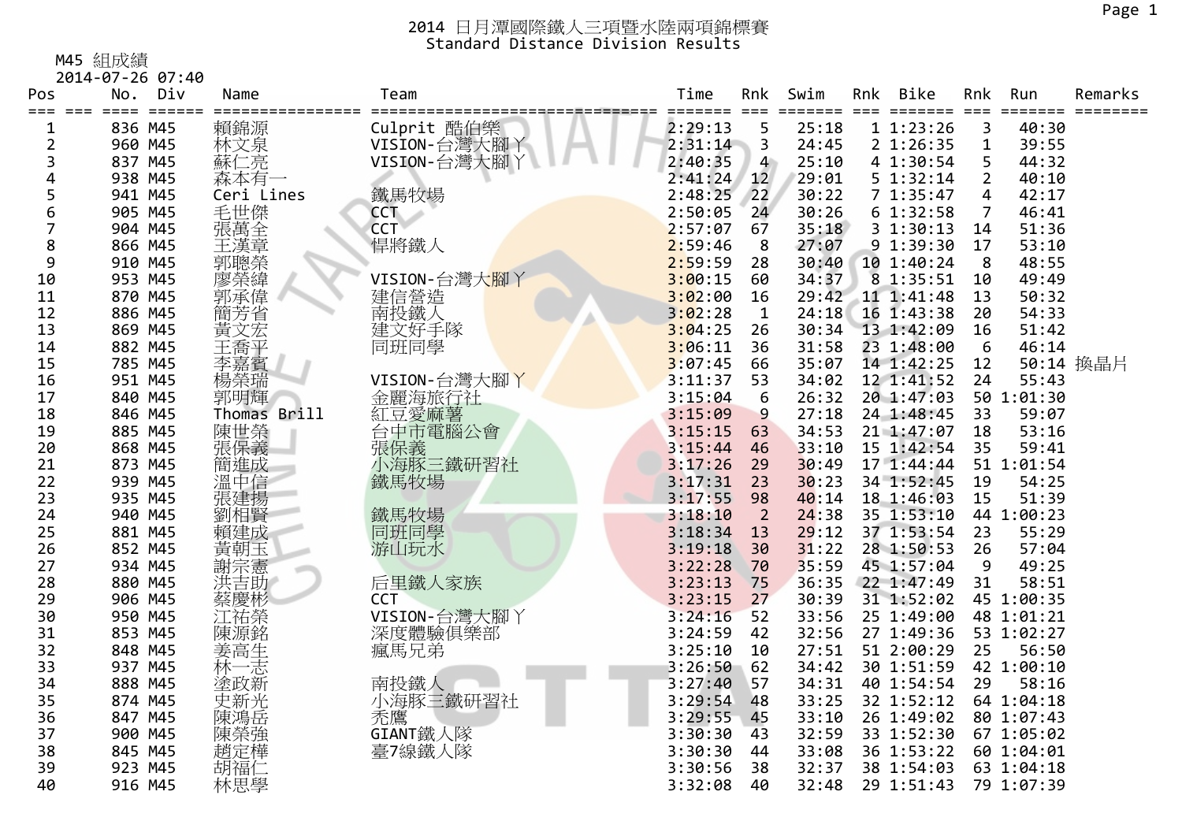# 2014 日月潭國際鐵人三項暨水陸兩項錦標賽
## Standard Distance Division Results

M45 組成績
2014-07-26 07:40

| Pos | | No. | Div | Name | Team | Time | Rnk | Swim | Rnk | Bike | Rnk | Run | Remarks |
|---|---|---|---|---|---|---|---|---|---|---|---|---|---|
| 1 | | 836 | M45 | 賴錦源 | Culprit 酷伯樂 | 2:29:13 | 5 | 25:18 | 1 | 1:23:26 | 3 | 40:30 | |
| 2 | | 960 | M45 | 林文泉 | VISION-台灣大腳丫 | 2:31:14 | 3 | 24:45 | 2 | 1:26:35 | 1 | 39:55 | |
| 3 | | 837 | M45 | 蘇仁亮 | VISION-台灣大腳丫 | 2:40:35 | 4 | 25:10 | 4 | 1:30:54 | 5 | 44:32 | |
| 4 | | 938 | M45 | 森本有一 | | 2:41:24 | 12 | 29:01 | 5 | 1:32:14 | 2 | 40:10 | |
| 5 | | 941 | M45 | Ceri Lines | 鐵馬牧場 | 2:48:25 | 22 | 30:22 | 7 | 1:35:47 | 4 | 42:17 | |
| 6 | | 905 | M45 | 毛世傑 | CCT | 2:50:05 | 24 | 30:26 | 6 | 1:32:58 | 7 | 46:41 | |
| 7 | | 904 | M45 | 張萬全 | CCT | 2:57:07 | 67 | 35:18 | 3 | 1:30:13 | 14 | 51:36 | |
| 8 | | 866 | M45 | 王漢章 | 悍將鐵人 | 2:59:46 | 8 | 27:07 | 9 | 1:39:30 | 17 | 53:10 | |
| 9 | | 910 | M45 | 郭聰榮 | | 2:59:59 | 28 | 30:40 | 10 | 1:40:24 | 8 | 48:55 | |
| 10 | | 953 | M45 | 廖榮緯 | VISION-台灣大腳丫 | 3:00:15 | 60 | 34:37 | 8 | 1:35:51 | 10 | 49:49 | |
| 11 | | 870 | M45 | 郭承偉 | 建信營造 | 3:02:00 | 16 | 29:42 | 11 | 1:41:48 | 13 | 50:32 | |
| 12 | | 886 | M45 | 簡芳省 | 南投鐵人 | 3:02:28 | 1 | 24:18 | 16 | 1:43:38 | 20 | 54:33 | |
| 13 | | 869 | M45 | 黃文宏 | 建文好手隊 | 3:04:25 | 26 | 30:34 | 13 | 1:42:09 | 16 | 51:42 | |
| 14 | | 882 | M45 | 王喬平 | 同班同學 | 3:06:11 | 36 | 31:58 | 23 | 1:48:00 | 6 | 46:14 | |
| 15 | | 785 | M45 | 李嘉賓 | | 3:07:45 | 66 | 35:07 | 14 | 1:42:25 | 12 | 50:14 | 換晶片 |
| 16 | | 951 | M45 | 楊榮瑞 | VISION-台灣大腳丫 | 3:11:37 | 53 | 34:02 | 12 | 1:41:52 | 24 | 55:43 | |
| 17 | | 840 | M45 | 郭明輝 | 金麗海旅行社 | 3:15:04 | 6 | 26:32 | 20 | 1:47:03 | 50 | 1:01:30 | |
| 18 | | 846 | M45 | Thomas Brill | 紅豆愛麻薯 | 3:15:09 | 9 | 27:18 | 24 | 1:48:45 | 33 | 59:07 | |
| 19 | | 885 | M45 | 陳世榮 | 台中市電腦公會 | 3:15:15 | 63 | 34:53 | 21 | 1:47:07 | 18 | 53:16 | |
| 20 | | 868 | M45 | 張保義 | 張保義 | 3:15:44 | 46 | 33:10 | 15 | 1:42:54 | 35 | 59:41 | |
| 21 | | 873 | M45 | 簡進成 | 小海豚三鐵研習社 | 3:17:26 | 29 | 30:49 | 17 | 1:44:44 | 51 | 1:01:54 | |
| 22 | | 939 | M45 | 溫中信 | 鐵馬牧場 | 3:17:31 | 23 | 30:23 | 34 | 1:52:45 | 19 | 54:25 | |
| 23 | | 935 | M45 | 張建揚 | | 3:17:55 | 98 | 40:14 | 18 | 1:46:03 | 15 | 51:39 | |
| 24 | | 940 | M45 | 劉相賢 | 鐵馬牧場 | 3:18:10 | 2 | 24:38 | 35 | 1:53:10 | 44 | 1:00:23 | |
| 25 | | 881 | M45 | 賴建成 | 同班同學 | 3:18:34 | 13 | 29:12 | 37 | 1:53:54 | 23 | 55:29 | |
| 26 | | 852 | M45 | 黃朝玉 | 游山玩水 | 3:19:18 | 30 | 31:22 | 28 | 1:50:53 | 26 | 57:04 | |
| 27 | | 934 | M45 | 謝宗憲 | | 3:22:28 | 70 | 35:59 | 45 | 1:57:04 | 9 | 49:25 | |
| 28 | | 880 | M45 | 洪吉助 | 后里鐵人家族 | 3:23:13 | 75 | 36:35 | 22 | 1:47:49 | 31 | 58:51 | |
| 29 | | 906 | M45 | 蔡慶彬 | CCT | 3:23:15 | 27 | 30:39 | 31 | 1:52:02 | 45 | 1:00:35 | |
| 30 | | 950 | M45 | 江祐榮 | VISION-台灣大腳丫 | 3:24:16 | 52 | 33:56 | 25 | 1:49:00 | 48 | 1:01:21 | |
| 31 | | 853 | M45 | 陳源銘 | 深度體驗俱樂部 | 3:24:59 | 42 | 32:56 | 27 | 1:49:36 | 53 | 1:02:27 | |
| 32 | | 848 | M45 | 姜高生 | 瘋馬兄弟 | 3:25:10 | 10 | 27:51 | 51 | 2:00:29 | 25 | 56:50 | |
| 33 | | 937 | M45 | 林一志 | | 3:26:50 | 62 | 34:42 | 30 | 1:51:59 | 42 | 1:00:10 | |
| 34 | | 888 | M45 | 塗政新 | 南投鐵人 | 3:27:40 | 57 | 34:31 | 40 | 1:54:54 | 29 | 58:16 | |
| 35 | | 874 | M45 | 史新光 | 小海豚三鐵研習社 | 3:29:54 | 48 | 33:25 | 32 | 1:52:12 | 64 | 1:04:18 | |
| 36 | | 847 | M45 | 陳鴻岳 | 禿鷹 | 3:29:55 | 45 | 33:10 | 26 | 1:49:02 | 80 | 1:07:43 | |
| 37 | | 900 | M45 | 陳榮強 | GIANT鐵人隊 | 3:30:30 | 43 | 32:59 | 33 | 1:52:30 | 67 | 1:05:00 | |
| 38 | | 845 | M45 | 趙定樺 | 臺7線鐵人隊 | 3:30:30 | 44 | 33:08 | 36 | 1:53:22 | 60 | 1:04:01 | |
| 39 | | 923 | M45 | 胡福仁 | | 3:30:56 | 38 | 32:37 | 38 | 1:54:03 | 63 | 1:04:18 | |
| 40 | | 916 | M45 | 林思學 | | 3:32:08 | 40 | 32:48 | 29 | 1:51:43 | 79 | 1:07:39 | |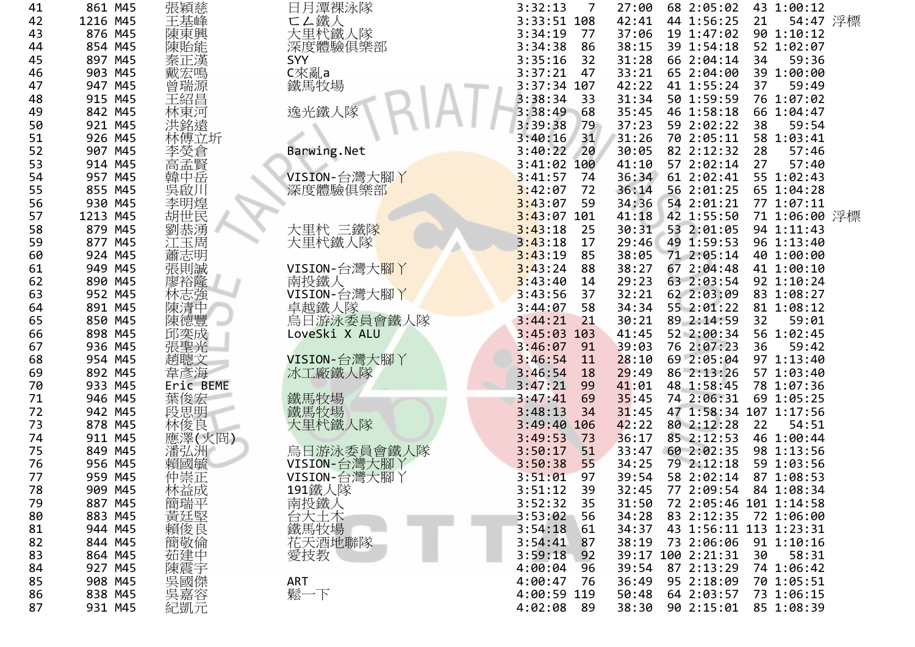| | | | | | | | | | | | | |
|---|---|---|---|---|---|---|---|---|---|---|---|---|
| 41 | 861 | M45 | 張穎慈 | 日月潭裸泳隊 | 3:32:13 | 7 | 27:00 | 68 | 2:05:02 | 43 | 1:00:12 | |
| 42 | 1216 | M45 | 王基峰 | ㄈㄙ鐵人 | 3:33:51 | 108 | 42:41 | 44 | 1:56:25 | 21 | 54:47 | 浮標 |
| 43 | 876 | M45 | 陳東興 | 大里杙鐵人隊 | 3:34:19 | 77 | 37:06 | 19 | 1:47:02 | 90 | 1:10:12 | |
| 44 | 854 | M45 | 陳貽能 | 深度體驗俱樂部 | 3:34:38 | 86 | 38:15 | 39 | 1:54:18 | 52 | 1:02:07 | |
| 45 | 897 | M45 | 秦正漢 | SYY | 3:35:16 | 32 | 31:28 | 66 | 2:04:14 | 34 | 59:36 | |
| 46 | 903 | M45 | 戴宏鳴 | C來亂a | 3:37:21 | 47 | 33:21 | 65 | 2:04:00 | 39 | 1:00:00 | |
| 47 | 947 | M45 | 曾瑞源 | 鐵馬牧場 | 3:37:34 | 107 | 42:22 | 41 | 1:55:24 | 37 | 59:49 | |
| 48 | 915 | M45 | 王紹昌 | | 3:38:34 | 33 | 31:34 | 50 | 1:59:59 | 76 | 1:07:02 | |
| 49 | 842 | M45 | 林東河 | 逸光鐵人隊 | 3:38:49 | 68 | 35:45 | 46 | 1:58:18 | 66 | 1:04:47 | |
| 50 | 921 | M45 | 洪銘遠 | | 3:39:38 | 79 | 37:23 | 59 | 2:02:22 | 38 | 59:54 | |
| 51 | 926 | M45 | 林傳立圻 | | 3:40:16 | 31 | 31:26 | 70 | 2:05:11 | 58 | 1:03:41 | |
| 52 | 907 | M45 | 李癸倉 | Barwing.Net | 3:40:22 | 20 | 30:05 | 82 | 2:12:32 | 28 | 57:46 | |
| 53 | 914 | M45 | 高孟賢 | | 3:41:02 | 100 | 41:10 | 57 | 2:02:14 | 27 | 57:40 | |
| 54 | 957 | M45 | 韓中岳 | VISION-台灣大腳ㄚ | 3:41:57 | 74 | 36:34 | 61 | 2:02:41 | 55 | 1:02:43 | |
| 55 | 855 | M45 | 吳啟川 | 深度體驗俱樂部 | 3:42:07 | 72 | 36:14 | 56 | 2:01:25 | 65 | 1:04:28 | |
| 56 | 930 | M45 | 李明煌 | | 3:43:07 | 59 | 34:36 | 54 | 2:01:21 | 77 | 1:07:11 | |
| 57 | 1213 | M45 | 胡世民 | | 3:43:07 | 101 | 41:18 | 42 | 1:55:50 | 71 | 1:06:00 | 浮標 |
| 58 | 879 | M45 | 劉恭湧 | 大里杙 三鐵隊 | 3:43:18 | 25 | 30:31 | 53 | 2:01:05 | 94 | 1:11:43 | |
| 59 | 877 | M45 | 江玉周 | 大里杙鐵人隊 | 3:43:18 | 17 | 29:46 | 49 | 1:59:53 | 96 | 1:13:40 | |
| 60 | 924 | M45 | 蕭志明 | | 3:43:19 | 85 | 38:05 | 71 | 2:05:14 | 40 | 1:00:00 | |
| 61 | 949 | M45 | 張則誠 | VISION-台灣大腳ㄚ | 3:43:24 | 88 | 38:27 | 67 | 2:04:48 | 41 | 1:00:10 | |
| 62 | 890 | M45 | 廖裕隆 | 南投鐵人 | 3:43:40 | 14 | 29:23 | 63 | 2:03:54 | 92 | 1:10:24 | |
| 63 | 952 | M45 | 林志強 | VISION-台灣大腳ㄚ | 3:43:56 | 37 | 32:21 | 62 | 2:03:09 | 83 | 1:08:27 | |
| 64 | 891 | M45 | 陳清中 | 卓越鐵人隊 | 3:44:07 | 58 | 34:34 | 55 | 2:01:22 | 81 | 1:08:12 | |
| 65 | 850 | M45 | 陳德豐 | 烏日游泳委員會鐵人隊 | 3:44:21 | 21 | 30:21 | 89 | 2:14:59 | 32 | 59:01 | |
| 66 | 898 | M45 | 邱奕成 | LoveSki X ALU | 3:45:03 | 103 | 41:45 | 52 | 2:00:34 | 56 | 1:02:45 | |
| 67 | 936 | M45 | 張聖光 | | 3:46:07 | 91 | 39:03 | 76 | 2:07:23 | 36 | 59:42 | |
| 68 | 954 | M45 | 趙聰文 | VISION-台灣大腳ㄚ | 3:46:54 | 11 | 28:10 | 69 | 2:05:04 | 97 | 1:13:40 | |
| 69 | 892 | M45 | 韋彥海 | 冰工廠鐵人隊 | 3:46:54 | 18 | 29:49 | 86 | 2:13:26 | 57 | 1:03:40 | |
| 70 | 933 | M45 | Eric BEME | | 3:47:21 | 99 | 41:01 | 48 | 1:58:45 | 78 | 1:07:36 | |
| 71 | 946 | M45 | 葉俊宏 | 鐵馬牧場 | 3:47:41 | 69 | 35:45 | 74 | 2:06:31 | 69 | 1:05:25 | |
| 72 | 942 | M45 | 段思明 | 鐵馬牧場 | 3:48:13 | 34 | 31:45 | 47 | 1:58:34 | 107 | 1:17:56 | |
| 73 | 878 | M45 | 林俊良 | 大里杙鐵人隊 | 3:49:40 | 106 | 42:22 | 80 | 2:12:28 | 22 | 54:51 | |
| 74 | 911 | M45 | 應澤(火冏) | | 3:49:53 | 73 | 36:17 | 85 | 2:12:53 | 46 | 1:00:44 | |
| 75 | 849 | M45 | 潘弘洲 | 烏日游泳委員會鐵人隊 | 3:50:17 | 51 | 33:47 | 60 | 2:02:35 | 98 | 1:13:56 | |
| 76 | 956 | M45 | 賴國毓 | VISION-台灣大腳ㄚ | 3:50:38 | 55 | 34:25 | 79 | 2:12:18 | 59 | 1:03:56 | |
| 77 | 959 | M45 | 仲崇正 | VISION-台灣大腳ㄚ | 3:51:01 | 97 | 39:54 | 58 | 2:02:14 | 87 | 1:08:53 | |
| 78 | 909 | M45 | 林益成 | 191鐵人隊 | 3:51:12 | 39 | 32:45 | 77 | 2:09:54 | 84 | 1:08:34 | |
| 79 | 887 | M45 | 簡瑞平 | 南投鐵人 | 3:52:32 | 35 | 31:50 | 72 | 2:05:46 | 101 | 1:14:58 | |
| 80 | 883 | M45 | 黃廷堅 | 台大土木 | 3:53:02 | 56 | 34:28 | 83 | 2:12:35 | 72 | 1:06:00 | |
| 81 | 944 | M45 | 賴俊良 | 鐵馬牧場 | 3:54:18 | 61 | 34:37 | 43 | 1:56:11 | 113 | 1:23:31 | |
| 82 | 844 | M45 | 簡敬倫 | 花天酒地聯隊 | 3:54:41 | 87 | 38:19 | 73 | 2:06:06 | 91 | 1:10:16 | |
| 83 | 864 | M45 | 茹建中 | 愛技教 | 3:59:18 | 92 | 39:17 | 100 | 2:21:31 | 30 | 58:31 | |
| 84 | 927 | M45 | 陳震宇 | | 4:00:04 | 96 | 39:54 | 87 | 2:13:29 | 74 | 1:06:42 | |
| 85 | 908 | M45 | 吳國傑 | ART | 4:00:47 | 76 | 36:49 | 95 | 2:18:09 | 70 | 1:05:51 | |
| 86 | 838 | M45 | 吳嘉容 | 鬆一下 | 4:00:59 | 119 | 50:48 | 64 | 2:03:57 | 73 | 1:06:15 | |
| 87 | 931 | M45 | 紀凱元 | | 4:02:08 | 89 | 38:30 | 90 | 2:15:01 | 85 | 1:08:39 | |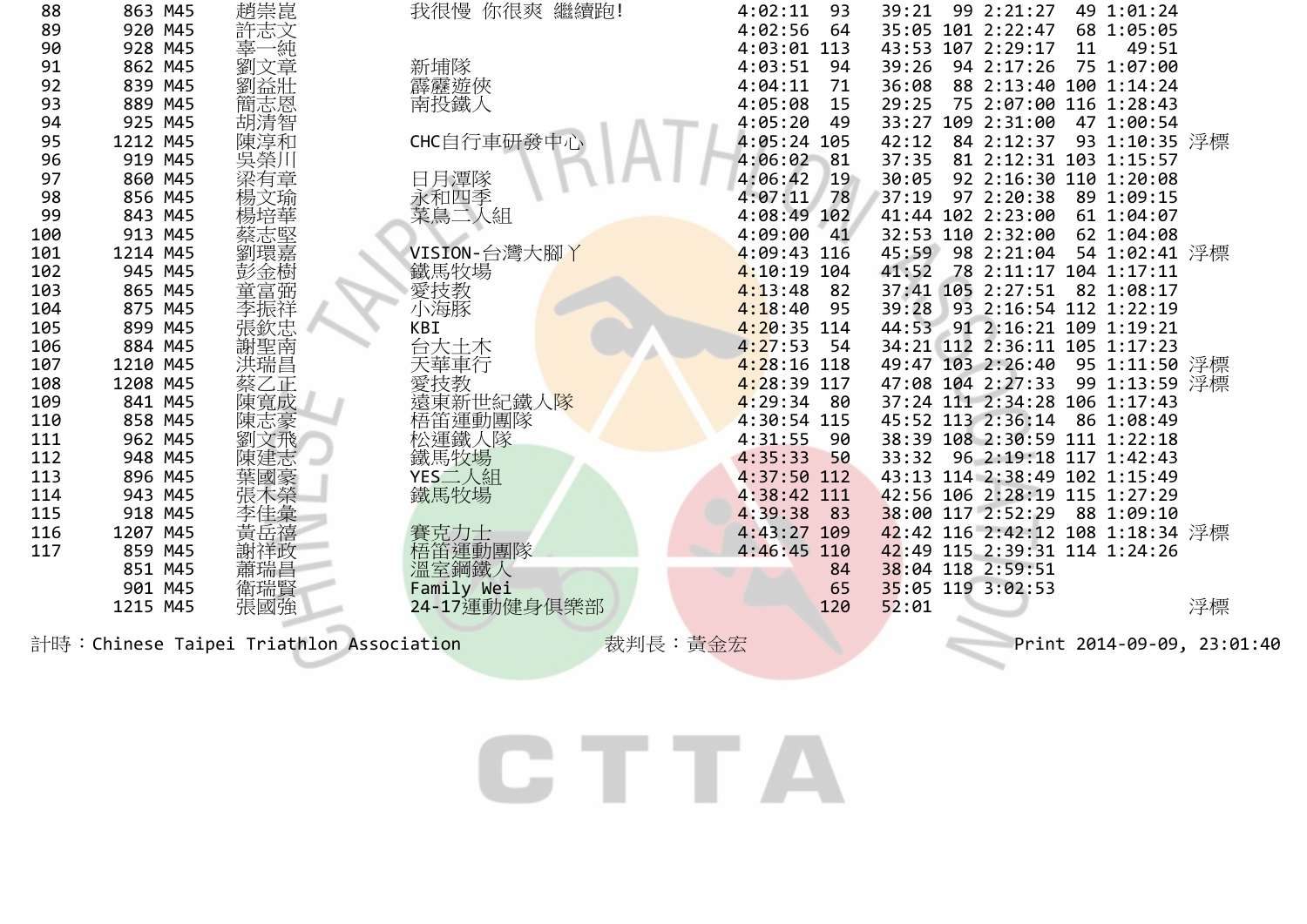| 88 | 863 | M45 | 趙崇崑 | 我很慢 你很爽 繼續跑! | 4:02:11 | 93 | 39:21 | 99 | 2:21:27 | 49 | 1:01:24 | |
|---|---|---|---|---|---|---|---|---|---|---|---|---|
| 89 | 920 | M45 | 許志文 | | 4:02:56 | 64 | 35:05 | 101 | 2:22:47 | 68 | 1:05:05 | |
| 90 | 928 | M45 | 辜一純 | | 4:03:01 | 113 | 43:53 | 107 | 2:29:17 | 11 | 49:51 | |
| 91 | 862 | M45 | 劉文章 | 新埔隊 | 4:03:51 | 94 | 39:26 | 94 | 2:17:26 | 75 | 1:07:00 | |
| 92 | 839 | M45 | 劉益壯 | 霹靂遊俠 | 4:04:11 | 71 | 36:08 | 88 | 2:13:40 | 100 | 1:14:24 | |
| 93 | 889 | M45 | 簡志恩 | 南投鐵人 | 4:05:08 | 15 | 29:25 | 75 | 2:07:00 | 116 | 1:28:43 | |
| 94 | 925 | M45 | 胡清智 | | 4:05:20 | 49 | 33:27 | 109 | 2:31:00 | 47 | 1:00:54 | |
| 95 | 1212 | M45 | 陳淳和 | CHC自行車研發中心 | 4:05:24 | 105 | 42:12 | 84 | 2:12:37 | 93 | 1:10:35 | 浮標 |
| 96 | 919 | M45 | 吳榮川 | | 4:06:02 | 81 | 37:35 | 81 | 2:12:31 | 103 | 1:15:57 | |
| 97 | 860 | M45 | 梁有章 | 日月潭隊 | 4:06:42 | 19 | 30:05 | 92 | 2:16:30 | 110 | 1:20:08 | |
| 98 | 856 | M45 | 楊文瑜 | 永和四季 | 4:07:11 | 78 | 37:19 | 97 | 2:20:38 | 89 | 1:09:15 | |
| 99 | 843 | M45 | 楊培華 | 菜鳥二人組 | 4:08:49 | 102 | 41:44 | 102 | 2:23:00 | 61 | 1:04:07 | |
| 100 | 913 | M45 | 蔡志堅 | | 4:09:00 | 41 | 32:53 | 110 | 2:32:00 | 62 | 1:04:08 | |
| 101 | 1214 | M45 | 劉環嘉 | VISION-台灣大腳丫 | 4:09:43 | 116 | 45:59 | 98 | 2:21:04 | 54 | 1:02:41 | 浮標 |
| 102 | 945 | M45 | 彭金樹 | 鐵馬牧場 | 4:10:19 | 104 | 41:52 | 78 | 2:11:17 | 104 | 1:17:11 | |
| 103 | 865 | M45 | 童富弼 | 愛技教 | 4:13:48 | 82 | 37:41 | 105 | 2:27:51 | 82 | 1:08:17 | |
| 104 | 875 | M45 | 李振祥 | 小海豚 | 4:18:40 | 95 | 39:28 | 93 | 2:16:54 | 112 | 1:22:19 | |
| 105 | 899 | M45 | 張欽忠 | KBI | 4:20:35 | 114 | 44:53 | 91 | 2:16:21 | 109 | 1:19:21 | |
| 106 | 884 | M45 | 謝聖南 | 台大土木 | 4:27:53 | 54 | 34:21 | 112 | 2:36:11 | 105 | 1:17:23 | |
| 107 | 1210 | M45 | 洪瑞昌 | 天華車行 | 4:28:16 | 118 | 49:47 | 103 | 2:26:40 | 95 | 1:11:50 | 浮標 |
| 108 | 1208 | M45 | 蔡乙正 | 愛技教 | 4:28:39 | 117 | 47:08 | 104 | 2:27:33 | 99 | 1:13:59 | 浮標 |
| 109 | 841 | M45 | 陳寬成 | 遠東新世紀鐵人隊 | 4:29:34 | 80 | 37:24 | 111 | 2:34:28 | 106 | 1:17:43 | |
| 110 | 858 | M45 | 陳志豪 | 梧笛運動團隊 | 4:30:54 | 115 | 45:52 | 113 | 2:36:14 | 86 | 1:08:49 | |
| 111 | 962 | M45 | 劉文飛 | 松運鐵人隊 | 4:31:55 | 90 | 38:39 | 108 | 2:30:59 | 111 | 1:22:18 | |
| 112 | 948 | M45 | 陳建志 | 鐵馬牧場 | 4:35:33 | 50 | 33:32 | 96 | 2:19:18 | 117 | 1:42:43 | |
| 113 | 896 | M45 | 葉國豪 | YES二人組 | 4:37:50 | 112 | 43:13 | 114 | 2:38:49 | 102 | 1:15:49 | |
| 114 | 943 | M45 | 張木榮 | 鐵馬牧場 | 4:38:42 | 111 | 42:56 | 106 | 2:28:19 | 115 | 1:27:29 | |
| 115 | 918 | M45 | 李佳彙 | | 4:39:38 | 83 | 38:00 | 117 | 2:52:29 | 88 | 1:09:10 | |
| 116 | 1207 | M45 | 黃岳禧 | 賽克力士 | 4:43:27 | 109 | 42:42 | 116 | 2:42:12 | 108 | 1:18:34 | 浮標 |
| 117 | 859 | M45 | 謝祥政 | 梧笛運動團隊 | 4:46:45 | 110 | 42:49 | 115 | 2:39:31 | 114 | 1:24:26 | |
| | 851 | M45 | 蕭瑞昌 | 溫室鋼鐵人 | | 84 | 38:04 | 118 | 2:59:51 | | | |
| | 901 | M45 | 衛瑞賢 | Family Wei | | 65 | 35:05 | 119 | 3:02:53 | | | |
| | 1215 | M45 | 張國強 | 24-17運動健身俱樂部 | | 120 | 52:01 | | | | | 浮標 |

計時：Chinese Taipei Triathlon Association　　裁判長：黃金宏　　Print 2014-09-09, 23:01:40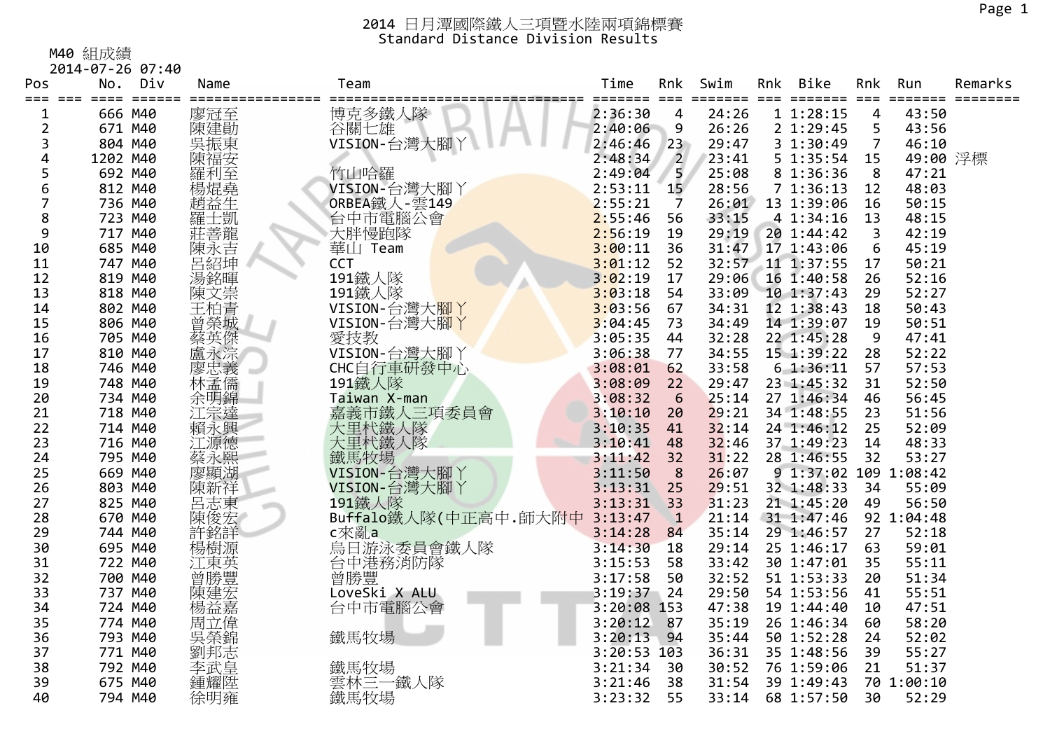# 2014 日月潭國際鐵人三項暨水陸兩項錦標賽
## Standard Distance Division Results

M40 組成績
2014-07-26 07:40

| Pos | No. | Div | Name | Team | Time | Rnk | Swim | Rnk | Bike | Rnk | Run | Remarks |
|---|---|---|---|---|---|---|---|---|---|---|---|---|
| 1 | 666 | M40 | 廖冠至 | 博克多鐵人隊 | 2:36:30 | 4 | 24:26 | 1 | 1:28:15 | 4 | 43:50 | |
| 2 | 671 | M40 | 陳建勛 | 谷關七雄 | 2:40:06 | 9 | 26:26 | 2 | 1:29:45 | 5 | 43:56 | |
| 3 | 804 | M40 | 吳振東 | VISION-台灣大腳丫 | 2:46:46 | 23 | 29:47 | 3 | 1:30:49 | 7 | 46:10 | |
| 4 | 1202 | M40 | 陳福安 | | 2:48:34 | 2 | 23:41 | 5 | 1:35:54 | 15 | 49:00 | 浮標 |
| 5 | 692 | M40 | 羅利至 | 竹山哈羅 | 2:49:04 | 5 | 25:08 | 8 | 1:36:36 | 8 | 47:21 | |
| 6 | 812 | M40 | 楊焜堯 | VISION-台灣大腳丫 | 2:53:11 | 15 | 28:56 | 7 | 1:36:13 | 12 | 48:03 | |
| 7 | 736 | M40 | 趙益生 | ORBEA鐵人-雲149 | 2:55:21 | 7 | 26:01 | 13 | 1:39:06 | 16 | 50:15 | |
| 8 | 723 | M40 | 羅士凱 | 台中市電腦公會 | 2:55:46 | 56 | 33:15 | 4 | 1:34:16 | 13 | 48:15 | |
| 9 | 717 | M40 | 莊善龍 | 大胖慢跑隊 | 2:56:19 | 19 | 29:19 | 20 | 1:44:42 | 3 | 42:19 | |
| 10 | 685 | M40 | 陳永吉 | 華山 Team | 3:00:11 | 36 | 31:47 | 17 | 1:43:06 | 6 | 45:19 | |
| 11 | 747 | M40 | 呂紹坤 | CCT | 3:01:12 | 52 | 32:57 | 11 | 1:37:55 | 17 | 50:21 | |
| 12 | 819 | M40 | 湯銘暉 | 191鐵人隊 | 3:02:19 | 17 | 29:06 | 16 | 1:40:58 | 26 | 52:16 | |
| 13 | 818 | M40 | 陳文崇 | 191鐵人隊 | 3:03:18 | 54 | 33:09 | 10 | 1:37:43 | 29 | 52:27 | |
| 14 | 802 | M40 | 王柏青 | VISION-台灣大腳丫 | 3:03:56 | 67 | 34:31 | 12 | 1:38:43 | 18 | 50:43 | |
| 15 | 806 | M40 | 曾榮城 | VISION-台灣大腳丫 | 3:04:45 | 73 | 34:49 | 14 | 1:39:07 | 19 | 50:51 | |
| 16 | 705 | M40 | 蔡英傑 | 愛技教 | 3:05:35 | 44 | 32:28 | 22 | 1:45:28 | 9 | 47:41 | |
| 17 | 810 | M40 | 盧永宗 | VISION-台灣大腳丫 | 3:06:38 | 77 | 34:55 | 15 | 1:39:22 | 28 | 52:22 | |
| 18 | 746 | M40 | 廖忠義 | CHC自行車研發中心 | 3:08:01 | 62 | 33:58 | 6 | 1:36:11 | 57 | 57:53 | |
| 19 | 748 | M40 | 林孟儒 | 191鐵人隊 | 3:08:09 | 22 | 29:47 | 23 | 1:45:32 | 31 | 52:50 | |
| 20 | 734 | M40 | 余明錦 | Taiwan X-man | 3:08:32 | 6 | 25:14 | 27 | 1:46:34 | 46 | 56:45 | |
| 21 | 718 | M40 | 江宗達 | 嘉義市鐵人三項委員會 | 3:10:10 | 20 | 29:21 | 34 | 1:48:55 | 23 | 51:56 | |
| 22 | 714 | M40 | 賴永興 | 大里杙鐵人隊 | 3:10:35 | 41 | 32:14 | 24 | 1:46:12 | 25 | 52:09 | |
| 23 | 716 | M40 | 江源德 | 大里杙鐵人隊 | 3:10:41 | 48 | 32:46 | 37 | 1:49:23 | 14 | 48:33 | |
| 24 | 795 | M40 | 蔡永熙 | 鐵馬牧場 | 3:11:42 | 32 | 31:22 | 28 | 1:46:55 | 32 | 53:27 | |
| 25 | 669 | M40 | 廖顯湖 | VISION-台灣大腳丫 | 3:11:50 | 8 | 26:07 | 9 | 1:37:02 | 109 | 1:08:42 | |
| 26 | 803 | M40 | 陳新祥 | VISION-台灣大腳丫 | 3:13:31 | 25 | 29:51 | 32 | 1:48:33 | 34 | 55:09 | |
| 27 | 825 | M40 | 呂志東 | 191鐵人隊 | 3:13:31 | 33 | 31:23 | 21 | 1:45:20 | 49 | 56:50 | |
| 28 | 670 | M40 | 陳俊宏 | Buffalo鐵人隊(中正高中.師大附中 | 3:13:47 | 1 | 21:14 | 31 | 1:47:46 | 92 | 1:04:48 | |
| 29 | 744 | M40 | 許銘詳 | c來亂a | 3:14:28 | 84 | 35:14 | 29 | 1:46:57 | 27 | 52:18 | |
| 30 | 695 | M40 | 楊樹源 | 烏日游泳委員會鐵人隊 | 3:14:30 | 18 | 29:14 | 25 | 1:46:17 | 63 | 59:01 | |
| 31 | 722 | M40 | 江東英 | 台中港務消防隊 | 3:15:53 | 58 | 33:42 | 30 | 1:47:01 | 35 | 55:11 | |
| 32 | 700 | M40 | 曾勝豐 | 曾勝豐 | 3:17:58 | 50 | 32:52 | 51 | 1:53:33 | 20 | 51:34 | |
| 33 | 737 | M40 | 陳建宏 | LoveSki X ALU | 3:19:37 | 24 | 29:50 | 54 | 1:53:56 | 41 | 55:51 | |
| 34 | 724 | M40 | 楊益嘉 | 台中市電腦公會 | 3:20:08 | 153 | 47:38 | 19 | 1:44:40 | 10 | 47:51 | |
| 35 | 774 | M40 | 周立偉 | | 3:20:12 | 87 | 35:19 | 26 | 1:46:34 | 60 | 58:20 | |
| 36 | 793 | M40 | 吳榮錦 | 鐵馬牧場 | 3:20:13 | 94 | 35:44 | 50 | 1:52:28 | 24 | 52:02 | |
| 37 | 771 | M40 | 劉邦志 | | 3:20:53 | 103 | 36:31 | 35 | 1:48:56 | 39 | 55:27 | |
| 38 | 792 | M40 | 李武皇 | 鐵馬牧場 | 3:21:34 | 30 | 30:52 | 76 | 1:59:06 | 21 | 51:37 | |
| 39 | 675 | M40 | 鍾耀陞 | 雲林三一鐵人隊 | 3:21:46 | 38 | 31:54 | 39 | 1:49:43 | 70 | 1:00:10 | |
| 40 | 794 | M40 | 徐明雍 | 鐵馬牧場 | 3:23:32 | 55 | 33:14 | 68 | 1:57:50 | 30 | 52:29 | |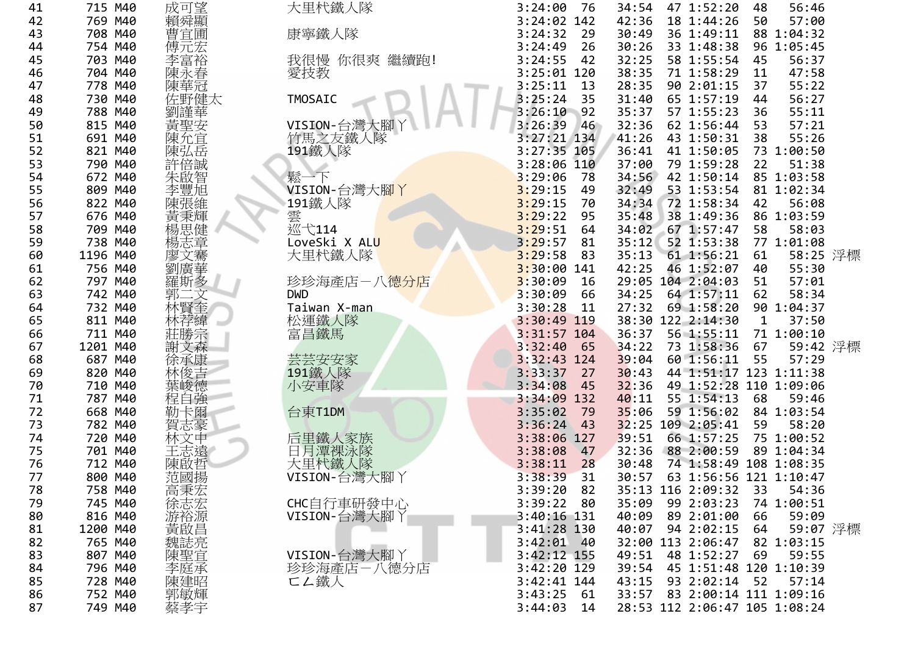| | | | | | | | | | | | | | |
|---|---|---|---|---|---|---|---|---|---|---|---|---|---|
| 41 | 715 | M40 | 成可望 | 大里杙鐵人隊 | 3:24:00 | 76 | 34:54 | 47 | 1:52:20 | 48 | 56:46 | |
| 42 | 769 | M40 | 賴舜顯 | | 3:24:02 | 142 | 42:36 | 18 | 1:44:26 | 50 | 57:00 | |
| 43 | 708 | M40 | 曹宜圃 | 康寧鐵人隊 | 3:24:32 | 29 | 30:49 | 36 | 1:49:11 | 88 | 1:04:32 | |
| 44 | 754 | M40 | 傅元宏 | | 3:24:49 | 26 | 30:26 | 33 | 1:48:38 | 96 | 1:05:45 | |
| 45 | 703 | M40 | 李富裕 | 我很慢 你很爽 繼續跑! | 3:24:55 | 42 | 32:25 | 58 | 1:55:54 | 45 | 56:37 | |
| 46 | 704 | M40 | 陳永春 | 愛技教 | 3:25:01 | 120 | 38:35 | 71 | 1:58:29 | 11 | 47:58 | |
| 47 | 778 | M40 | 陳華冠 | | 3:25:11 | 13 | 28:35 | 90 | 2:01:15 | 37 | 55:22 | |
| 48 | 730 | M40 | 佐野健太 | TMOSAIC | 3:25:24 | 35 | 31:40 | 65 | 1:57:19 | 44 | 56:27 | |
| 49 | 788 | M40 | 劉謹華 | | 3:26:10 | 92 | 35:37 | 57 | 1:55:23 | 36 | 55:11 | |
| 50 | 815 | M40 | 黃聖安 | VISION-台灣大腳ㄚ | 3:26:39 | 46 | 32:36 | 62 | 1:56:44 | 53 | 57:21 | |
| 51 | 691 | M40 | 陳允宜 | 竹馬之友鐵人隊 | 3:27:21 | 134 | 41:26 | 43 | 1:50:31 | 38 | 55:26 | |
| 52 | 821 | M40 | 陳弘岳 | 191鐵人隊 | 3:27:35 | 105 | 36:41 | 41 | 1:50:05 | 73 | 1:00:50 | |
| 53 | 790 | M40 | 許倍誠 | | 3:28:06 | 110 | 37:00 | 79 | 1:59:28 | 22 | 51:38 | |
| 54 | 672 | M40 | 朱啟智 | 鬆一下 | 3:29:06 | 78 | 34:56 | 42 | 1:50:14 | 85 | 1:03:58 | |
| 55 | 809 | M40 | 李豐旭 | VISION-台灣大腳ㄚ | 3:29:15 | 49 | 32:49 | 53 | 1:53:54 | 81 | 1:02:34 | |
| 56 | 822 | M40 | 陳張維 | 191鐵人隊 | 3:29:15 | 70 | 34:34 | 72 | 1:58:34 | 42 | 56:08 | |
| 57 | 676 | M40 | 黃秉輝 | 雲 | 3:29:22 | 95 | 35:48 | 38 | 1:49:36 | 86 | 1:03:59 | |
| 58 | 709 | M40 | 楊思健 | 巡弋114 | 3:29:51 | 64 | 34:02 | 67 | 1:57:47 | 58 | 58:03 | |
| 59 | 738 | M40 | 楊志章 | LoveSki X ALU | 3:29:57 | 81 | 35:12 | 52 | 1:53:38 | 77 | 1:01:08 | |
| 60 | 1196 | M40 | 廖文騫 | 大里杙鐵人隊 | 3:29:58 | 83 | 35:13 | 61 | 1:56:21 | 61 | 58:25 | 浮標 |
| 61 | 756 | M40 | 劉廣華 | | 3:30:00 | 141 | 42:25 | 46 | 1:52:07 | 40 | 55:30 | |
| 62 | 797 | M40 | 羅斯多 | 珍珍海產店－八德分店 | 3:30:09 | 16 | 29:05 | 104 | 2:04:03 | 51 | 57:01 | |
| 63 | 742 | M40 | 郭二文 | DWD | 3:30:09 | 66 | 34:25 | 64 | 1:57:11 | 62 | 58:34 | |
| 64 | 732 | M40 | 林賢奎 | Taiwan X-man | 3:30:28 | 11 | 27:32 | 69 | 1:58:20 | 90 | 1:04:37 | |
| 65 | 811 | M40 | 林荇緯 | 松運鐵人隊 | 3:30:49 | 119 | 38:30 | 122 | 2:14:30 | 1 | 37:50 | |
| 66 | 711 | M40 | 莊勝宗 | 富昌鐵馬 | 3:31:57 | 104 | 36:37 | 56 | 1:55:11 | 71 | 1:00:10 | |
| 67 | 1201 | M40 | 謝文森 | | 3:32:40 | 65 | 34:22 | 73 | 1:58:36 | 67 | 59:42 | 浮標 |
| 68 | 687 | M40 | 徐承康 | 芸芸安安家 | 3:32:43 | 124 | 39:04 | 60 | 1:56:11 | 55 | 57:29 | |
| 69 | 820 | M40 | 林俊吉 | 191鐵人隊 | 3:33:37 | 27 | 30:43 | 44 | 1:51:17 | 123 | 1:11:38 | |
| 70 | 710 | M40 | 葉峻德 | 小安車隊 | 3:34:08 | 45 | 32:36 | 49 | 1:52:28 | 110 | 1:09:06 | |
| 71 | 787 | M40 | 程自強 | | 3:34:09 | 132 | 40:11 | 55 | 1:54:13 | 68 | 59:46 | |
| 72 | 668 | M40 | 勒卡爾 | 台東T1DM | 3:35:02 | 79 | 35:06 | 59 | 1:56:02 | 84 | 1:03:54 | |
| 73 | 782 | M40 | 賀志豪 | | 3:36:24 | 43 | 32:25 | 109 | 2:05:41 | 59 | 58:20 | |
| 74 | 720 | M40 | 林文中 | 后里鐵人家族 | 3:38:06 | 127 | 39:51 | 66 | 1:57:25 | 75 | 1:00:52 | |
| 75 | 701 | M40 | 王志遠 | 日月潭裸泳隊 | 3:38:08 | 47 | 32:36 | 88 | 2:00:59 | 89 | 1:04:34 | |
| 76 | 712 | M40 | 陳啟哲 | 大里杙鐵人隊 | 3:38:11 | 28 | 30:48 | 74 | 1:58:49 | 108 | 1:08:35 | |
| 77 | 800 | M40 | 范國揚 | VISION-台灣大腳ㄚ | 3:38:39 | 31 | 30:57 | 63 | 1:56:56 | 121 | 1:10:47 | |
| 78 | 758 | M40 | 高秉宏 | | 3:39:20 | 82 | 35:13 | 116 | 2:09:32 | 33 | 54:36 | |
| 79 | 745 | M40 | 徐志宏 | CHC自行車研發中心 | 3:39:22 | 80 | 35:09 | 99 | 2:03:23 | 74 | 1:00:51 | |
| 80 | 816 | M40 | 游裕源 | VISION-台灣大腳ㄚ | 3:40:16 | 131 | 40:09 | 89 | 2:01:00 | 66 | 59:09 | |
| 81 | 1200 | M40 | 黃啟昌 | | 3:41:28 | 130 | 40:07 | 94 | 2:02:15 | 64 | 59:07 | 浮標 |
| 82 | 765 | M40 | 魏誌亮 | | 3:42:01 | 40 | 32:00 | 113 | 2:06:47 | 82 | 1:03:15 | |
| 83 | 807 | M40 | 陳聖宜 | VISION-台灣大腳ㄚ | 3:42:12 | 155 | 49:51 | 48 | 1:52:27 | 69 | 59:55 | |
| 84 | 796 | M40 | 李庭承 | 珍珍海產店－八德分店 | 3:42:20 | 129 | 39:54 | 45 | 1:51:48 | 120 | 1:10:39 | |
| 85 | 728 | M40 | 陳建昭 | ㄈㄥ鐵人 | 3:42:41 | 144 | 43:15 | 93 | 2:02:14 | 52 | 57:14 | |
| 86 | 752 | M40 | 郭敏輝 | | 3:43:25 | 61 | 33:57 | 83 | 2:00:14 | 111 | 1:09:16 | |
| 87 | 749 | M40 | 蔡孝宇 | | 3:44:03 | 14 | 28:53 | 112 | 2:06:47 | 105 | 1:08:24 | |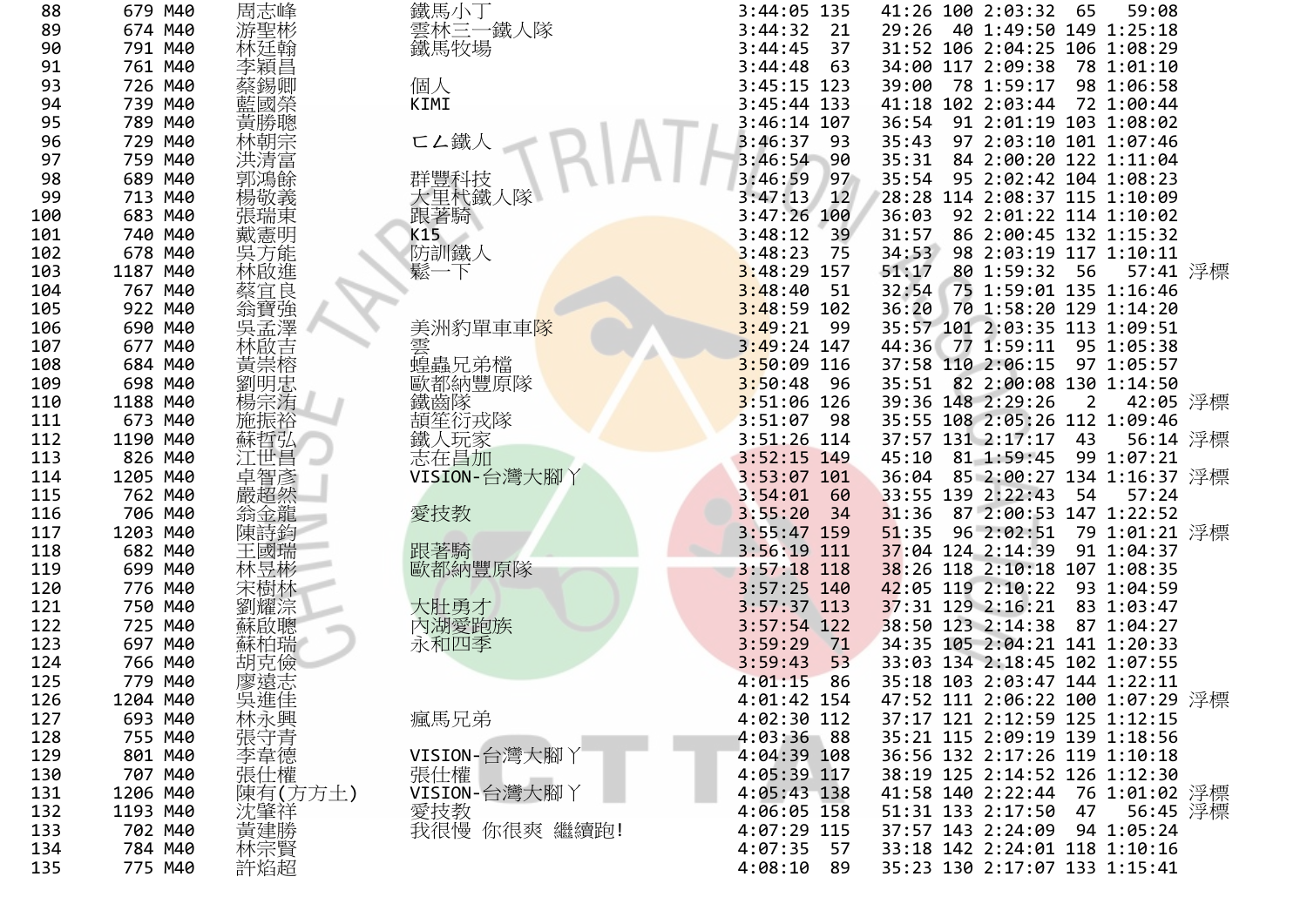| | | | | | | | | | | | | | |
|---|---|---|---|---|---|---|---|---|---|---|---|---|---|
| 88 | 679 | M40 | 周志峰 | 鐵馬小丁 | 3:44:05 | 135 | 41:26 | 100 | 2:03:32 | 65 | 59:08 | |
| 89 | 674 | M40 | 游聖彬 | 雲林三一鐵人隊 | 3:44:32 | 21 | 29:26 | 40 | 1:49:50 | 149 | 1:25:18 | |
| 90 | 791 | M40 | 林廷翰 | 鐵馬牧場 | 3:44:45 | 37 | 31:52 | 106 | 2:04:25 | 106 | 1:08:29 | |
| 91 | 761 | M40 | 李穎昌 | | 3:44:48 | 63 | 34:00 | 117 | 2:09:38 | 78 | 1:01:10 | |
| 93 | 726 | M40 | 蔡錫卿 | 個人 | 3:45:15 | 123 | 39:00 | 78 | 1:59:17 | 98 | 1:06:58 | |
| 94 | 739 | M40 | 藍國榮 | KIMI | 3:45:44 | 133 | 41:18 | 102 | 2:03:44 | 72 | 1:00:44 | |
| 95 | 789 | M40 | 黃勝聰 | | 3:46:14 | 107 | 36:54 | 91 | 2:01:19 | 103 | 1:08:02 | |
| 96 | 729 | M40 | 林朝宗 | ㄈㄥ鐵人 | 3:46:37 | 93 | 35:43 | 97 | 2:03:10 | 101 | 1:07:46 | |
| 97 | 759 | M40 | 洪清富 | | 3:46:54 | 90 | 35:31 | 84 | 2:00:20 | 122 | 1:11:04 | |
| 98 | 689 | M40 | 郭鴻餘 | 群豐科技 | 3:46:59 | 97 | 35:54 | 95 | 2:02:42 | 104 | 1:08:23 | |
| 99 | 713 | M40 | 楊敬義 | 大里杙鐵人隊 | 3:47:13 | 12 | 28:28 | 114 | 2:08:37 | 115 | 1:10:09 | |
| 100 | 683 | M40 | 張瑞東 | 跟著騎 | 3:47:26 | 100 | 36:03 | 92 | 2:01:22 | 114 | 1:10:02 | |
| 101 | 740 | M40 | 戴憲明 | K15 | 3:48:12 | 39 | 31:57 | 86 | 2:00:45 | 132 | 1:15:32 | |
| 102 | 678 | M40 | 吳方能 | 防訓鐵人 | 3:48:23 | 75 | 34:53 | 98 | 2:03:19 | 117 | 1:10:11 | |
| 103 | 1187 | M40 | 林啟進 | 鬆一下 | 3:48:29 | 157 | 51:17 | 80 | 1:59:32 | 56 | 57:41 | 浮標 |
| 104 | 767 | M40 | 蔡宜良 | | 3:48:40 | 51 | 32:54 | 75 | 1:59:01 | 135 | 1:16:46 | |
| 105 | 922 | M40 | 翁寶強 | | 3:48:59 | 102 | 36:20 | 70 | 1:58:20 | 129 | 1:14:20 | |
| 106 | 690 | M40 | 吳孟澤 | 美洲豹單車車隊 | 3:49:21 | 99 | 35:57 | 101 | 2:03:35 | 113 | 1:09:51 | |
| 107 | 677 | M40 | 林啟吉 | 雲 | 3:49:24 | 147 | 44:36 | 77 | 1:59:11 | 95 | 1:05:38 | |
| 108 | 684 | M40 | 黃崇榕 | 蝗蟲兄弟檔 | 3:50:09 | 116 | 37:58 | 110 | 2:06:15 | 97 | 1:05:57 | |
| 109 | 698 | M40 | 劉明忠 | 歐都納豐原隊 | 3:50:48 | 96 | 35:51 | 82 | 2:00:08 | 130 | 1:14:50 | |
| 110 | 1188 | M40 | 楊宗洧 | 鐵齒隊 | 3:51:06 | 126 | 39:36 | 148 | 2:29:26 | 2 | 42:05 | 浮標 |
| 111 | 673 | M40 | 施振裕 | 頡笙衍戎隊 | 3:51:07 | 98 | 35:55 | 108 | 2:05:26 | 112 | 1:09:46 | |
| 112 | 1190 | M40 | 蘇哲弘 | 鐵人玩家 | 3:51:26 | 114 | 37:57 | 131 | 2:17:17 | 43 | 56:14 | 浮標 |
| 113 | 826 | M40 | 江世昌 | 志在昌加 | 3:52:15 | 149 | 45:10 | 81 | 1:59:45 | 99 | 1:07:21 | |
| 114 | 1205 | M40 | 卓智彥 | VISION-台灣大腳丫 | 3:53:07 | 101 | 36:04 | 85 | 2:00:27 | 134 | 1:16:37 | 浮標 |
| 115 | 762 | M40 | 嚴超然 | | 3:54:01 | 60 | 33:55 | 139 | 2:22:43 | 54 | 57:24 | |
| 116 | 706 | M40 | 翁金龍 | 愛技教 | 3:55:20 | 34 | 31:36 | 87 | 2:00:53 | 147 | 1:22:52 | |
| 117 | 1203 | M40 | 陳詩鈞 | | 3:55:47 | 159 | 51:35 | 96 | 2:02:51 | 79 | 1:01:21 | 浮標 |
| 118 | 682 | M40 | 王國瑞 | 跟著騎 | 3:56:19 | 111 | 37:04 | 124 | 2:14:39 | 91 | 1:04:37 | |
| 119 | 699 | M40 | 林昱彬 | 歐都納豐原隊 | 3:57:18 | 118 | 38:26 | 118 | 2:10:18 | 107 | 1:08:35 | |
| 120 | 776 | M40 | 宋樹林 | | 3:57:25 | 140 | 42:05 | 119 | 2:10:22 | 93 | 1:04:59 | |
| 121 | 750 | M40 | 劉耀淙 | 大肚勇才 | 3:57:37 | 113 | 37:31 | 129 | 2:16:21 | 83 | 1:03:47 | |
| 122 | 725 | M40 | 蘇啟聰 | 內湖愛跑族 | 3:57:54 | 122 | 38:50 | 123 | 2:14:38 | 87 | 1:04:27 | |
| 123 | 697 | M40 | 蘇柏瑞 | 永和四季 | 3:59:29 | 71 | 34:35 | 105 | 2:04:21 | 141 | 1:20:33 | |
| 124 | 766 | M40 | 胡克儉 | | 3:59:43 | 53 | 33:03 | 134 | 2:18:45 | 102 | 1:07:55 | |
| 125 | 779 | M40 | 廖遠志 | | 4:01:15 | 86 | 35:18 | 103 | 2:03:47 | 144 | 1:22:11 | |
| 126 | 1204 | M40 | 吳進佳 | | 4:01:42 | 154 | 47:52 | 111 | 2:06:22 | 100 | 1:07:29 | 浮標 |
| 127 | 693 | M40 | 林永興 | 瘋馬兄弟 | 4:02:30 | 112 | 37:17 | 121 | 2:12:59 | 125 | 1:12:15 | |
| 128 | 755 | M40 | 張守青 | | 4:03:36 | 88 | 35:21 | 115 | 2:09:19 | 139 | 1:18:56 | |
| 129 | 801 | M40 | 李韋德 | VISION-台灣大腳丫 | 4:04:39 | 108 | 36:56 | 132 | 2:17:26 | 119 | 1:10:18 | |
| 130 | 707 | M40 | 張仕權 | 張仕權 | 4:05:39 | 117 | 38:19 | 125 | 2:14:52 | 126 | 1:12:30 | |
| 131 | 1206 | M40 | 陳有(方方土) | VISION-台灣大腳丫 | 4:05:43 | 138 | 41:58 | 140 | 2:22:44 | 76 | 1:01:02 | 浮標 |
| 132 | 1193 | M40 | 沈肇祥 | 愛技教 | 4:06:05 | 158 | 51:31 | 133 | 2:17:50 | 47 | 56:45 | 浮標 |
| 133 | 702 | M40 | 黃建勝 | 我很慢 你很爽 繼續跑! | 4:07:29 | 115 | 37:57 | 143 | 2:24:09 | 94 | 1:05:24 | |
| 134 | 784 | M40 | 林宗賢 | | 4:07:35 | 57 | 33:18 | 142 | 2:24:01 | 118 | 1:10:16 | |
| 135 | 775 | M40 | 許焰超 | | 4:08:10 | 89 | 35:23 | 130 | 2:17:07 | 133 | 1:15:41 | |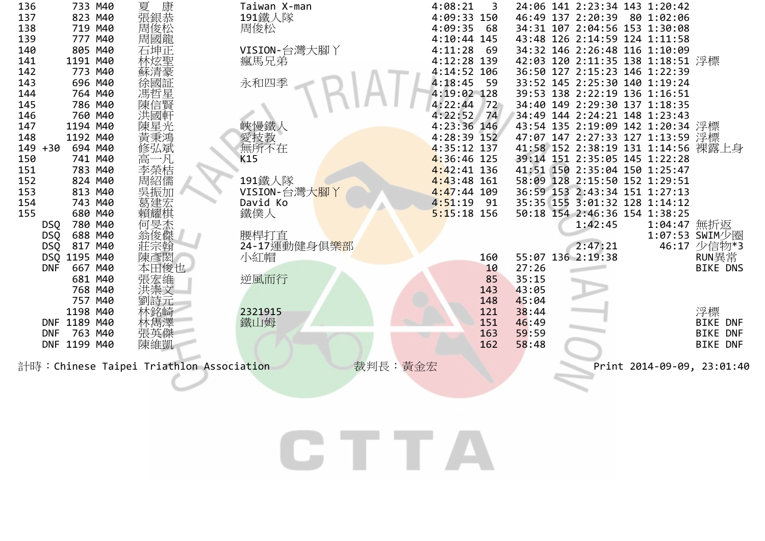| 名次 | | 號碼 | 組別 | 姓名 | 隊名 | 總成績 | 游泳名次 | 游泳 | 自行車名次 | 自行車 | 跑步名次 | 跑步 | 備註 |
|---|---|---|---|---|---|---|---|---|---|---|---|---|---|
| 136 | | 733 | M40 | 夏 康 | Taiwan X-man | 4:08:21 | 3 | 24:06 | 141 | 2:23:34 | 143 | 1:20:42 | |
| 137 | | 823 | M40 | 張銀恭 | 191鐵人隊 | 4:09:33 | 150 | 46:49 | 137 | 2:20:39 | 80 | 1:02:06 | |
| 138 | | 719 | M40 | 周俊松 | 周俊松 | 4:09:35 | 68 | 34:31 | 107 | 2:04:56 | 153 | 1:30:08 | |
| 139 | | 777 | M40 | 周國龍 | | 4:10:44 | 145 | 43:48 | 126 | 2:14:59 | 124 | 1:11:58 | |
| 140 | | 805 | M40 | 石坤正 | VISION-台灣大腳丫 | 4:11:28 | 69 | 34:32 | 146 | 2:26:48 | 116 | 1:10:09 | |
| 141 | | 1191 | M40 | 林炫聖 | 瘋馬兄弟 | 4:12:28 | 139 | 42:03 | 120 | 2:11:35 | 138 | 1:18:51 | 浮標 |
| 142 | | 773 | M40 | 蘇清豪 | | 4:14:52 | 106 | 36:50 | 127 | 2:15:23 | 146 | 1:22:39 | |
| 143 | | 696 | M40 | 徐國証 | 永和四季 | 4:18:45 | 59 | 33:52 | 145 | 2:25:30 | 140 | 1:19:24 | |
| 144 | | 764 | M40 | 馮哲星 | | 4:19:02 | 128 | 39:53 | 138 | 2:22:19 | 136 | 1:16:51 | |
| 145 | | 786 | M40 | 陳信賢 | | 4:22:44 | 72 | 34:40 | 149 | 2:29:30 | 137 | 1:18:35 | |
| 146 | | 760 | M40 | 洪國軒 | | 4:22:52 | 74 | 34:49 | 144 | 2:24:21 | 148 | 1:23:43 | |
| 147 | | 1194 | M40 | 陳星光 | 峽慢鐵人 | 4:23:36 | 146 | 43:54 | 135 | 2:19:09 | 142 | 1:20:34 | 浮標 |
| 148 | | 1192 | M40 | 黃秉鴻 | 愛技教 | 4:28:39 | 152 | 47:07 | 147 | 2:27:33 | 127 | 1:13:59 | 浮標 |
| 149 | +30 | 694 | M40 | 修弘斌 | 無所不在 | 4:35:12 | 137 | 41:58 | 152 | 2:38:19 | 131 | 1:14:56 | 裸露上身 |
| 150 | | 741 | M40 | 高一凡 | K15 | 4:36:46 | 125 | 39:14 | 151 | 2:35:05 | 145 | 1:22:28 | |
| 151 | | 783 | M40 | 李榮桔 | | 4:42:41 | 136 | 41:51 | 150 | 2:35:04 | 150 | 1:25:47 | |
| 152 | | 824 | M40 | 周紹儒 | 191鐵人隊 | 4:43:48 | 161 | 58:09 | 128 | 2:15:50 | 152 | 1:29:51 | |
| 153 | | 813 | M40 | 吳振加 | VISION-台灣大腳丫 | 4:47:44 | 109 | 36:59 | 153 | 2:43:34 | 151 | 1:27:13 | |
| 154 | | 743 | M40 | 葛建宏 | David Ko | 4:51:19 | 91 | 35:35 | 155 | 3:01:32 | 128 | 1:14:12 | |
| 155 | | 680 | M40 | 賴耀棋 | 鐵僕人 | 5:15:18 | 156 | 50:18 | 154 | 2:46:36 | 154 | 1:38:25 | |
| DSQ | | 780 | M40 | 何旻杰 | | | | | | 1:42:45 | | 1:04:47 | 無折返 |
| DSQ | | 688 | M40 | 翁俊傑 | 腰桿打直 | | | | | | | 1:07:53 | SWIM少圈 |
| DSQ | | 817 | M40 | 莊宗翰 | 24-17運動健身俱樂部 | | | | | 2:47:21 | | 46:17 | 少信物*3 |
| DSQ | | 1195 | M40 | 陳彥閎 | 小紅帽 | | 160 | 55:07 | 136 | 2:19:38 | | | RUN異常 |
| DNF | | 667 | M40 | 本田俊也 | | | 10 | 27:26 | | | | | BIKE DNS |
| | | 681 | M40 | 張宏維 | 逆風而行 | | 85 | 35:15 | | | | | |
| | | 768 | M40 | 洪崇文 | | | 143 | 43:05 | | | | | |
| | | 757 | M40 | 劉詩元 | | | 148 | 45:04 | | | | | |
| | | 1198 | M40 | 林銘崎 | 2321915 | | 121 | 38:44 | | | | | 浮標 |
| DNF | | 1189 | M40 | 林雋澤 | 鐵山姆 | | 151 | 46:49 | | | | | BIKE DNF |
| DNF | | 763 | M40 | 張英傑 | | | 163 | 59:59 | | | | | BIKE DNF |
| DNF | | 1199 | M40 | 陳維凱 | | | 162 | 58:48 | | | | | BIKE DNF |

計時：Chinese Taipei Triathlon Association　　裁判長：黃金宏　　Print 2014-09-09, 23:01:40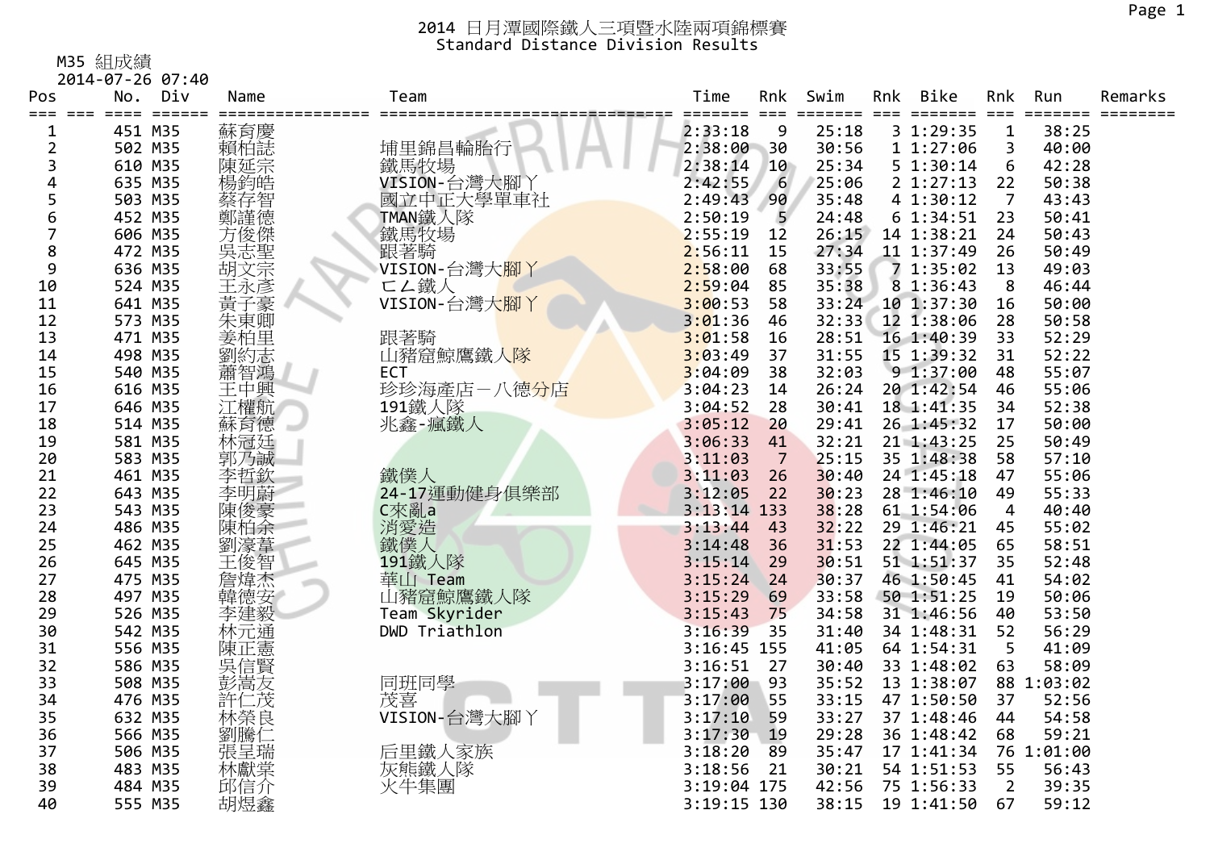# 2014 日月潭國際鐵人三項暨水陸兩項錦標賽
## Standard Distance Division Results

M35 組成績
2014-07-26 07:40

| Pos | No. | Div | Name | Team | Time | Rnk | Swim | Rnk | Bike | Rnk | Run | Remarks |
|---|---|---|---|---|---|---|---|---|---|---|---|---|
| 1 | 451 | M35 | 蘇育慶 | | 2:33:18 | 9 | 25:18 | 3 | 1:29:35 | 1 | 38:25 | |
| 2 | 502 | M35 | 賴柏誌 | 埔里錦昌輪胎行 | 2:38:00 | 30 | 30:56 | 1 | 1:27:06 | 3 | 40:00 | |
| 3 | 610 | M35 | 陳延宗 | 鐵馬牧場 | 2:38:14 | 10 | 25:34 | 5 | 1:30:14 | 6 | 42:28 | |
| 4 | 635 | M35 | 楊鈞皓 | VISION-台灣大腳丫 | 2:42:55 | 6 | 25:06 | 2 | 1:27:13 | 22 | 50:38 | |
| 5 | 503 | M35 | 蔡存智 | 國立中正大學單車社 | 2:49:43 | 90 | 35:48 | 4 | 1:30:12 | 7 | 43:43 | |
| 6 | 452 | M35 | 鄭謹德 | TMAN鐵人隊 | 2:50:19 | 5 | 24:48 | 6 | 1:34:51 | 23 | 50:41 | |
| 7 | 606 | M35 | 方俊傑 | 鐵馬牧場 | 2:55:19 | 12 | 26:15 | 14 | 1:38:21 | 24 | 50:43 | |
| 8 | 472 | M35 | 吳志聖 | 跟著騎 | 2:56:11 | 15 | 27:34 | 11 | 1:37:49 | 26 | 50:49 | |
| 9 | 636 | M35 | 胡文宗 | VISION-台灣大腳丫 | 2:58:00 | 68 | 33:55 | 7 | 1:35:02 | 13 | 49:03 | |
| 10 | 524 | M35 | 王永彥 | ㄈㄥ鐵人 | 2:59:04 | 85 | 35:38 | 8 | 1:36:43 | 8 | 46:44 | |
| 11 | 641 | M35 | 黃子豪 | VISION-台灣大腳丫 | 3:00:53 | 58 | 33:24 | 10 | 1:37:30 | 16 | 50:00 | |
| 12 | 573 | M35 | 朱東卿 | | 3:01:36 | 46 | 32:33 | 12 | 1:38:06 | 28 | 50:58 | |
| 13 | 471 | M35 | 姜柏里 | 跟著騎 | 3:01:58 | 16 | 28:51 | 16 | 1:40:39 | 33 | 52:29 | |
| 14 | 498 | M35 | 劉約志 | 山豬窟鯨鷹鐵人隊 | 3:03:49 | 37 | 31:55 | 15 | 1:39:32 | 31 | 52:22 | |
| 15 | 540 | M35 | 蕭智鴻 | ECT | 3:04:09 | 38 | 32:03 | 9 | 1:37:00 | 48 | 55:07 | |
| 16 | 616 | M35 | 王中興 | 珍珍海產店－八德分店 | 3:04:23 | 14 | 26:24 | 20 | 1:42:54 | 46 | 55:06 | |
| 17 | 646 | M35 | 江權航 | 191鐵人隊 | 3:04:52 | 28 | 30:41 | 18 | 1:41:35 | 34 | 52:38 | |
| 18 | 514 | M35 | 蘇育德 | 兆鑫-瘋鐵人 | 3:05:12 | 20 | 29:41 | 26 | 1:45:32 | 17 | 50:00 | |
| 19 | 581 | M35 | 林冠廷 | | 3:06:33 | 41 | 32:21 | 21 | 1:43:25 | 25 | 50:49 | |
| 20 | 583 | M35 | 郭乃誠 | | 3:11:03 | 7 | 25:15 | 35 | 1:48:38 | 58 | 57:10 | |
| 21 | 461 | M35 | 李哲欽 | 鐵僕人 | 3:11:03 | 26 | 30:40 | 24 | 1:45:18 | 47 | 55:06 | |
| 22 | 643 | M35 | 李明蔚 | 24-17運動健身俱樂部 | 3:12:05 | 22 | 30:23 | 28 | 1:46:10 | 49 | 55:33 | |
| 23 | 543 | M35 | 陳俊豪 | C來亂a | 3:13:14 | 133 | 38:28 | 61 | 1:54:06 | 4 | 40:40 | |
| 24 | 486 | M35 | 陳柏余 | 消愛造 | 3:13:44 | 43 | 32:22 | 29 | 1:46:21 | 45 | 55:02 | |
| 25 | 462 | M35 | 劉濠葦 | 鐵僕人 | 3:14:48 | 36 | 31:53 | 22 | 1:44:05 | 65 | 58:51 | |
| 26 | 645 | M35 | 王俊智 | 191鐵人隊 | 3:15:14 | 29 | 30:51 | 51 | 1:51:37 | 35 | 52:48 | |
| 27 | 475 | M35 | 詹煒杰 | 華山 Team | 3:15:24 | 24 | 30:37 | 46 | 1:50:45 | 41 | 54:02 | |
| 28 | 497 | M35 | 韓德安 | 山豬窟鯨鷹鐵人隊 | 3:15:29 | 69 | 33:58 | 50 | 1:51:25 | 19 | 50:06 | |
| 29 | 526 | M35 | 李建毅 | Team Skyrider | 3:15:43 | 75 | 34:58 | 31 | 1:46:56 | 40 | 53:50 | |
| 30 | 542 | M35 | 林元通 | DWD Triathlon | 3:16:39 | 35 | 31:40 | 34 | 1:48:31 | 52 | 56:29 | |
| 31 | 556 | M35 | 陳正憲 | | 3:16:45 | 155 | 41:05 | 64 | 1:54:31 | 5 | 41:09 | |
| 32 | 586 | M35 | 吳信賢 | | 3:16:51 | 27 | 30:40 | 33 | 1:48:02 | 63 | 58:09 | |
| 33 | 508 | M35 | 彭嵩友 | 同班同學 | 3:17:00 | 93 | 35:52 | 13 | 1:38:07 | 88 | 1:03:02 | |
| 34 | 476 | M35 | 許仁茂 | 茂喜 | 3:17:00 | 55 | 33:15 | 47 | 1:50:50 | 37 | 52:56 | |
| 35 | 632 | M35 | 林榮良 | VISION-台灣大腳丫 | 3:17:10 | 59 | 33:27 | 37 | 1:48:46 | 44 | 54:58 | |
| 36 | 566 | M35 | 劉騰仁 | | 3:17:30 | 19 | 29:28 | 36 | 1:48:42 | 68 | 59:21 | |
| 37 | 506 | M35 | 張呈瑞 | 后里鐵人家族 | 3:18:20 | 89 | 35:47 | 17 | 1:41:34 | 76 | 1:01:00 | |
| 38 | 483 | M35 | 林獻棠 | 灰熊鐵人隊 | 3:18:56 | 21 | 30:21 | 54 | 1:51:53 | 55 | 56:43 | |
| 39 | 484 | M35 | 邱信介 | 火牛集團 | 3:19:04 | 175 | 42:56 | 75 | 1:56:33 | 2 | 39:35 | |
| 40 | 555 | M35 | 胡煜鑫 | | 3:19:15 | 130 | 38:15 | 19 | 1:41:50 | 67 | 59:12 | |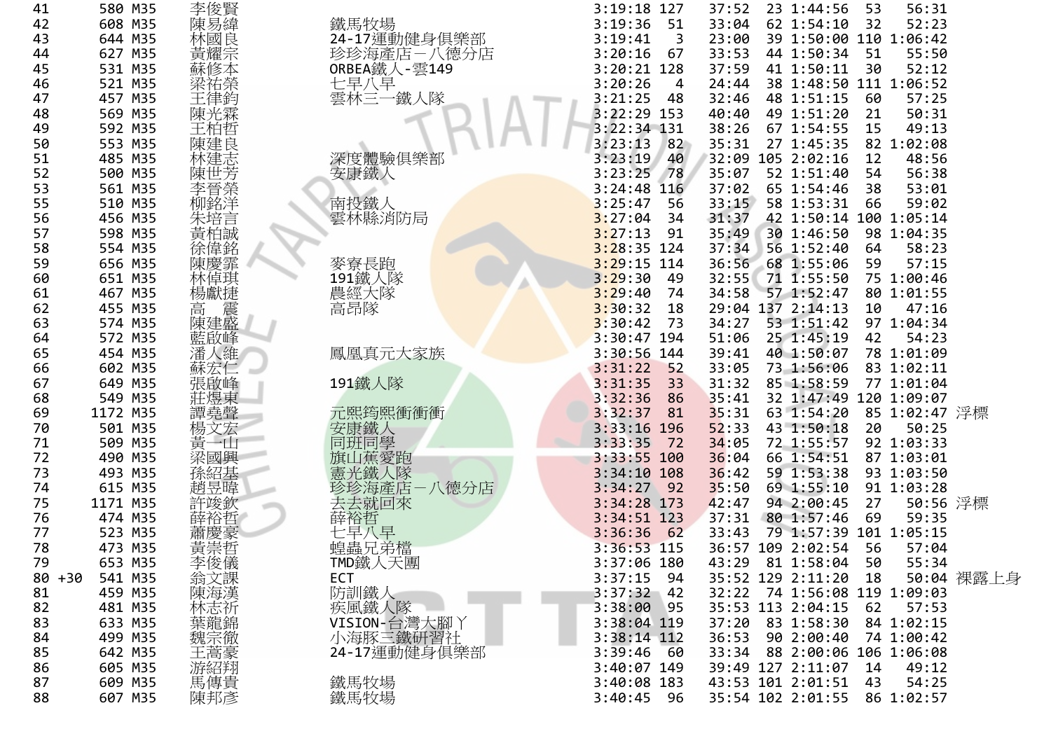| 41 | | 580 | M35 | 李俊賢 | | 3:19:18 | 127 | 37:52 | 23 | 1:44:56 | 53 | 56:31 | |
|---|---|---|---|---|---|---|---|---|---|---|---|---|---|
| 42 | | 608 | M35 | 陳易緯 | 鐵馬牧場 | 3:19:36 | 51 | 33:04 | 62 | 1:54:10 | 32 | 52:23 | |
| 43 | | 644 | M35 | 林國良 | 24-17運動健身俱樂部 | 3:19:41 | 3 | 23:00 | 39 | 1:50:00 | 110 | 1:06:42 | |
| 44 | | 627 | M35 | 黃耀宗 | 珍珍海產店－八德分店 | 3:20:16 | 67 | 33:53 | 44 | 1:50:34 | 51 | 55:50 | |
| 45 | | 531 | M35 | 蘇修本 | ORBEA鐵人-雲149 | 3:20:21 | 128 | 37:59 | 41 | 1:50:11 | 30 | 52:12 | |
| 46 | | 521 | M35 | 梁祐縈 | 七早八早 | 3:20:26 | 4 | 24:44 | 38 | 1:48:50 | 111 | 1:06:52 | |
| 47 | | 457 | M35 | 王律鈞 | 雲林三一鐵人隊 | 3:21:25 | 48 | 32:46 | 48 | 1:51:15 | 60 | 57:25 | |
| 48 | | 569 | M35 | 陳光霖 | | 3:22:29 | 153 | 40:40 | 49 | 1:51:20 | 21 | 50:31 | |
| 49 | | 592 | M35 | 王柏哲 | | 3:22:34 | 131 | 38:26 | 67 | 1:54:55 | 15 | 49:13 | |
| 50 | | 553 | M35 | 陳建良 | | 3:23:13 | 82 | 35:31 | 27 | 1:45:35 | 82 | 1:02:08 | |
| 51 | | 485 | M35 | 林建志 | 深度體驗俱樂部 | 3:23:19 | 40 | 32:09 | 105 | 2:02:16 | 12 | 48:56 | |
| 52 | | 500 | M35 | 陳世芳 | 安康鐵人 | 3:23:25 | 78 | 35:07 | 52 | 1:51:40 | 54 | 56:38 | |
| 53 | | 561 | M35 | 李晉榮 | | 3:24:48 | 116 | 37:02 | 65 | 1:54:46 | 38 | 53:01 | |
| 55 | | 510 | M35 | 柳銘洋 | 南投鐵人 | 3:25:47 | 56 | 33:15 | 58 | 1:53:31 | 66 | 59:02 | |
| 56 | | 456 | M35 | 朱培言 | 雲林縣消防局 | 3:27:04 | 34 | 31:37 | 42 | 1:50:14 | 100 | 1:05:14 | |
| 57 | | 598 | M35 | 黃柏誠 | | 3:27:13 | 91 | 35:49 | 30 | 1:46:50 | 98 | 1:04:35 | |
| 58 | | 554 | M35 | 徐偉銘 | | 3:28:35 | 124 | 37:34 | 56 | 1:52:40 | 64 | 58:23 | |
| 59 | | 656 | M35 | 陳慶霏 | 麥寮長跑 | 3:29:15 | 114 | 36:56 | 68 | 1:55:06 | 59 | 57:15 | |
| 60 | | 651 | M35 | 林倬琪 | 191鐵人隊 | 3:29:30 | 49 | 32:55 | 71 | 1:55:50 | 75 | 1:00:46 | |
| 61 | | 467 | M35 | 楊獻捷 | 農經大隊 | 3:29:40 | 74 | 34:58 | 57 | 1:52:47 | 80 | 1:01:55 | |
| 62 | | 455 | M35 | 高　震 | 高昂隊 | 3:30:32 | 18 | 29:04 | 137 | 2:14:13 | 10 | 47:16 | |
| 63 | | 574 | M35 | 陳建盛 | | 3:30:42 | 73 | 34:27 | 53 | 1:51:42 | 97 | 1:04:34 | |
| 64 | | 572 | M35 | 藍啟峰 | | 3:30:47 | 194 | 51:06 | 25 | 1:45:19 | 42 | 54:23 | |
| 65 | | 454 | M35 | 潘人維 | 鳳凰真元大家族 | 3:30:56 | 144 | 39:41 | 40 | 1:50:07 | 78 | 1:01:09 | |
| 66 | | 602 | M35 | 蘇宏仁 | | 3:31:22 | 52 | 33:05 | 73 | 1:56:06 | 83 | 1:02:11 | |
| 67 | | 649 | M35 | 張啟峰 | 191鐵人隊 | 3:31:35 | 33 | 31:32 | 85 | 1:58:59 | 77 | 1:01:04 | |
| 68 | | 549 | M35 | 莊煜東 | | 3:32:36 | 86 | 35:41 | 32 | 1:47:49 | 120 | 1:09:07 | |
| 69 | | 1172 | M35 | 譚堯聲 | 元熙筠熙衝衝衝 | 3:32:37 | 81 | 35:31 | 63 | 1:54:20 | 85 | 1:02:47 | 浮標 |
| 70 | | 501 | M35 | 楊文宏 | 安康鐵人 | 3:33:16 | 196 | 52:33 | 43 | 1:50:18 | 20 | 50:25 | |
| 71 | | 509 | M35 | 黃一山 | 同班同學 | 3:33:35 | 72 | 34:05 | 72 | 1:55:57 | 92 | 1:03:33 | |
| 72 | | 490 | M35 | 梁國興 | 旗山蕉愛跑 | 3:33:55 | 100 | 36:04 | 66 | 1:54:51 | 87 | 1:03:01 | |
| 73 | | 493 | M35 | 孫紹基 | 憲光鐵人隊 | 3:34:10 | 108 | 36:42 | 59 | 1:53:38 | 93 | 1:03:50 | |
| 74 | | 615 | M35 | 趙昱暐 | 珍珍海產店－八德分店 | 3:34:27 | 92 | 35:50 | 69 | 1:55:10 | 91 | 1:03:28 | |
| 75 | | 1171 | M35 | 許竣欽 | 去去就回來 | 3:34:28 | 173 | 42:47 | 94 | 2:00:45 | 27 | 50:56 | 浮標 |
| 76 | | 474 | M35 | 薛裕哲 | 薛裕哲 | 3:34:51 | 123 | 37:31 | 80 | 1:57:46 | 69 | 59:35 | |
| 77 | | 523 | M35 | 蕭慶豪 | 七早八早 | 3:36:36 | 62 | 33:43 | 79 | 1:57:39 | 101 | 1:05:15 | |
| 78 | | 473 | M35 | 黃崇哲 | 蝗蟲兄弟檔 | 3:36:53 | 115 | 36:57 | 109 | 2:02:54 | 56 | 57:04 | |
| 79 | | 653 | M35 | 李俊儀 | TMD鐵人天團 | 3:37:06 | 180 | 43:29 | 81 | 1:58:04 | 50 | 55:34 | |
| 80 | +30 | 541 | M35 | 翁文課 | ECT | 3:37:15 | 94 | 35:52 | 129 | 2:11:20 | 18 | 50:04 | 裸露上身 |
| 81 | | 459 | M35 | 陳海漢 | 防訓鐵人 | 3:37:32 | 42 | 32:22 | 74 | 1:56:08 | 119 | 1:09:03 | |
| 82 | | 481 | M35 | 林志祈 | 疾風鐵人隊 | 3:38:00 | 95 | 35:53 | 113 | 2:04:15 | 62 | 57:53 | |
| 83 | | 633 | M35 | 葉龍錦 | VISION-台灣大腳丫 | 3:38:04 | 119 | 37:20 | 83 | 1:58:30 | 84 | 1:02:15 | |
| 84 | | 499 | M35 | 魏宗徹 | 小海豚三鐵研習社 | 3:38:14 | 112 | 36:53 | 90 | 2:00:40 | 74 | 1:00:42 | |
| 85 | | 642 | M35 | 王嵩豪 | 24-17運動健身俱樂部 | 3:39:46 | 60 | 33:34 | 88 | 2:00:06 | 106 | 1:06:08 | |
| 86 | | 605 | M35 | 游紹翔 | | 3:40:07 | 149 | 39:49 | 127 | 2:11:07 | 14 | 49:12 | |
| 87 | | 609 | M35 | 馬傳貴 | 鐵馬牧場 | 3:40:08 | 183 | 43:53 | 101 | 2:01:51 | 43 | 54:25 | |
| 88 | | 607 | M35 | 陳邦彥 | 鐵馬牧場 | 3:40:45 | 96 | 35:54 | 102 | 2:01:55 | 86 | 1:02:57 | |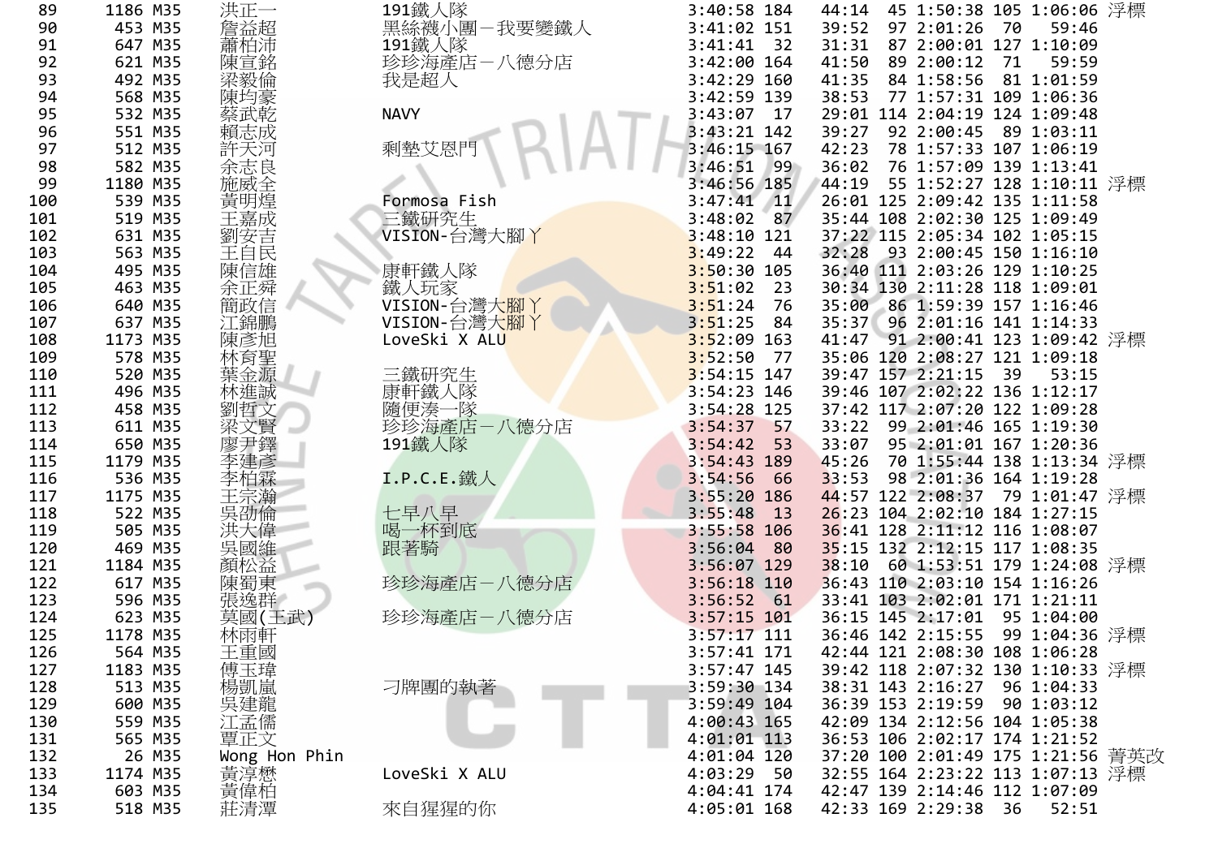| 89 | 1186 | M35 | 洪正一 | 191鐵人隊 | 3:40:58 | 184 | 44:14 | 45 | 1:50:38 | 105 | 1:06:06 | 浮標 |
|---|---|---|---|---|---|---|---|---|---|---|---|---|
| 90 | 453 | M35 | 詹益超 | 黑絲襪小團－我要變鐵人 | 3:41:02 | 151 | 39:52 | 97 | 2:01:26 | 70 | 59:46 | |
| 91 | 647 | M35 | 蕭柏沛 | 191鐵人隊 | 3:41:41 | 32 | 31:31 | 87 | 2:00:01 | 127 | 1:10:09 | |
| 92 | 621 | M35 | 陳宣銘 | 珍珍海產店－八德分店 | 3:42:00 | 164 | 41:50 | 89 | 2:00:12 | 71 | 59:59 | |
| 93 | 492 | M35 | 梁毅倫 | 我是超人 | 3:42:29 | 160 | 41:35 | 84 | 1:58:56 | 81 | 1:01:59 | |
| 94 | 568 | M35 | 陳均豪 | | 3:42:59 | 139 | 38:53 | 77 | 1:57:31 | 109 | 1:06:36 | |
| 95 | 532 | M35 | 蔡武乾 | NAVY | 3:43:07 | 17 | 29:01 | 114 | 2:04:19 | 124 | 1:09:48 | |
| 96 | 551 | M35 | 賴志成 | | 3:43:21 | 142 | 39:27 | 92 | 2:00:45 | 89 | 1:03:11 | |
| 97 | 512 | M35 | 許天河 | 剩墊艾恩門 | 3:46:15 | 167 | 42:23 | 78 | 1:57:33 | 107 | 1:06:19 | |
| 98 | 582 | M35 | 余志良 | | 3:46:51 | 99 | 36:02 | 76 | 1:57:09 | 139 | 1:13:41 | |
| 99 | 1180 | M35 | 施威全 | | 3:46:56 | 185 | 44:19 | 55 | 1:52:27 | 128 | 1:10:11 | 浮標 |
| 100 | 539 | M35 | 黃明煌 | Formosa Fish | 3:47:41 | 11 | 26:01 | 125 | 2:09:42 | 135 | 1:11:58 | |
| 101 | 519 | M35 | 王嘉成 | 三鐵研究生 | 3:48:02 | 87 | 35:44 | 108 | 2:02:30 | 125 | 1:09:49 | |
| 102 | 631 | M35 | 劉安吉 | VISION-台灣大腳丫 | 3:48:10 | 121 | 37:22 | 115 | 2:05:34 | 102 | 1:05:15 | |
| 103 | 563 | M35 | 王自民 | | 3:49:22 | 44 | 32:28 | 93 | 2:00:45 | 150 | 1:16:10 | |
| 104 | 495 | M35 | 陳信雄 | 康軒鐵人隊 | 3:50:30 | 105 | 36:40 | 111 | 2:03:26 | 129 | 1:10:25 | |
| 105 | 463 | M35 | 余正舜 | 鐵人玩家 | 3:51:02 | 23 | 30:34 | 130 | 2:11:28 | 118 | 1:09:01 | |
| 106 | 640 | M35 | 簡政信 | VISION-台灣大腳丫 | 3:51:24 | 76 | 35:00 | 86 | 1:59:39 | 157 | 1:16:46 | |
| 107 | 637 | M35 | 江錦鵬 | VISION-台灣大腳丫 | 3:51:25 | 84 | 35:37 | 96 | 2:01:16 | 141 | 1:14:33 | |
| 108 | 1173 | M35 | 陳彥旭 | LoveSki X ALU | 3:52:09 | 163 | 41:47 | 91 | 2:00:41 | 123 | 1:09:42 | 浮標 |
| 109 | 578 | M35 | 林育聖 | | 3:52:50 | 77 | 35:06 | 120 | 2:08:27 | 121 | 1:09:18 | |
| 110 | 520 | M35 | 葉金源 | 三鐵研究生 | 3:54:15 | 147 | 39:47 | 157 | 2:21:15 | 39 | 53:15 | |
| 111 | 496 | M35 | 林進誠 | 康軒鐵人隊 | 3:54:23 | 146 | 39:46 | 107 | 2:02:22 | 136 | 1:12:17 | |
| 112 | 458 | M35 | 劉哲文 | 隨便湊一隊 | 3:54:28 | 125 | 37:42 | 117 | 2:07:20 | 122 | 1:09:28 | |
| 113 | 611 | M35 | 梁文賢 | 珍珍海產店－八德分店 | 3:54:37 | 57 | 33:22 | 99 | 2:01:46 | 165 | 1:19:30 | |
| 114 | 650 | M35 | 廖尹鐸 | 191鐵人隊 | 3:54:42 | 53 | 33:07 | 95 | 2:01:01 | 167 | 1:20:36 | |
| 115 | 1179 | M35 | 李建彥 | | 3:54:43 | 189 | 45:26 | 70 | 1:55:44 | 138 | 1:13:34 | 浮標 |
| 116 | 536 | M35 | 李柏霖 | I.P.C.E.鐵人 | 3:54:56 | 66 | 33:53 | 98 | 2:01:36 | 164 | 1:19:28 | |
| 117 | 1175 | M35 | 王宗瀚 | | 3:55:20 | 186 | 44:57 | 122 | 2:08:37 | 79 | 1:01:47 | 浮標 |
| 118 | 522 | M35 | 吳劭倫 | 七早八早 | 3:55:48 | 13 | 26:23 | 104 | 2:02:10 | 184 | 1:27:15 | |
| 119 | 505 | M35 | 洪大偉 | 喝一杯到底 | 3:55:58 | 106 | 36:41 | 128 | 2:11:12 | 116 | 1:08:07 | |
| 120 | 469 | M35 | 吳國維 | 跟著騎 | 3:56:04 | 80 | 35:15 | 132 | 2:12:15 | 117 | 1:08:35 | |
| 121 | 1184 | M35 | 顏松益 | | 3:56:07 | 129 | 38:10 | 60 | 1:53:51 | 179 | 1:24:08 | 浮標 |
| 122 | 617 | M35 | 陳蜀東 | 珍珍海產店－八德分店 | 3:56:18 | 110 | 36:43 | 110 | 2:03:10 | 154 | 1:16:26 | |
| 123 | 596 | M35 | 張逸群 | | 3:56:52 | 61 | 33:41 | 103 | 2:02:01 | 171 | 1:21:11 | |
| 124 | 623 | M35 | 莫國(王武) | 珍珍海產店－八德分店 | 3:57:15 | 101 | 36:15 | 145 | 2:17:01 | 95 | 1:04:00 | |
| 125 | 1178 | M35 | 林雨軒 | | 3:57:17 | 111 | 36:46 | 142 | 2:15:55 | 99 | 1:04:36 | 浮標 |
| 126 | 564 | M35 | 王重國 | | 3:57:41 | 171 | 42:44 | 121 | 2:08:30 | 108 | 1:06:28 | |
| 127 | 1183 | M35 | 傅玉瑋 | | 3:57:47 | 145 | 39:42 | 118 | 2:07:32 | 130 | 1:10:33 | 浮標 |
| 128 | 513 | M35 | 楊凱嵐 | 刁牌團的執著 | 3:59:30 | 134 | 38:31 | 143 | 2:16:27 | 96 | 1:04:33 | |
| 129 | 600 | M35 | 吳建龍 | | 3:59:49 | 104 | 36:39 | 153 | 2:19:59 | 90 | 1:03:12 | |
| 130 | 559 | M35 | 江孟儒 | | 4:00:43 | 165 | 42:09 | 134 | 2:12:56 | 104 | 1:05:38 | |
| 131 | 565 | M35 | 覃正文 | | 4:01:01 | 113 | 36:53 | 106 | 2:02:17 | 174 | 1:21:52 | |
| 132 | 26 | M35 | Wong Hon Phin | | 4:01:04 | 120 | 37:20 | 100 | 2:01:49 | 175 | 1:21:56 | 菁英改 |
| 133 | 1174 | M35 | 黃淳懋 | LoveSki X ALU | 4:03:29 | 50 | 32:55 | 164 | 2:23:22 | 113 | 1:07:13 | 浮標 |
| 134 | 603 | M35 | 黃偉柏 | | 4:04:41 | 174 | 42:47 | 139 | 2:14:46 | 112 | 1:07:09 | |
| 135 | 518 | M35 | 莊清潭 | 來自猩猩的你 | 4:05:01 | 168 | 42:33 | 169 | 2:29:38 | 36 | 52:51 | |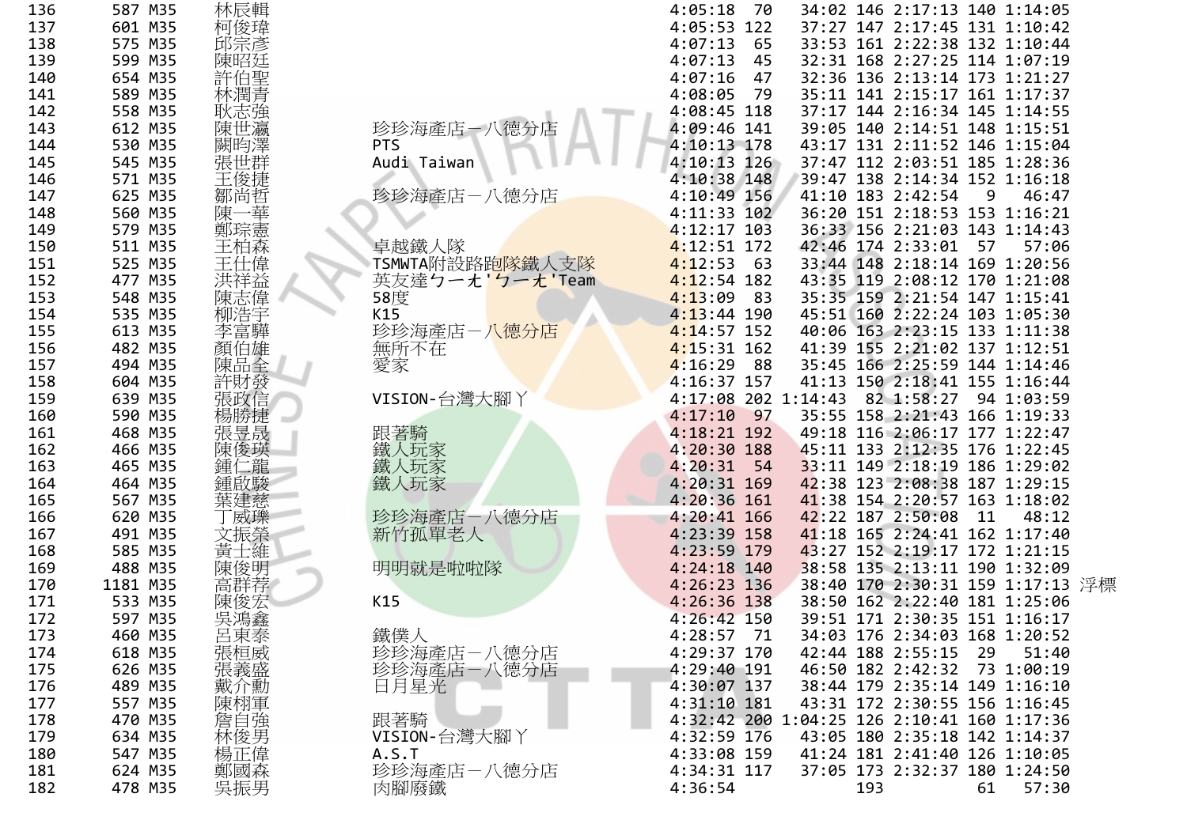| | | | | | | | | | | | | |
|---|---|---|---|---|---|---|---|---|---|---|---|---|
| 136 | 587 | M35 | 林辰輯 | | 4:05:18 | 70 | 34:02 | 146 | 2:17:13 | 140 | 1:14:05 | |
| 137 | 601 | M35 | 柯俊瑋 | | 4:05:53 | 122 | 37:27 | 147 | 2:17:45 | 131 | 1:10:42 | |
| 138 | 575 | M35 | 邱宗彥 | | 4:07:13 | 65 | 33:53 | 161 | 2:22:38 | 132 | 1:10:44 | |
| 139 | 599 | M35 | 陳昭廷 | | 4:07:13 | 45 | 32:31 | 168 | 2:27:25 | 114 | 1:07:19 | |
| 140 | 654 | M35 | 許伯聖 | | 4:07:16 | 47 | 32:36 | 136 | 2:13:14 | 173 | 1:21:27 | |
| 141 | 589 | M35 | 林潤青 | | 4:08:05 | 79 | 35:11 | 141 | 2:15:17 | 161 | 1:17:37 | |
| 142 | 558 | M35 | 耿志強 | | 4:08:45 | 118 | 37:17 | 144 | 2:16:34 | 145 | 1:14:55 | |
| 143 | 612 | M35 | 陳世瀛 | 珍珍海產店－八德分店 | 4:09:46 | 141 | 39:05 | 140 | 2:14:51 | 148 | 1:15:51 | |
| 144 | 530 | M35 | 闕昀澤 | PTS | 4:10:13 | 178 | 43:17 | 131 | 2:11:52 | 146 | 1:15:04 | |
| 145 | 545 | M35 | 張世群 | Audi Taiwan | 4:10:13 | 126 | 37:47 | 112 | 2:03:51 | 185 | 1:28:36 | |
| 146 | 571 | M35 | 王俊捷 | | 4:10:38 | 148 | 39:47 | 138 | 2:14:34 | 152 | 1:16:18 | |
| 147 | 625 | M35 | 鄒尚哲 | 珍珍海產店－八德分店 | 4:10:49 | 156 | 41:10 | 183 | 2:42:54 | 9 | 46:47 | |
| 148 | 560 | M35 | 陳一華 | | 4:11:33 | 102 | 36:20 | 151 | 2:18:53 | 153 | 1:16:21 | |
| 149 | 579 | M35 | 鄭琮憲 | | 4:12:17 | 103 | 36:33 | 156 | 2:21:03 | 143 | 1:14:43 | |
| 150 | 511 | M35 | 王柏森 | 卓越鐵人隊 | 4:12:51 | 172 | 42:46 | 174 | 2:33:01 | 57 | 57:06 | |
| 151 | 525 | M35 | 王仕偉 | TSMWTA附設路跑隊鐵人支隊 | 4:12:53 | 63 | 33:44 | 148 | 2:18:14 | 169 | 1:20:56 | |
| 152 | 477 | M35 | 洪祥益 | 英友達ㄅㄧㄤ'ㄅㄧㄤ'Team | 4:12:54 | 182 | 43:35 | 119 | 2:08:12 | 170 | 1:21:08 | |
| 153 | 548 | M35 | 陳志偉 | 58度 | 4:13:09 | 83 | 35:35 | 159 | 2:21:54 | 147 | 1:15:41 | |
| 154 | 535 | M35 | 柳浩宇 | K15 | 4:13:44 | 190 | 45:51 | 160 | 2:22:24 | 103 | 1:05:30 | |
| 155 | 613 | M35 | 李富驊 | 珍珍海產店－八德分店 | 4:14:57 | 152 | 40:06 | 163 | 2:23:15 | 133 | 1:11:38 | |
| 156 | 482 | M35 | 顏伯雄 | 無所不在 | 4:15:31 | 162 | 41:39 | 155 | 2:21:02 | 137 | 1:12:51 | |
| 157 | 494 | M35 | 陳品全 | 愛家 | 4:16:29 | 88 | 35:45 | 166 | 2:25:59 | 144 | 1:14:46 | |
| 158 | 604 | M35 | 許財發 | | 4:16:37 | 157 | 41:13 | 150 | 2:18:41 | 155 | 1:16:44 | |
| 159 | 639 | M35 | 張政信 | VISION-台灣大腳丫 | 4:17:08 | 202 | 1:14:43 | 82 | 1:58:27 | 94 | 1:03:59 | |
| 160 | 590 | M35 | 楊勝捷 | | 4:17:10 | 97 | 35:55 | 158 | 2:21:43 | 166 | 1:19:33 | |
| 161 | 468 | M35 | 張昱晟 | 跟著騎 | 4:18:21 | 192 | 49:18 | 116 | 2:06:17 | 177 | 1:22:47 | |
| 162 | 466 | M35 | 陳俊瑛 | 鐵人玩家 | 4:20:30 | 188 | 45:11 | 133 | 2:12:35 | 176 | 1:22:45 | |
| 163 | 465 | M35 | 鍾仁龍 | 鐵人玩家 | 4:20:31 | 54 | 33:11 | 149 | 2:18:19 | 186 | 1:29:02 | |
| 164 | 464 | M35 | 鍾啟駿 | 鐵人玩家 | 4:20:31 | 169 | 42:38 | 123 | 2:08:38 | 187 | 1:29:15 | |
| 165 | 567 | M35 | 葉建慈 | | 4:20:36 | 161 | 41:38 | 154 | 2:20:57 | 163 | 1:18:02 | |
| 166 | 620 | M35 | 丁威臻 | 珍珍海產店－八德分店 | 4:20:41 | 166 | 42:22 | 187 | 2:50:08 | 11 | 48:12 | |
| 167 | 491 | M35 | 文振榮 | 新竹孤單老人 | 4:23:39 | 158 | 41:18 | 165 | 2:24:41 | 162 | 1:17:40 | |
| 168 | 585 | M35 | 黃士維 | | 4:23:59 | 179 | 43:27 | 152 | 2:19:17 | 172 | 1:21:15 | |
| 169 | 488 | M35 | 陳俊明 | 明明就是啦啦隊 | 4:24:18 | 140 | 38:58 | 135 | 2:13:11 | 190 | 1:32:09 | |
| 170 | 1181 | M35 | 高群荐 | | 4:26:23 | 136 | 38:40 | 170 | 2:30:31 | 159 | 1:17:13 | 浮標 |
| 171 | 533 | M35 | 陳俊宏 | K15 | 4:26:36 | 138 | 38:50 | 162 | 2:22:40 | 181 | 1:25:06 | |
| 172 | 597 | M35 | 吳鴻鑫 | | 4:26:42 | 150 | 39:51 | 171 | 2:30:35 | 151 | 1:16:17 | |
| 173 | 460 | M35 | 呂東泰 | 鐵僕人 | 4:28:57 | 71 | 34:03 | 176 | 2:34:03 | 168 | 1:20:52 | |
| 174 | 618 | M35 | 張桓威 | 珍珍海產店－八德分店 | 4:29:37 | 170 | 42:44 | 188 | 2:55:15 | 29 | 51:40 | |
| 175 | 626 | M35 | 張義盛 | 珍珍海產店－八德分店 | 4:29:40 | 191 | 46:50 | 182 | 2:42:32 | 73 | 1:00:19 | |
| 176 | 489 | M35 | 戴介勳 | 日月星光 | 4:30:07 | 137 | 38:44 | 179 | 2:35:14 | 149 | 1:16:10 | |
| 177 | 557 | M35 | 陳栩軍 | | 4:31:10 | 181 | 43:31 | 172 | 2:30:55 | 156 | 1:16:45 | |
| 178 | 470 | M35 | 詹自強 | 跟著騎 | 4:32:42 | 200 | 1:04:25 | 126 | 2:10:41 | 160 | 1:17:36 | |
| 179 | 634 | M35 | 林俊男 | VISION-台灣大腳丫 | 4:32:59 | 176 | 43:05 | 180 | 2:35:18 | 142 | 1:14:37 | |
| 180 | 547 | M35 | 楊正偉 | A.S.T | 4:33:08 | 159 | 41:24 | 181 | 2:41:40 | 126 | 1:10:05 | |
| 181 | 624 | M35 | 鄭國森 | 珍珍海產店－八德分店 | 4:34:31 | 117 | 37:05 | 173 | 2:32:37 | 180 | 1:24:50 | |
| 182 | 478 | M35 | 吳振男 | 肉腳廢鐵 | 4:36:54 | | | 193 | | 61 | 57:30 | |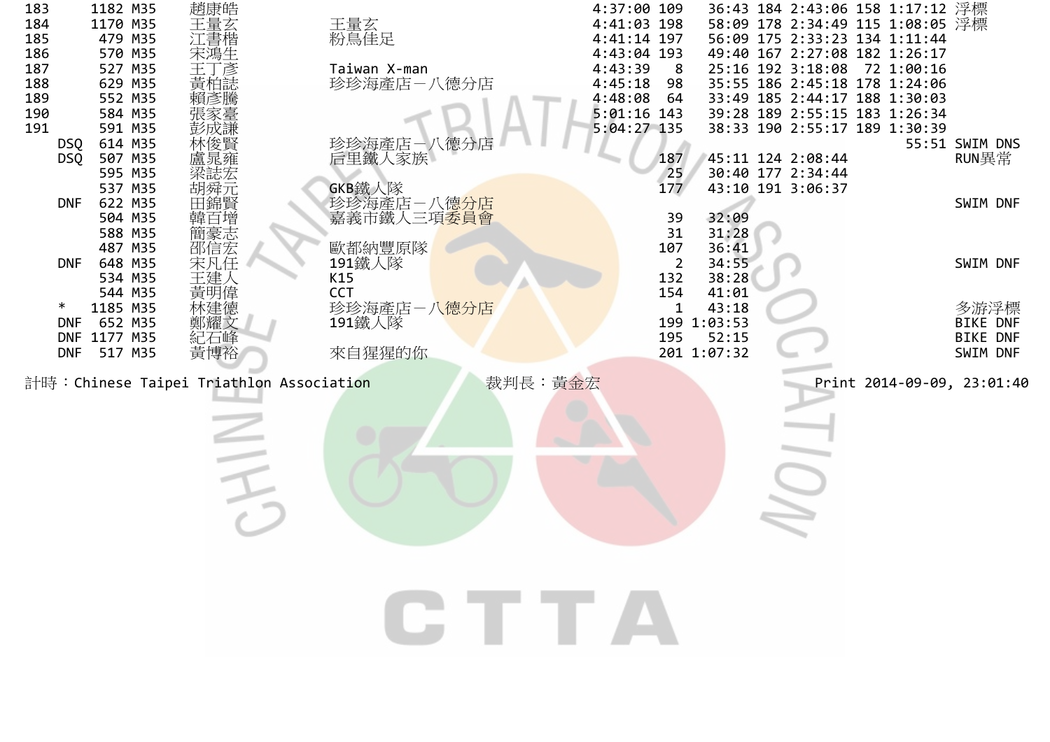| 名次 | 號碼 | 組別 | 姓名 | 隊名 | 總成績 | 游泳名次 | 游泳 | 自行車名次 | 自行車 | 跑步名次 | 跑步 | 備註 |
|---|---|---|---|---|---|---|---|---|---|---|---|---|
| 183 | 1182 | M35 | 趙康皓 | | 4:37:00 | 109 | 36:43 | 184 | 2:43:06 | 158 | 1:17:12 | 浮標 |
| 184 | 1170 | M35 | 王量玄 | 王量玄 | 4:41:03 | 198 | 58:09 | 178 | 2:34:49 | 115 | 1:08:05 | 浮標 |
| 185 | 479 | M35 | 江書楷 | 粉鳥佳足 | 4:41:14 | 197 | 56:09 | 175 | 2:33:23 | 134 | 1:11:44 | |
| 186 | 570 | M35 | 宋鴻生 | | 4:43:04 | 193 | 49:40 | 167 | 2:27:08 | 182 | 1:26:17 | |
| 187 | 527 | M35 | 王丁彥 | Taiwan X-man | 4:43:39 | 8 | 25:16 | 192 | 3:18:08 | 72 | 1:00:16 | |
| 188 | 629 | M35 | 黃柏誌 | 珍珍海產店－八德分店 | 4:45:18 | 98 | 35:55 | 186 | 2:45:18 | 178 | 1:24:06 | |
| 189 | 552 | M35 | 賴彥騰 | | 4:48:08 | 64 | 33:49 | 185 | 2:44:17 | 188 | 1:30:03 | |
| 190 | 584 | M35 | 張家臺 | | 5:01:16 | 143 | 39:28 | 189 | 2:55:15 | 183 | 1:26:34 | |
| 191 | 591 | M35 | 彭成謙 | | 5:04:27 | 135 | 38:33 | 190 | 2:55:17 | 189 | 1:30:39 | |
| DSQ | 614 | M35 | 林俊賢 | 珍珍海產店－八德分店 | | | | | | | 55:51 | SWIM DNS |
| DSQ | 507 | M35 | 盧晁雍 | 后里鐵人家族 | | 187 | 45:11 | 124 | 2:08:44 | | | RUN異常 |
| | 595 | M35 | 梁誌宏 | | | 25 | 30:40 | 177 | 2:34:44 | | | |
| | 537 | M35 | 胡舜元 | GKB鐵人隊 | | 177 | 43:10 | 191 | 3:06:37 | | | |
| DNF | 622 | M35 | 田錦賢 | 珍珍海產店－八德分店 | | | | | | | | SWIM DNF |
| | 504 | M35 | 韓百增 | 嘉義市鐵人三項委員會 | | 39 | 32:09 | | | | | |
| | 588 | M35 | 簡豪志 | | | 31 | 31:28 | | | | | |
| | 487 | M35 | 邵信宏 | 歐都納豐原隊 | | 107 | 36:41 | | | | | |
| DNF | 648 | M35 | 宋凡任 | 191鐵人隊 | | 2 | 34:55 | | | | | SWIM DNF |
| | 534 | M35 | 王建人 | K15 | | 132 | 38:28 | | | | | |
| | 544 | M35 | 黃明偉 | CCT | | 154 | 41:01 | | | | | |
| * | 1185 | M35 | 林建德 | 珍珍海產店－八德分店 | | 1 | 43:18 | | | | | 多游浮標 |
| DNF | 652 | M35 | 鄭耀文 | 191鐵人隊 | | 199 | 1:03:53 | | | | | BIKE DNF |
| DNF | 1177 | M35 | 紀石峰 | | | 195 | 52:15 | | | | | BIKE DNF |
| DNF | 517 | M35 | 黃博裕 | 來自猩猩的你 | | 201 | 1:07:32 | | | | | SWIM DNF |

計時：Chinese Taipei Triathlon Association　　裁判長：黃金宏　　Print 2014-09-09, 23:01:40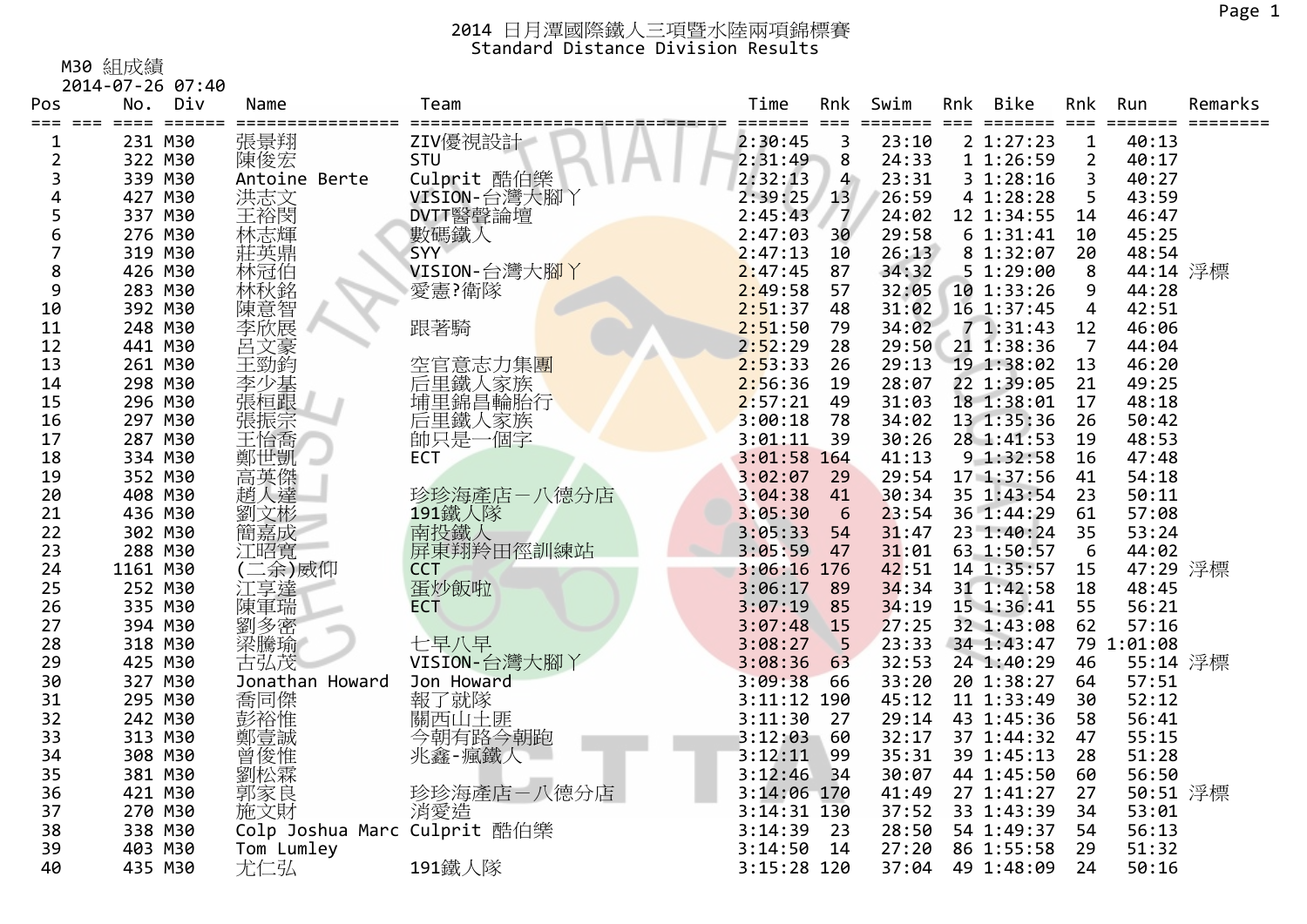# 2014 日月潭國際鐵人三項暨水陸兩項錦標賽
## Standard Distance Division Results

M30 組成績

2014-07-26 07:40

| Pos | No. | Div | Name | Team | Time | Rnk | Swim | Rnk | Bike | Rnk | Run | Remarks |
|---|---|---|---|---|---|---|---|---|---|---|---|---|
| 1 | 231 | M30 | 張景翔 | ZIV優視設計 | 2:30:45 | 3 | 23:10 | 2 | 1:27:23 | 1 | 40:13 | |
| 2 | 322 | M30 | 陳俊宏 | STU | 2:31:49 | 8 | 24:33 | 1 | 1:26:59 | 2 | 40:17 | |
| 3 | 339 | M30 | Antoine Berte | Culprit 酷伯樂 | 2:32:13 | 4 | 23:31 | 3 | 1:28:16 | 3 | 40:27 | |
| 4 | 427 | M30 | 洪志文 | VISION-台灣大腳丫 | 2:39:25 | 13 | 26:59 | 4 | 1:28:28 | 5 | 43:59 | |
| 5 | 337 | M30 | 王裕閔 | DVTT醫聲論壇 | 2:45:43 | 7 | 24:02 | 12 | 1:34:55 | 14 | 46:47 | |
| 6 | 276 | M30 | 林志輝 | 數碼鐵人 | 2:47:03 | 30 | 29:58 | 6 | 1:31:41 | 10 | 45:25 | |
| 7 | 319 | M30 | 莊英鼎 | SYY | 2:47:13 | 10 | 26:13 | 8 | 1:32:07 | 20 | 48:54 | |
| 8 | 426 | M30 | 林冠伯 | VISION-台灣大腳丫 | 2:47:45 | 87 | 34:32 | 5 | 1:29:00 | 8 | 44:14 | 浮標 |
| 9 | 283 | M30 | 林秋銘 | 愛憲?衛隊 | 2:49:58 | 57 | 32:05 | 10 | 1:33:26 | 9 | 44:28 | |
| 10 | 392 | M30 | 陳意智 | | 2:51:37 | 48 | 31:02 | 16 | 1:37:45 | 4 | 42:51 | |
| 11 | 248 | M30 | 李欣展 | 跟著騎 | 2:51:50 | 79 | 34:02 | 7 | 1:31:43 | 12 | 46:06 | |
| 12 | 441 | M30 | 呂文豪 | | 2:52:29 | 28 | 29:50 | 21 | 1:38:36 | 7 | 44:04 | |
| 13 | 261 | M30 | 王勁鈞 | 空官意志力集團 | 2:53:33 | 26 | 29:13 | 19 | 1:38:02 | 13 | 46:20 | |
| 14 | 298 | M30 | 李少基 | 后里鐵人家族 | 2:56:36 | 19 | 28:07 | 22 | 1:39:05 | 21 | 49:25 | |
| 15 | 296 | M30 | 張桓銀 | 埔里錦昌輪胎行 | 2:57:21 | 49 | 31:03 | 18 | 1:38:01 | 17 | 48:18 | |
| 16 | 297 | M30 | 張振宗 | 后里鐵人家族 | 3:00:18 | 78 | 34:02 | 13 | 1:35:36 | 26 | 50:42 | |
| 17 | 287 | M30 | 王怡喬 | 帥只是一個字 | 3:01:11 | 39 | 30:26 | 28 | 1:41:53 | 19 | 48:53 | |
| 18 | 334 | M30 | 鄭世凱 | ECT | 3:01:58 | 164 | 41:13 | 9 | 1:32:58 | 16 | 47:48 | |
| 19 | 352 | M30 | 高英傑 | | 3:02:07 | 29 | 29:54 | 17 | 1:37:56 | 41 | 54:18 | |
| 20 | 408 | M30 | 趙人達 | 珍珍海產店－八德分店 | 3:04:38 | 41 | 30:34 | 35 | 1:43:54 | 23 | 50:11 | |
| 21 | 436 | M30 | 劉文彬 | 191鐵人隊 | 3:05:30 | 6 | 23:54 | 36 | 1:44:29 | 61 | 57:08 | |
| 22 | 302 | M30 | 簡嘉成 | 南投鐵人 | 3:05:33 | 54 | 31:47 | 23 | 1:40:24 | 35 | 53:24 | |
| 23 | 288 | M30 | 江昭寬 | 屏東翔羚田徑訓練站 | 3:05:59 | 47 | 31:01 | 63 | 1:50:57 | 6 | 44:02 | |
| 24 | 1161 | M30 | (二余)威仰 | CCT | 3:06:16 | 176 | 42:51 | 14 | 1:35:57 | 15 | 47:29 | 浮標 |
| 25 | 252 | M30 | 江享達 | 蛋炒飯啦 | 3:06:17 | 89 | 34:34 | 31 | 1:42:58 | 18 | 48:45 | |
| 26 | 335 | M30 | 陳軍瑞 | ECT | 3:07:19 | 85 | 34:19 | 15 | 1:36:41 | 55 | 56:21 | |
| 27 | 394 | M30 | 劉多密 | | 3:07:48 | 15 | 27:25 | 32 | 1:43:08 | 62 | 57:16 | |
| 28 | 318 | M30 | 梁騰瑜 | 七早八早 | 3:08:27 | 5 | 23:33 | 34 | 1:43:47 | 79 | 1:01:08 | |
| 29 | 425 | M30 | 古弘茂 | VISION-台灣大腳丫 | 3:08:36 | 63 | 32:53 | 24 | 1:40:29 | 46 | 55:14 | 浮標 |
| 30 | 327 | M30 | Jonathan Howard | Jon Howard | 3:09:38 | 66 | 33:20 | 20 | 1:38:27 | 64 | 57:51 | |
| 31 | 295 | M30 | 喬同傑 | 報了就隊 | 3:11:12 | 190 | 45:12 | 11 | 1:33:49 | 30 | 52:12 | |
| 32 | 242 | M30 | 彭裕惟 | 關西山土匪 | 3:11:30 | 27 | 29:14 | 43 | 1:45:36 | 58 | 56:41 | |
| 33 | 313 | M30 | 鄭壹誠 | 今朝有路今朝跑 | 3:12:03 | 60 | 32:17 | 37 | 1:44:32 | 47 | 55:15 | |
| 34 | 308 | M30 | 曾俊惟 | 兆鑫-瘋鐵人 | 3:12:11 | 99 | 35:31 | 39 | 1:45:13 | 28 | 51:28 | |
| 35 | 381 | M30 | 劉松霖 | | 3:12:46 | 34 | 30:07 | 44 | 1:45:50 | 60 | 56:50 | |
| 36 | 421 | M30 | 郭家良 | 珍珍海產店－八德分店 | 3:14:06 | 170 | 41:49 | 27 | 1:41:27 | 27 | 50:51 | 浮標 |
| 37 | 270 | M30 | 施文財 | 消愛造 | 3:14:31 | 130 | 37:52 | 33 | 1:43:39 | 34 | 53:01 | |
| 38 | 338 | M30 | Colp Joshua Marc | Culprit 酷伯樂 | 3:14:39 | 23 | 28:50 | 54 | 1:49:37 | 54 | 56:13 | |
| 39 | 403 | M30 | Tom Lumley | | 3:14:50 | 14 | 27:20 | 86 | 1:55:58 | 29 | 51:32 | |
| 40 | 435 | M30 | 尤仁弘 | 191鐵人隊 | 3:15:28 | 120 | 37:04 | 49 | 1:48:09 | 24 | 50:16 | |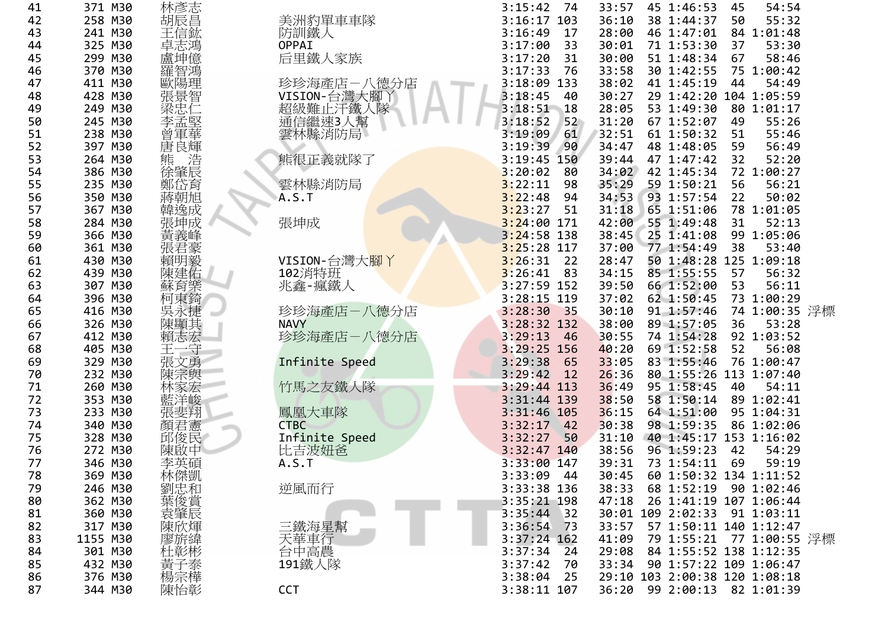| 41 | 371 | M30 | 林彥志 | | 3:15:42 | 74 | 33:57 | 45 | 1:46:53 | 45 | 54:54 | |
|---|---|---|---|---|---|---|---|---|---|---|---|---|
| 42 | 258 | M30 | 胡辰昌 | 美洲豹單車車隊 | 3:16:17 | 103 | 36:10 | 38 | 1:44:37 | 50 | 55:32 | |
| 43 | 241 | M30 | 王信鈜 | 防訓鐵人 | 3:16:49 | 17 | 28:00 | 46 | 1:47:01 | 84 | 1:01:48 | |
| 44 | 325 | M30 | 卓志鴻 | OPPAI | 3:17:00 | 33 | 30:01 | 71 | 1:53:30 | 37 | 53:30 | |
| 45 | 299 | M30 | 盧坤億 | 后里鐵人家族 | 3:17:20 | 31 | 30:00 | 51 | 1:48:34 | 67 | 58:46 | |
| 46 | 370 | M30 | 羅智鴻 | | 3:17:33 | 76 | 33:58 | 30 | 1:42:55 | 75 | 1:00:42 | |
| 47 | 411 | M30 | 歐陽理 | 珍珍海產店－八德分店 | 3:18:09 | 133 | 38:02 | 41 | 1:45:19 | 44 | 54:49 | |
| 48 | 428 | M30 | 張景智 | VISION-台灣大腳丫 | 3:18:45 | 40 | 30:27 | 29 | 1:42:20 | 104 | 1:05:59 | |
| 49 | 249 | M30 | 梁忠仁 | 超級難止汗鐵人隊 | 3:18:51 | 18 | 28:05 | 53 | 1:49:30 | 80 | 1:01:17 | |
| 50 | 245 | M30 | 李孟堅 | 通信繼速3人幫 | 3:18:52 | 52 | 31:20 | 67 | 1:52:07 | 49 | 55:26 | |
| 51 | 238 | M30 | 曾軍華 | 雲林縣消防局 | 3:19:09 | 61 | 32:51 | 61 | 1:50:32 | 51 | 55:46 | |
| 52 | 397 | M30 | 唐良輝 | | 3:19:39 | 90 | 34:47 | 48 | 1:48:05 | 59 | 56:49 | |
| 53 | 264 | M30 | 熊　浩 | 熊很正義就隊了 | 3:19:45 | 150 | 39:44 | 47 | 1:47:42 | 32 | 52:20 | |
| 54 | 386 | M30 | 徐肇辰 | | 3:20:02 | 80 | 34:02 | 42 | 1:45:34 | 72 | 1:00:27 | |
| 55 | 235 | M30 | 鄭岱育 | 雲林縣消防局 | 3:22:11 | 98 | 35:29 | 59 | 1:50:21 | 56 | 56:21 | |
| 56 | 350 | M30 | 蔣朝旭 | A.S.T | 3:22:48 | 94 | 34:53 | 93 | 1:57:54 | 22 | 50:02 | |
| 57 | 367 | M30 | 韓逸成 | | 3:23:27 | 51 | 31:18 | 65 | 1:51:06 | 78 | 1:01:05 | |
| 58 | 284 | M30 | 張坤成 | 張坤成 | 3:24:00 | 171 | 42:00 | 55 | 1:49:48 | 31 | 52:13 | |
| 59 | 366 | M30 | 黃義峰 | | 3:24:58 | 138 | 38:45 | 25 | 1:41:08 | 99 | 1:05:06 | |
| 60 | 361 | M30 | 張君豪 | | 3:25:28 | 117 | 37:00 | 77 | 1:54:49 | 38 | 53:40 | |
| 61 | 430 | M30 | 賴明毅 | VISION-台灣大腳丫 | 3:26:31 | 22 | 28:47 | 50 | 1:48:28 | 125 | 1:09:18 | |
| 62 | 439 | M30 | 陳建佑 | 102消特班 | 3:26:41 | 83 | 34:15 | 85 | 1:55:55 | 57 | 56:32 | |
| 63 | 307 | M30 | 蘇育樂 | 兆鑫-瘋鐵人 | 3:27:59 | 152 | 39:50 | 66 | 1:52:00 | 53 | 56:11 | |
| 64 | 396 | M30 | 柯東錡 | | 3:28:15 | 119 | 37:02 | 62 | 1:50:45 | 73 | 1:00:29 | |
| 65 | 416 | M30 | 吳永捷 | 珍珍海產店－八德分店 | 3:28:30 | 35 | 30:10 | 91 | 1:57:46 | 74 | 1:00:35 | 浮標 |
| 66 | 326 | M30 | 陳顯其 | NAVY | 3:28:32 | 132 | 38:00 | 89 | 1:57:05 | 36 | 53:28 | |
| 67 | 412 | M30 | 賴志宏 | 珍珍海產店－八德分店 | 3:29:13 | 46 | 30:55 | 74 | 1:54:28 | 92 | 1:03:52 | |
| 68 | 405 | M30 | 王一守 | | 3:29:25 | 156 | 40:20 | 69 | 1:52:58 | 52 | 56:08 | |
| 69 | 329 | M30 | 張文勇 | Infinite Speed | 3:29:38 | 65 | 33:05 | 83 | 1:55:46 | 76 | 1:00:47 | |
| 70 | 232 | M30 | 陳宗興 | | 3:29:42 | 12 | 26:36 | 80 | 1:55:26 | 113 | 1:07:40 | |
| 71 | 260 | M30 | 林家宏 | 竹馬之友鐵人隊 | 3:29:44 | 113 | 36:49 | 95 | 1:58:45 | 40 | 54:11 | |
| 72 | 353 | M30 | 藍洋峻 | | 3:31:44 | 139 | 38:50 | 58 | 1:50:14 | 89 | 1:02:41 | |
| 73 | 233 | M30 | 張斐翔 | 鳳凰大車隊 | 3:31:46 | 105 | 36:15 | 64 | 1:51:00 | 95 | 1:04:31 | |
| 74 | 340 | M30 | 顏君憲 | CTBC | 3:32:17 | 42 | 30:38 | 98 | 1:59:35 | 86 | 1:02:06 | |
| 75 | 328 | M30 | 邱俊民 | Infinite Speed | 3:32:27 | 50 | 31:10 | 40 | 1:45:17 | 153 | 1:16:02 | |
| 76 | 272 | M30 | 陳啟中 | 比吉波妞爸 | 3:32:47 | 140 | 38:56 | 96 | 1:59:23 | 42 | 54:29 | |
| 77 | 346 | M30 | 李英碩 | A.S.T | 3:33:00 | 147 | 39:31 | 73 | 1:54:11 | 69 | 59:19 | |
| 78 | 369 | M30 | 林傑凱 | | 3:33:09 | 44 | 30:45 | 60 | 1:50:32 | 134 | 1:11:52 | |
| 79 | 246 | M30 | 劉忠和 | 逆風而行 | 3:33:38 | 136 | 38:33 | 68 | 1:52:19 | 90 | 1:02:46 | |
| 80 | 362 | M30 | 葉俊賞 | | 3:35:21 | 198 | 47:18 | 26 | 1:41:19 | 107 | 1:06:44 | |
| 81 | 360 | M30 | 袁肇辰 | | 3:35:44 | 32 | 30:01 | 109 | 2:02:33 | 91 | 1:03:11 | |
| 82 | 317 | M30 | 陳欣煇 | 三鐵海星幫 | 3:36:54 | 73 | 33:57 | 57 | 1:50:11 | 140 | 1:12:47 | |
| 83 | 1155 | M30 | 廖旂緯 | 天華車行 | 3:37:24 | 162 | 41:09 | 79 | 1:55:21 | 77 | 1:00:55 | 浮標 |
| 84 | 301 | M30 | 杜彰彬 | 台中高農 | 3:37:34 | 24 | 29:08 | 84 | 1:55:52 | 138 | 1:12:35 | |
| 85 | 432 | M30 | 黃子泰 | 191鐵人隊 | 3:37:42 | 70 | 33:34 | 90 | 1:57:22 | 109 | 1:06:47 | |
| 86 | 376 | M30 | 楊宗樺 | | 3:38:04 | 25 | 29:10 | 103 | 2:00:38 | 120 | 1:08:18 | |
| 87 | 344 | M30 | 陳怡彰 | CCT | 3:38:11 | 107 | 36:20 | 99 | 2:00:13 | 82 | 1:01:39 | |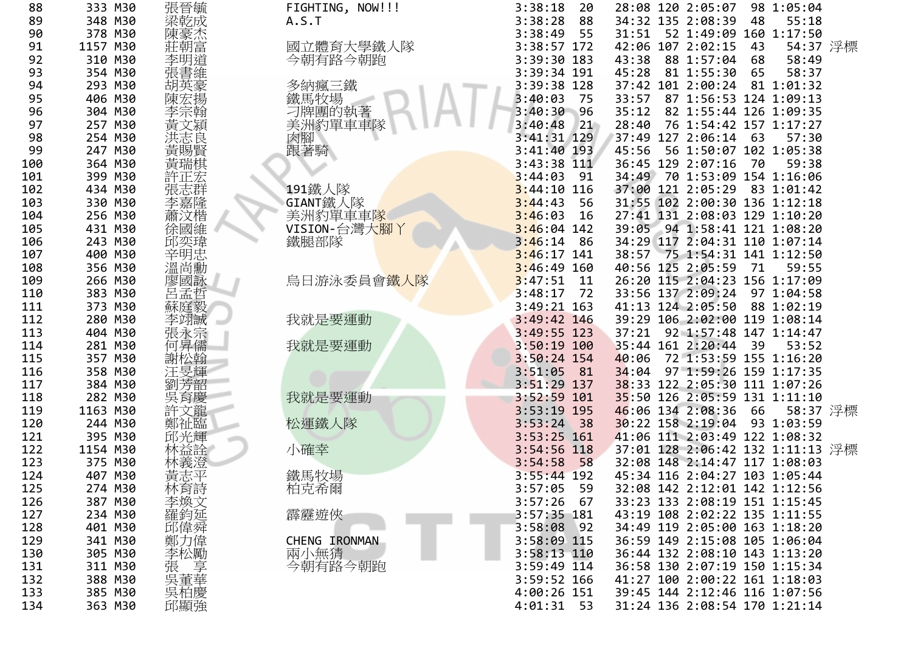| 88 | 333 | M30 | 張晉毓 | FIGHTING, NOW!!! | 3:38:18 | 20 | 28:08 | 120 | 2:05:07 | 98 | 1:05:04 | |
|---|---|---|---|---|---|---|---|---|---|---|---|---|
| 89 | 348 | M30 | 梁乾成 | A.S.T | 3:38:28 | 88 | 34:32 | 135 | 2:08:39 | 48 | 55:18 | |
| 90 | 378 | M30 | 陳豪杰 | | 3:38:49 | 55 | 31:51 | 52 | 1:49:09 | 160 | 1:17:50 | |
| 91 | 1157 | M30 | 莊朝富 | 國立體育大學鐵人隊 | 3:38:57 | 172 | 42:06 | 107 | 2:02:15 | 43 | 54:37 | 浮標 |
| 92 | 310 | M30 | 李明道 | 今朝有路今朝跑 | 3:39:30 | 183 | 43:38 | 88 | 1:57:04 | 68 | 58:49 | |
| 93 | 354 | M30 | 張書維 | | 3:39:34 | 191 | 45:28 | 81 | 1:55:30 | 65 | 58:37 | |
| 94 | 293 | M30 | 胡英豪 | 多納瘋三鐵 | 3:39:38 | 128 | 37:42 | 101 | 2:00:24 | 81 | 1:01:32 | |
| 95 | 406 | M30 | 陳宏揚 | 鐵馬牧場 | 3:40:03 | 75 | 33:57 | 87 | 1:56:53 | 124 | 1:09:13 | |
| 96 | 304 | M30 | 李宗翰 | 刁牌團的執著 | 3:40:30 | 96 | 35:12 | 82 | 1:55:44 | 126 | 1:09:35 | |
| 97 | 257 | M30 | 黃文潁 | 美洲豹單車車隊 | 3:40:48 | 21 | 28:40 | 76 | 1:54:42 | 157 | 1:17:27 | |
| 98 | 254 | M30 | 洪志良 | 肉腳 | 3:41:31 | 129 | 37:49 | 127 | 2:06:14 | 63 | 57:30 | |
| 99 | 247 | M30 | 黃賜賢 | 跟著騎 | 3:41:40 | 193 | 45:56 | 56 | 1:50:07 | 102 | 1:05:38 | |
| 100 | 364 | M30 | 黃瑞棋 | | 3:43:38 | 111 | 36:45 | 129 | 2:07:16 | 70 | 59:38 | |
| 101 | 399 | M30 | 許正宏 | | 3:44:03 | 91 | 34:49 | 70 | 1:53:09 | 154 | 1:16:06 | |
| 102 | 434 | M30 | 張志群 | 191鐵人隊 | 3:44:10 | 116 | 37:00 | 121 | 2:05:29 | 83 | 1:01:42 | |
| 103 | 330 | M30 | 李嘉隆 | GIANT鐵人隊 | 3:44:43 | 56 | 31:55 | 102 | 2:00:30 | 136 | 1:12:18 | |
| 104 | 256 | M30 | 蕭汶楷 | 美洲豹單車車隊 | 3:46:03 | 16 | 27:41 | 131 | 2:08:03 | 129 | 1:10:20 | |
| 105 | 431 | M30 | 徐國維 | VISION-台灣大腳丫 | 3:46:04 | 142 | 39:05 | 94 | 1:58:41 | 121 | 1:08:20 | |
| 106 | 243 | M30 | 邱奕瑋 | 鐵腿部隊 | 3:46:14 | 86 | 34:29 | 117 | 2:04:31 | 110 | 1:07:14 | |
| 107 | 400 | M30 | 辛明忠 | | 3:46:17 | 141 | 38:57 | 75 | 1:54:31 | 141 | 1:12:50 | |
| 108 | 356 | M30 | 溫尚勳 | | 3:46:49 | 160 | 40:56 | 125 | 2:05:59 | 71 | 59:55 | |
| 109 | 266 | M30 | 廖國詠 | 烏日游泳委員會鐵人隊 | 3:47:51 | 11 | 26:20 | 115 | 2:04:23 | 156 | 1:17:09 | |
| 110 | 383 | M30 | 呂孟哲 | | 3:48:17 | 72 | 33:56 | 137 | 2:09:24 | 97 | 1:04:58 | |
| 111 | 373 | M30 | 蘇庭毅 | | 3:49:21 | 163 | 41:13 | 124 | 2:05:50 | 88 | 1:02:19 | |
| 112 | 280 | M30 | 李翊誠 | 我就是要運動 | 3:49:42 | 146 | 39:29 | 106 | 2:02:00 | 119 | 1:08:14 | |
| 113 | 404 | M30 | 張永宗 | | 3:49:55 | 123 | 37:21 | 92 | 1:57:48 | 147 | 1:14:47 | |
| 114 | 281 | M30 | 何昇儒 | 我就是要運動 | 3:50:19 | 100 | 35:44 | 161 | 2:20:44 | 39 | 53:52 | |
| 115 | 357 | M30 | 謝松翰 | | 3:50:24 | 154 | 40:06 | 72 | 1:53:59 | 155 | 1:16:20 | |
| 116 | 358 | M30 | 汪旻輝 | | 3:51:05 | 81 | 34:04 | 97 | 1:59:26 | 159 | 1:17:35 | |
| 117 | 384 | M30 | 劉芳韶 | | 3:51:29 | 137 | 38:33 | 122 | 2:05:30 | 111 | 1:07:26 | |
| 118 | 282 | M30 | 吳育慶 | 我就是要運動 | 3:52:59 | 101 | 35:50 | 126 | 2:05:59 | 131 | 1:11:10 | |
| 119 | 1163 | M30 | 許文龍 | | 3:53:19 | 195 | 46:06 | 134 | 2:08:36 | 66 | 58:37 | 浮標 |
| 120 | 244 | M30 | 鄭祉臨 | 松運鐵人隊 | 3:53:24 | 38 | 30:22 | 158 | 2:19:04 | 93 | 1:03:59 | |
| 121 | 395 | M30 | 邱光輝 | | 3:53:25 | 161 | 41:06 | 111 | 2:03:49 | 122 | 1:08:32 | |
| 122 | 1154 | M30 | 林益詮 | 小確幸 | 3:54:56 | 118 | 37:01 | 128 | 2:06:42 | 132 | 1:11:13 | 浮標 |
| 123 | 375 | M30 | 林義澄 | | 3:54:58 | 58 | 32:08 | 148 | 2:14:47 | 117 | 1:08:03 | |
| 124 | 407 | M30 | 黃志平 | 鐵馬牧場 | 3:55:44 | 192 | 45:34 | 116 | 2:04:27 | 103 | 1:05:44 | |
| 125 | 274 | M30 | 林育詩 | 柏克希爾 | 3:57:05 | 59 | 32:08 | 142 | 2:12:01 | 142 | 1:12:56 | |
| 126 | 387 | M30 | 李煥文 | | 3:57:26 | 67 | 33:23 | 133 | 2:08:19 | 151 | 1:15:45 | |
| 127 | 234 | M30 | 羅鈞延 | 霹靂遊俠 | 3:57:35 | 181 | 43:19 | 108 | 2:02:22 | 135 | 1:11:55 | |
| 128 | 401 | M30 | 邱偉舜 | | 3:58:08 | 92 | 34:49 | 119 | 2:05:00 | 163 | 1:18:20 | |
| 129 | 341 | M30 | 鄭力偉 | CHENG IRONMAN | 3:58:09 | 115 | 36:59 | 149 | 2:15:08 | 105 | 1:06:04 | |
| 130 | 305 | M30 | 李松勵 | 兩小無猜 | 3:58:13 | 110 | 36:44 | 132 | 2:08:10 | 143 | 1:13:20 | |
| 131 | 311 | M30 | 張　享 | 今朝有路今朝跑 | 3:59:49 | 114 | 36:58 | 130 | 2:07:19 | 150 | 1:15:34 | |
| 132 | 388 | M30 | 吳董華 | | 3:59:52 | 166 | 41:27 | 100 | 2:00:22 | 161 | 1:18:03 | |
| 133 | 385 | M30 | 吳柏慶 | | 4:00:26 | 151 | 39:45 | 144 | 2:12:46 | 116 | 1:07:56 | |
| 134 | 363 | M30 | 邱顯強 | | 4:01:31 | 53 | 31:24 | 136 | 2:08:54 | 170 | 1:21:14 | |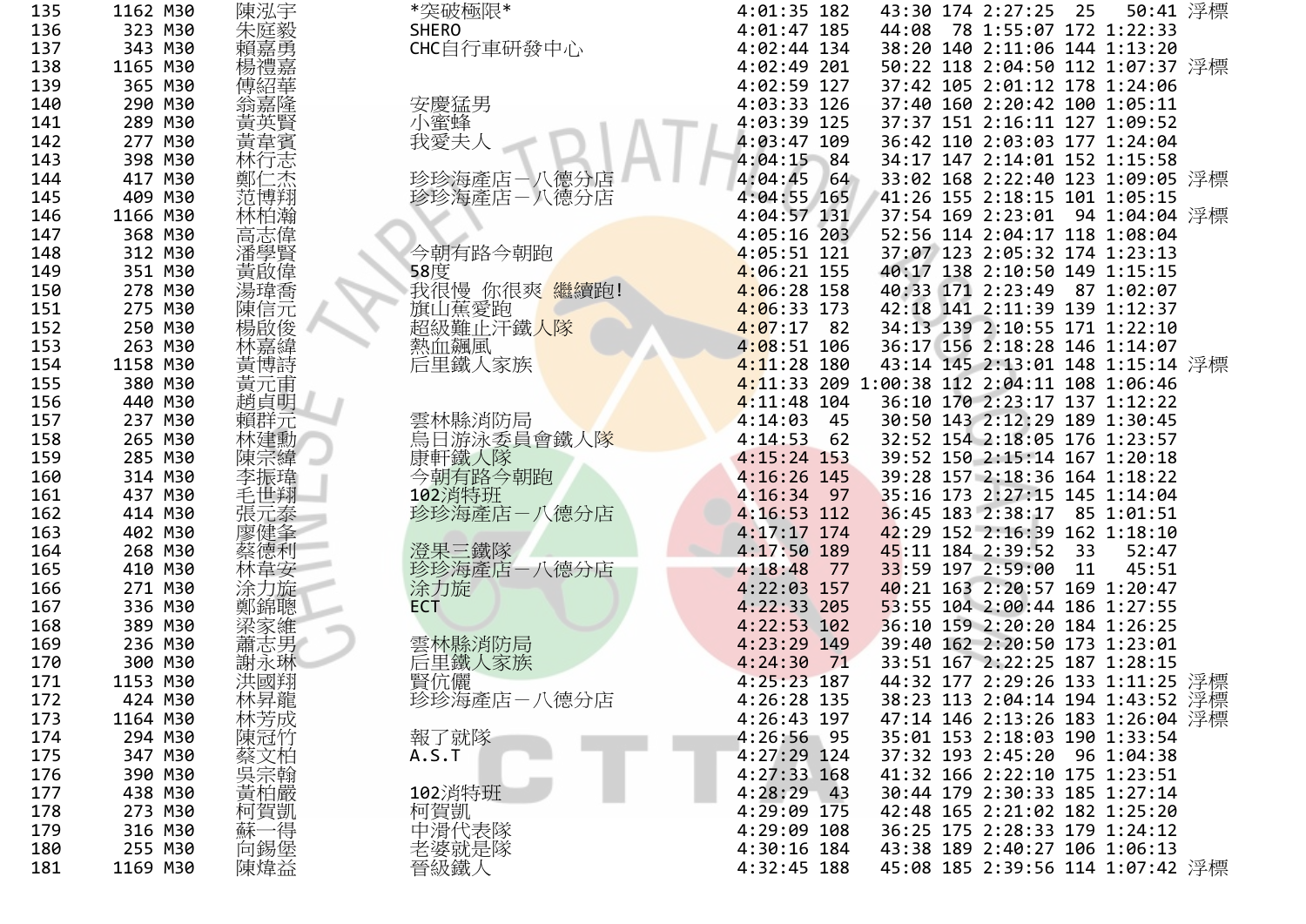| 135 | 1162 | M30 | 陳泓宇 | *突破極限* | 4:01:35 | 182 | 43:30 | 174 | 2:27:25 | 25 | 50:41 | 浮標 |
|---|---|---|---|---|---|---|---|---|---|---|---|---|
| 136 | 323 | M30 | 朱庭毅 | SHERO | 4:01:47 | 185 | 44:08 | 78 | 1:55:07 | 172 | 1:22:33 | |
| 137 | 343 | M30 | 賴嘉勇 | CHC自行車研發中心 | 4:02:44 | 134 | 38:20 | 140 | 2:11:06 | 144 | 1:13:20 | |
| 138 | 1165 | M30 | 楊禮嘉 | | 4:02:49 | 201 | 50:22 | 118 | 2:04:50 | 112 | 1:07:37 | 浮標 |
| 139 | 365 | M30 | 傅紹華 | | 4:02:59 | 127 | 37:42 | 105 | 2:01:12 | 178 | 1:24:06 | |
| 140 | 290 | M30 | 翁嘉隆 | 安慶猛男 | 4:03:33 | 126 | 37:40 | 160 | 2:20:42 | 100 | 1:05:11 | |
| 141 | 289 | M30 | 黃英賢 | 小蜜蜂 | 4:03:39 | 125 | 37:37 | 151 | 2:16:11 | 127 | 1:09:52 | |
| 142 | 277 | M30 | 黃韋賓 | 我愛夫人 | 4:03:47 | 109 | 36:42 | 110 | 2:03:03 | 177 | 1:24:04 | |
| 143 | 398 | M30 | 林行志 | | 4:04:15 | 84 | 34:17 | 147 | 2:14:01 | 152 | 1:15:58 | |
| 144 | 417 | M30 | 鄭仁杰 | 珍珍海產店－八德分店 | 4:04:45 | 64 | 33:02 | 168 | 2:22:40 | 123 | 1:09:05 | 浮標 |
| 145 | 409 | M30 | 范博翔 | 珍珍海產店－八德分店 | 4:04:55 | 165 | 41:26 | 155 | 2:18:15 | 101 | 1:05:15 | |
| 146 | 1166 | M30 | 林柏瀚 | | 4:04:57 | 131 | 37:54 | 169 | 2:23:01 | 94 | 1:04:04 | 浮標 |
| 147 | 368 | M30 | 高志偉 | | 4:05:16 | 203 | 52:56 | 114 | 2:04:17 | 118 | 1:08:04 | |
| 148 | 312 | M30 | 潘學賢 | 今朝有路今朝跑 | 4:05:51 | 121 | 37:07 | 123 | 2:05:32 | 174 | 1:23:13 | |
| 149 | 351 | M30 | 黃啟偉 | 58度 | 4:06:21 | 155 | 40:17 | 138 | 2:10:50 | 149 | 1:15:15 | |
| 150 | 278 | M30 | 湯瑋喬 | 我很慢 你很爽 繼續跑! | 4:06:28 | 158 | 40:33 | 171 | 2:23:49 | 87 | 1:02:07 | |
| 151 | 275 | M30 | 陳信元 | 旗山蕉愛跑 | 4:06:33 | 173 | 42:18 | 141 | 2:11:39 | 139 | 1:12:37 | |
| 152 | 250 | M30 | 楊啟俊 | 超級難止汗鐵人隊 | 4:07:17 | 82 | 34:13 | 139 | 2:10:55 | 171 | 1:22:10 | |
| 153 | 263 | M30 | 林嘉緯 | 熱血飆風 | 4:08:51 | 106 | 36:17 | 156 | 2:18:28 | 146 | 1:14:07 | |
| 154 | 1158 | M30 | 黃博詩 | 后里鐵人家族 | 4:11:28 | 180 | 43:14 | 145 | 2:13:01 | 148 | 1:15:14 | 浮標 |
| 155 | 380 | M30 | 黃元甫 | | 4:11:33 | 209 | 1:00:38 | 112 | 2:04:11 | 108 | 1:06:46 | |
| 156 | 440 | M30 | 趙貞明 | | 4:11:48 | 104 | 36:10 | 170 | 2:23:17 | 137 | 1:12:22 | |
| 157 | 237 | M30 | 賴群元 | 雲林縣消防局 | 4:14:03 | 45 | 30:50 | 143 | 2:12:29 | 189 | 1:30:45 | |
| 158 | 265 | M30 | 林建勳 | 烏日游泳委員會鐵人隊 | 4:14:53 | 62 | 32:52 | 154 | 2:18:05 | 176 | 1:23:57 | |
| 159 | 285 | M30 | 陳宗緯 | 康軒鐵人隊 | 4:15:24 | 153 | 39:52 | 150 | 2:15:14 | 167 | 1:20:18 | |
| 160 | 314 | M30 | 李振瑋 | 今朝有路今朝跑 | 4:16:26 | 145 | 39:28 | 157 | 2:18:36 | 164 | 1:18:22 | |
| 161 | 437 | M30 | 毛世翔 | 102消特班 | 4:16:34 | 97 | 35:16 | 173 | 2:27:15 | 145 | 1:14:04 | |
| 162 | 414 | M30 | 張元泰 | 珍珍海產店－八德分店 | 4:16:53 | 112 | 36:45 | 183 | 2:38:17 | 85 | 1:01:51 | |
| 163 | 402 | M30 | 廖健全 | | 4:17:17 | 174 | 42:29 | 152 | 2:16:39 | 162 | 1:18:10 | |
| 164 | 268 | M30 | 蔡德利 | 澄果三鐵隊 | 4:17:50 | 189 | 45:11 | 184 | 2:39:52 | 33 | 52:47 | |
| 165 | 410 | M30 | 林韋安 | 珍珍海產店－八德分店 | 4:18:48 | 77 | 33:59 | 197 | 2:59:00 | 11 | 45:51 | |
| 166 | 271 | M30 | 涂力旋 | 涂力旋 | 4:22:03 | 157 | 40:21 | 163 | 2:20:57 | 169 | 1:20:47 | |
| 167 | 336 | M30 | 鄭錦聰 | ECT | 4:22:33 | 205 | 53:55 | 104 | 2:00:44 | 186 | 1:27:55 | |
| 168 | 389 | M30 | 梁家維 | | 4:22:53 | 102 | 36:10 | 159 | 2:20:20 | 184 | 1:26:25 | |
| 169 | 236 | M30 | 蕭志男 | 雲林縣消防局 | 4:23:29 | 149 | 39:40 | 162 | 2:20:50 | 173 | 1:23:01 | |
| 170 | 300 | M30 | 謝永琳 | 后里鐵人家族 | 4:24:30 | 71 | 33:51 | 167 | 2:22:25 | 187 | 1:28:15 | |
| 171 | 1153 | M30 | 洪國翔 | 賢伉儷 | 4:25:23 | 187 | 44:32 | 177 | 2:29:26 | 133 | 1:11:25 | 浮標 |
| 172 | 424 | M30 | 林昇龍 | 珍珍海產店－八德分店 | 4:26:28 | 135 | 38:23 | 113 | 2:04:14 | 194 | 1:43:52 | 浮標 |
| 173 | 1164 | M30 | 林芳成 | | 4:26:43 | 197 | 47:14 | 146 | 2:13:26 | 183 | 1:26:04 | 浮標 |
| 174 | 294 | M30 | 陳冠竹 | 報了就隊 | 4:26:56 | 95 | 35:01 | 153 | 2:18:03 | 190 | 1:33:54 | |
| 175 | 347 | M30 | 蔡文柏 | A.S.T | 4:27:29 | 124 | 37:32 | 193 | 2:45:20 | 96 | 1:04:38 | |
| 176 | 390 | M30 | 吳宗翰 | | 4:27:33 | 168 | 41:32 | 166 | 2:22:10 | 175 | 1:23:51 | |
| 177 | 438 | M30 | 黃柏嚴 | 102消特班 | 4:28:29 | 43 | 30:44 | 179 | 2:30:33 | 185 | 1:27:14 | |
| 178 | 273 | M30 | 柯賀凱 | 柯賀凱 | 4:29:09 | 175 | 42:48 | 165 | 2:21:02 | 182 | 1:25:20 | |
| 179 | 316 | M30 | 蘇一得 | 中滑代表隊 | 4:29:09 | 108 | 36:25 | 175 | 2:28:33 | 179 | 1:24:12 | |
| 180 | 255 | M30 | 向錫堡 | 老婆就是隊 | 4:30:16 | 184 | 43:38 | 189 | 2:40:27 | 106 | 1:06:13 | |
| 181 | 1169 | M30 | 陳煒益 | 晉級鐵人 | 4:32:45 | 188 | 45:08 | 185 | 2:39:56 | 114 | 1:07:42 | 浮標 |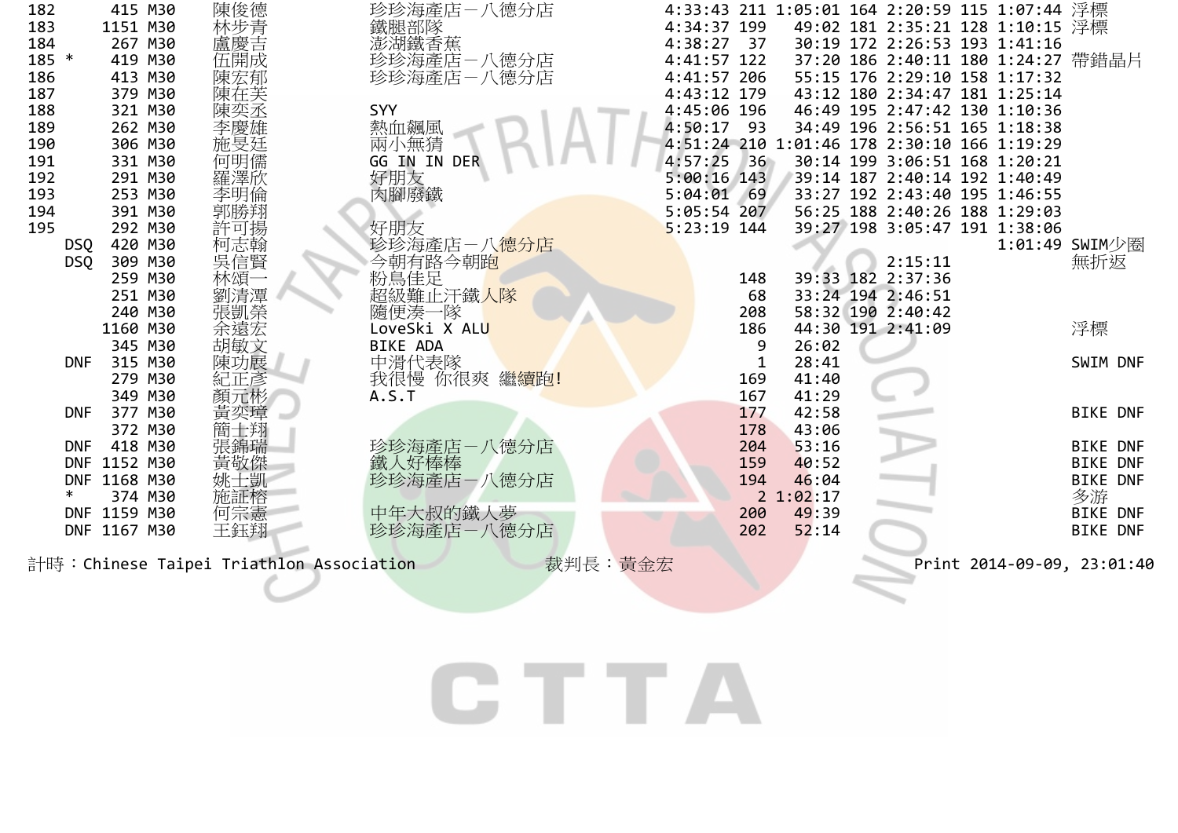| Rank | | No. | Group | Name | Team | Total | Swim Rank | Swim | Bike Rank | Bike | Run Rank | Run | Note |
|---|---|---|---|---|---|---|---|---|---|---|---|---|---|
| 182 | | 415 | M30 | 陳俊德 | 珍珍海產店－八德分店 | 4:33:43 | 211 | 1:05:01 | 164 | 2:20:59 | 115 | 1:07:44 | 浮標 |
| 183 | | 1151 | M30 | 林步青 | 鐵腿部隊 | 4:34:37 | 199 | 49:02 | 181 | 2:35:21 | 128 | 1:10:15 | 浮標 |
| 184 | | 267 | M30 | 盧慶吉 | 澎湖鐵香蕉 | 4:38:27 | 37 | 30:19 | 172 | 2:26:53 | 193 | 1:41:16 | |
| 185 | * | 419 | M30 | 伍開成 | 珍珍海產店－八德分店 | 4:41:57 | 122 | 37:20 | 186 | 2:40:11 | 180 | 1:24:27 | 帶錯晶片 |
| 186 | | 413 | M30 | 陳宏郁 | 珍珍海產店－八德分店 | 4:41:57 | 206 | 55:15 | 176 | 2:29:10 | 158 | 1:17:32 | |
| 187 | | 379 | M30 | 陳在芙 | | 4:43:12 | 179 | 43:12 | 180 | 2:34:47 | 181 | 1:25:14 | |
| 188 | | 321 | M30 | 陳奕丞 | SYY | 4:45:06 | 196 | 46:49 | 195 | 2:47:42 | 130 | 1:10:36 | |
| 189 | | 262 | M30 | 李慶雄 | 熱血飆風 | 4:50:17 | 93 | 34:49 | 196 | 2:56:51 | 165 | 1:18:38 | |
| 190 | | 306 | M30 | 施旻廷 | 兩小無猜 | 4:51:24 | 210 | 1:01:46 | 178 | 2:30:10 | 166 | 1:19:29 | |
| 191 | | 331 | M30 | 何明儒 | GG IN IN DER | 4:57:25 | 36 | 30:14 | 199 | 3:06:51 | 168 | 1:20:21 | |
| 192 | | 291 | M30 | 羅澤欣 | 好朋友 | 5:00:16 | 143 | 39:14 | 187 | 2:40:14 | 192 | 1:40:49 | |
| 193 | | 253 | M30 | 李明倫 | 肉腳廢鐵 | 5:04:01 | 69 | 33:27 | 192 | 2:43:40 | 195 | 1:46:55 | |
| 194 | | 391 | M30 | 郭勝翔 | | 5:05:54 | 207 | 56:25 | 188 | 2:40:26 | 188 | 1:29:03 | |
| 195 | | 292 | M30 | 許可揚 | 好朋友 | 5:23:19 | 144 | 39:27 | 198 | 3:05:47 | 191 | 1:38:06 | |
| | DSQ | 420 | M30 | 柯志翰 | 珍珍海產店－八德分店 | | | | | | | 1:01:49 | SWIM少圈 |
| | DSQ | 309 | M30 | 吳信賢 | 今朝有路今朝跑 | | | | | 2:15:11 | | | 無折返 |
| | | 259 | M30 | 林頌一 | 粉鳥佳足 | | 148 | 39:33 | 182 | 2:37:36 | | | |
| | | 251 | M30 | 劉清潭 | 超級難止汗鐵人隊 | | 68 | 33:24 | 194 | 2:46:51 | | | |
| | | 240 | M30 | 張凱榮 | 隨便湊一隊 | | 208 | 58:32 | 190 | 2:40:42 | | | |
| | | 1160 | M30 | 余遠宏 | LoveSki X ALU | | 186 | 44:30 | 191 | 2:41:09 | | | 浮標 |
| | | 345 | M30 | 胡敏文 | BIKE ADA | | 9 | 26:02 | | | | | |
| | DNF | 315 | M30 | 陳功展 | 中滑代表隊 | | 1 | 28:41 | | | | | SWIM DNF |
| | | 279 | M30 | 紀正彥 | 我很慢 你很爽 繼續跑! | | 169 | 41:40 | | | | | |
| | | 349 | M30 | 顏元彬 | A.S.T | | 167 | 41:29 | | | | | |
| | DNF | 377 | M30 | 黃奕璋 | | | 177 | 42:58 | | | | | BIKE DNF |
| | | 372 | M30 | 簡士翔 | | | 178 | 43:06 | | | | | |
| | DNF | 418 | M30 | 張錦瑞 | 珍珍海產店－八德分店 | | 204 | 53:16 | | | | | BIKE DNF |
| | DNF | 1152 | M30 | 黃敬傑 | 鐵人好棒棒 | | 159 | 40:52 | | | | | BIKE DNF |
| | DNF | 1168 | M30 | 姚士凱 | 珍珍海產店－八德分店 | | 194 | 46:04 | | | | | BIKE DNF |
| | * | 374 | M30 | 施証榕 | | | 2 | 1:02:17 | | | | | 多游 |
| | DNF | 1159 | M30 | 何宗憲 | 中年大叔的鐵人夢 | | 200 | 49:39 | | | | | BIKE DNF |
| | DNF | 1167 | M30 | 王鈺翔 | 珍珍海產店－八德分店 | | 202 | 52:14 | | | | | BIKE DNF |

計時：Chinese Taipei Triathlon Association　　裁判長：黃金宏　　Print 2014-09-09, 23:01:40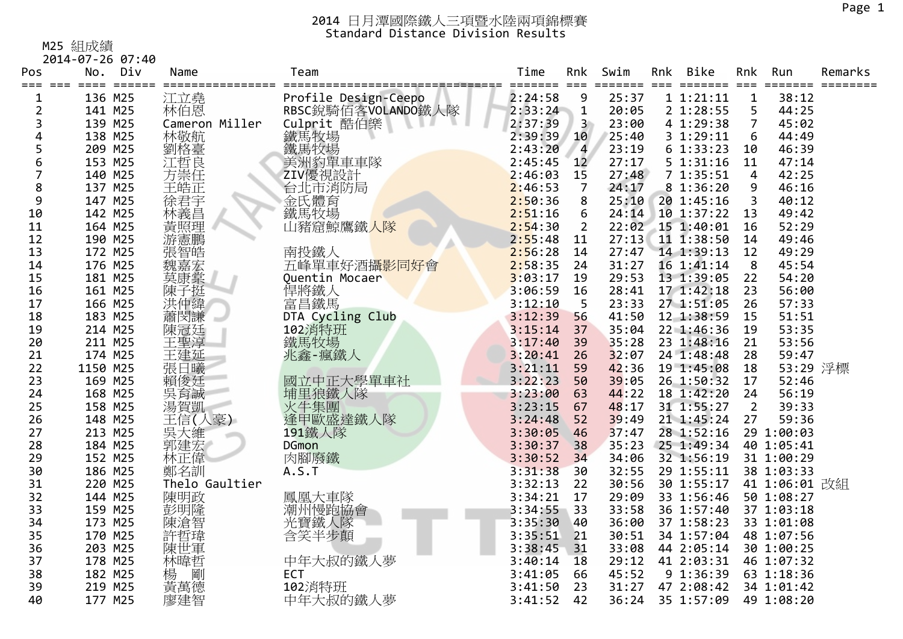# 2014 日月潭國際鐵人三項暨水陸兩項錦標賽
## Standard Distance Division Results

M25 組成績
2014-07-26 07:40

| Pos | No. | Div | Name | Team | Time | Rnk | Swim | Rnk | Bike | Rnk | Run | Remarks |
|---|---|---|---|---|---|---|---|---|---|---|---|---|
| 1 | 136 | M25 | 江立堯 | Profile Design-Ceepo | 2:24:58 | 9 | 25:37 | 1 | 1:21:11 | 1 | 38:12 | |
| 2 | 141 | M25 | 林伯恩 | RBSC銳騎佰客VOLANDO鐵人隊 | 2:33:24 | 1 | 20:05 | 2 | 1:28:55 | 5 | 44:25 | |
| 3 | 139 | M25 | Cameron Miller | Culprit 酷伯樂 | 2:37:39 | 3 | 23:00 | 4 | 1:29:38 | 7 | 45:02 | |
| 4 | 138 | M25 | 林敬航 | 鐵馬牧場 | 2:39:39 | 10 | 25:40 | 3 | 1:29:11 | 6 | 44:49 | |
| 5 | 209 | M25 | 劉格臺 | 鐵馬牧場 | 2:43:20 | 4 | 23:19 | 6 | 1:33:23 | 10 | 46:39 | |
| 6 | 153 | M25 | 江哲良 | 美洲豹單車車隊 | 2:45:45 | 12 | 27:17 | 5 | 1:31:16 | 11 | 47:14 | |
| 7 | 140 | M25 | 方崇任 | ZIV優視設計 | 2:46:03 | 15 | 27:48 | 7 | 1:35:51 | 4 | 42:25 | |
| 8 | 137 | M25 | 王皓正 | 台北市消防局 | 2:46:53 | 7 | 24:17 | 8 | 1:36:20 | 9 | 46:16 | |
| 9 | 147 | M25 | 徐君宇 | 金氏體育 | 2:50:36 | 8 | 25:10 | 20 | 1:45:16 | 3 | 40:12 | |
| 10 | 142 | M25 | 林義昌 | 鐵馬牧場 | 2:51:16 | 6 | 24:14 | 10 | 1:37:22 | 13 | 49:42 | |
| 11 | 164 | M25 | 黃照理 | 山豬窟鯨鷹鐵人隊 | 2:54:30 | 2 | 22:02 | 15 | 1:40:01 | 16 | 52:29 | |
| 12 | 190 | M25 | 游憲鵬 | | 2:55:48 | 11 | 27:13 | 11 | 1:38:50 | 14 | 49:46 | |
| 13 | 172 | M25 | 張智皓 | 南投鐵人 | 2:56:28 | 14 | 27:47 | 14 | 1:39:13 | 12 | 49:29 | |
| 14 | 176 | M25 | 魏嘉宏 | 五峰單車好酒攝影同好會 | 2:58:35 | 24 | 31:27 | 16 | 1:41:14 | 8 | 45:54 | |
| 15 | 181 | M25 | 莫康棠 | Quentin Mocaer | 3:03:17 | 19 | 29:53 | 13 | 1:39:05 | 22 | 54:20 | |
| 16 | 161 | M25 | 陳子挺 | 悍將鐵人 | 3:06:59 | 16 | 28:41 | 17 | 1:42:18 | 23 | 56:00 | |
| 17 | 166 | M25 | 洪仲緯 | 富昌鐵馬 | 3:12:10 | 5 | 23:33 | 27 | 1:51:05 | 26 | 57:33 | |
| 18 | 183 | M25 | 蕭閔謙 | DTA Cycling Club | 3:12:39 | 56 | 41:50 | 12 | 1:38:59 | 15 | 51:51 | |
| 19 | 214 | M25 | 陳冠廷 | 102消特班 | 3:15:14 | 37 | 35:04 | 22 | 1:46:36 | 19 | 53:35 | |
| 20 | 211 | M25 | 王聖淳 | 鐵馬牧場 | 3:17:40 | 39 | 35:28 | 23 | 1:48:16 | 21 | 53:56 | |
| 21 | 174 | M25 | 王建延 | 兆鑫-瘋鐵人 | 3:20:41 | 26 | 32:07 | 24 | 1:48:48 | 28 | 59:47 | |
| 22 | 1150 | M25 | 張日曦 | | 3:21:11 | 59 | 42:36 | 19 | 1:45:08 | 18 | 53:29 | 浮標 |
| 23 | 169 | M25 | 賴俊廷 | 國立中正大學單車社 | 3:22:23 | 50 | 39:05 | 26 | 1:50:32 | 17 | 52:46 | |
| 24 | 168 | M25 | 吳育誠 | 埔里狼鐵人隊 | 3:23:00 | 63 | 44:22 | 18 | 1:42:20 | 24 | 56:19 | |
| 25 | 158 | M25 | 湯賀凱 | 火牛集團 | 3:23:15 | 67 | 48:17 | 31 | 1:55:27 | 2 | 39:33 | |
| 26 | 148 | M25 | 王信(人豪) | 逢甲歐盛達鐵人隊 | 3:24:48 | 52 | 39:49 | 21 | 1:45:24 | 27 | 59:36 | |
| 27 | 213 | M25 | 吳大維 | 191鐵人隊 | 3:30:05 | 46 | 37:47 | 28 | 1:52:16 | 29 | 1:00:03 | |
| 28 | 184 | M25 | 郭建宏 | DGmon | 3:30:37 | 38 | 35:23 | 25 | 1:49:34 | 40 | 1:05:41 | |
| 29 | 152 | M25 | 林正偉 | 肉腳廢鐵 | 3:30:52 | 34 | 34:06 | 32 | 1:56:19 | 31 | 1:00:29 | |
| 30 | 186 | M25 | 鄭名訓 | A.S.T | 3:31:38 | 30 | 32:55 | 29 | 1:55:11 | 38 | 1:03:33 | |
| 31 | 220 | M25 | Thelo Gaultier | | 3:32:13 | 22 | 30:56 | 30 | 1:55:17 | 41 | 1:06:01 | 改組 |
| 32 | 144 | M25 | 陳明政 | 鳳凰大車隊 | 3:34:21 | 17 | 29:09 | 33 | 1:56:46 | 50 | 1:08:27 | |
| 33 | 159 | M25 | 彭明隆 | 潮州慢跑協會 | 3:34:55 | 33 | 33:58 | 36 | 1:57:40 | 37 | 1:03:18 | |
| 34 | 173 | M25 | 陳滄智 | 光寶鐵人隊 | 3:35:30 | 40 | 36:00 | 37 | 1:58:23 | 33 | 1:01:08 | |
| 35 | 170 | M25 | 許哲瑋 | 含笑半步顛 | 3:35:51 | 21 | 30:51 | 34 | 1:57:04 | 48 | 1:07:56 | |
| 36 | 203 | M25 | 陳世軍 | | 3:38:45 | 31 | 33:08 | 44 | 2:05:14 | 30 | 1:00:25 | |
| 37 | 178 | M25 | 林暐哲 | 中年大叔的鐵人夢 | 3:40:14 | 18 | 29:12 | 41 | 2:03:31 | 46 | 1:07:32 | |
| 38 | 182 | M25 | 楊　剛 | ECT | 3:41:05 | 66 | 45:52 | 9 | 1:36:39 | 63 | 1:18:36 | |
| 39 | 219 | M25 | 黃萬德 | 102消特班 | 3:41:50 | 23 | 31:27 | 47 | 2:08:42 | 34 | 1:01:42 | |
| 40 | 177 | M25 | 廖建智 | 中年大叔的鐵人夢 | 3:41:52 | 42 | 36:24 | 35 | 1:57:09 | 49 | 1:08:20 | |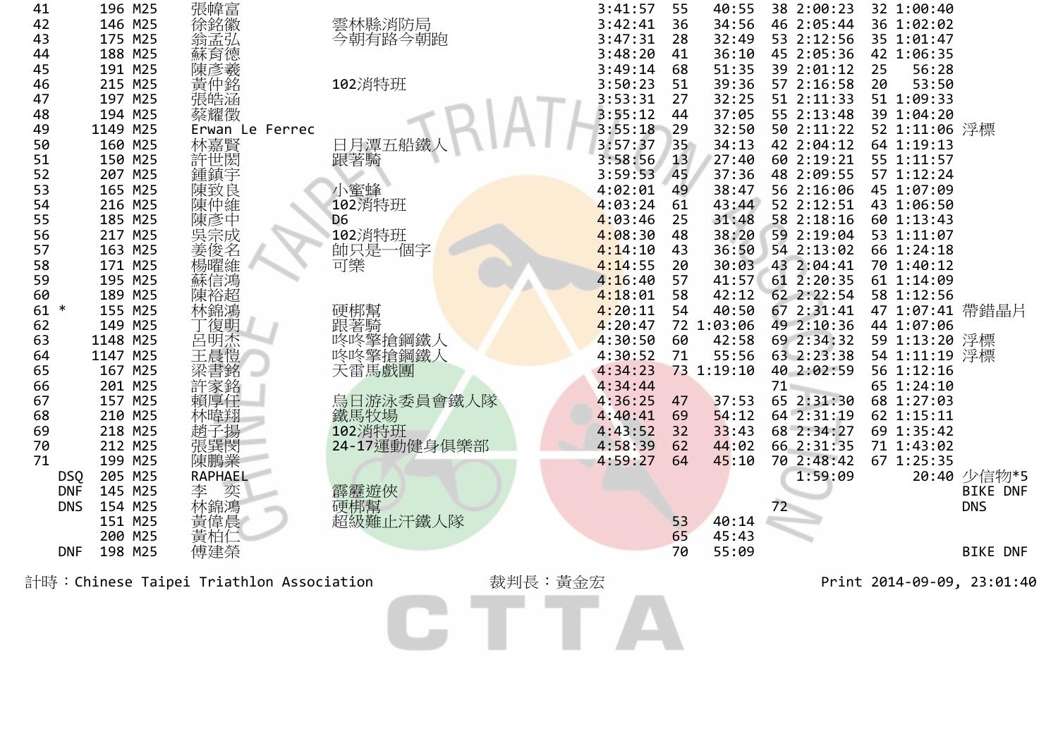| 名次 | | 號碼 | 組別 | 姓名 | 隊伍 | 總成績 | 游泳名次 | 游泳 | 自行車名次 | 自行車 | 跑步名次 | 跑步 | 備註 |
|---|---|---|---|---|---|---|---|---|---|---|---|---|---|
| 41 | | 196 | M25 | 張韓富 | | 3:41:57 | 55 | 40:55 | 38 | 2:00:23 | 32 | 1:00:40 | |
| 42 | | 146 | M25 | 徐銘徽 | 雲林縣消防局 | 3:42:41 | 36 | 34:56 | 46 | 2:05:44 | 36 | 1:02:02 | |
| 43 | | 175 | M25 | 翁孟弘 | 今朝有路今朝跑 | 3:47:31 | 28 | 32:49 | 53 | 2:12:56 | 35 | 1:01:47 | |
| 44 | | 188 | M25 | 蘇育德 | | 3:48:20 | 41 | 36:10 | 45 | 2:05:36 | 42 | 1:06:35 | |
| 45 | | 191 | M25 | 陳彥羲 | | 3:49:14 | 68 | 51:35 | 39 | 2:01:12 | 25 | 56:28 | |
| 46 | | 215 | M25 | 黃仲銘 | 102消特班 | 3:50:23 | 51 | 39:36 | 57 | 2:16:58 | 20 | 53:50 | |
| 47 | | 197 | M25 | 張皓涵 | | 3:53:31 | 27 | 32:25 | 51 | 2:11:33 | 51 | 1:09:33 | |
| 48 | | 194 | M25 | 蔡耀徵 | | 3:55:12 | 44 | 37:05 | 55 | 2:13:48 | 39 | 1:04:20 | |
| 49 | | 1149 | M25 | Erwan Le Ferrec | | 3:55:18 | 29 | 32:50 | 50 | 2:11:22 | 52 | 1:11:06 | 浮標 |
| 50 | | 160 | M25 | 林嘉賢 | 日月潭五船鐵人 | 3:57:37 | 35 | 34:13 | 42 | 2:04:12 | 64 | 1:19:13 | |
| 51 | | 150 | M25 | 許世閎 | 跟著騎 | 3:58:56 | 13 | 27:40 | 60 | 2:19:21 | 55 | 1:11:57 | |
| 52 | | 207 | M25 | 鍾鎮宇 | | 3:59:53 | 45 | 37:36 | 48 | 2:09:55 | 57 | 1:12:24 | |
| 53 | | 165 | M25 | 陳致良 | 小蜜蜂 | 4:02:01 | 49 | 38:47 | 56 | 2:16:06 | 45 | 1:07:09 | |
| 54 | | 216 | M25 | 陳仲維 | 102消特班 | 4:03:24 | 61 | 43:44 | 52 | 2:12:51 | 43 | 1:06:50 | |
| 55 | | 185 | M25 | 陳彥中 | D6 | 4:03:46 | 25 | 31:48 | 58 | 2:18:16 | 60 | 1:13:43 | |
| 56 | | 217 | M25 | 吳宗成 | 102消特班 | 4:08:30 | 48 | 38:20 | 59 | 2:19:04 | 53 | 1:11:07 | |
| 57 | | 163 | M25 | 姜俊名 | 帥只是一個字 | 4:14:10 | 43 | 36:50 | 54 | 2:13:02 | 66 | 1:24:18 | |
| 58 | | 171 | M25 | 楊曜維 | 可樂 | 4:14:55 | 20 | 30:03 | 43 | 2:04:41 | 70 | 1:40:12 | |
| 59 | | 195 | M25 | 蘇信鴻 | | 4:16:40 | 57 | 41:57 | 61 | 2:20:35 | 61 | 1:14:09 | |
| 60 | | 189 | M25 | 陳裕超 | | 4:18:01 | 58 | 42:12 | 62 | 2:22:54 | 58 | 1:12:56 | |
| 61 | * | 155 | M25 | 林錦鴻 | 硬梆幫 | 4:20:11 | 54 | 40:50 | 67 | 2:31:41 | 47 | 1:07:41 | 帶錯晶片 |
| 62 | | 149 | M25 | 丁復明 | 跟著騎 | 4:20:47 | 72 | 1:03:06 | 49 | 2:10:36 | 44 | 1:07:06 | |
| 63 | | 1148 | M25 | 呂明杰 | 咚咚擎搶鋼鐵人 | 4:30:50 | 60 | 42:58 | 69 | 2:34:32 | 59 | 1:13:20 | 浮標 |
| 64 | | 1147 | M25 | 王晨愷 | 咚咚擎搶鋼鐵人 | 4:30:52 | 71 | 55:56 | 63 | 2:23:38 | 54 | 1:11:19 | 浮標 |
| 65 | | 167 | M25 | 梁書銘 | 天雷馬戲團 | 4:34:23 | 73 | 1:19:10 | 40 | 2:02:59 | 56 | 1:12:16 | |
| 66 | | 201 | M25 | 許家銘 | | 4:34:44 | | | 71 | | 65 | 1:24:10 | |
| 67 | | 157 | M25 | 賴厚任 | 烏日游泳委員會鐵人隊 | 4:36:25 | 47 | 37:53 | 65 | 2:31:30 | 68 | 1:27:03 | |
| 68 | | 210 | M25 | 林暐翔 | 鐵馬牧場 | 4:40:41 | 69 | 54:12 | 64 | 2:31:19 | 62 | 1:15:11 | |
| 69 | | 218 | M25 | 趙子揚 | 102消特班 | 4:43:52 | 32 | 33:43 | 68 | 2:34:27 | 69 | 1:35:42 | |
| 70 | | 212 | M25 | 張巽閔 | 24-17運動健身俱樂部 | 4:58:39 | 62 | 44:02 | 66 | 2:31:35 | 71 | 1:43:02 | |
| 71 | | 199 | M25 | 陳鵬業 | | 4:59:27 | 64 | 45:10 | 70 | 2:48:42 | 67 | 1:25:35 | |
| | DSQ | 205 | M25 | RAPHAEL | | | | | | 1:59:09 | | 20:40 | 少信物*5 |
| | DNF | 145 | M25 | 李 奕 | 霹靂遊俠 | | | | | | | | BIKE DNF |
| | DNS | 154 | M25 | 林錦鴻 | 硬梆幫 | | | | 72 | | | | DNS |
| | | 151 | M25 | 黃偉晨 | 超級難止汗鐵人隊 | | 53 | 40:14 | | | | | |
| | | 200 | M25 | 黃柏仁 | | | 65 | 45:43 | | | | | |
| | DNF | 198 | M25 | 傅建榮 | | | 70 | 55:09 | | | | | BIKE DNF |

計時：Chinese Taipei Triathlon Association　　裁判長：黃金宏　　Print 2014-09-09, 23:01:40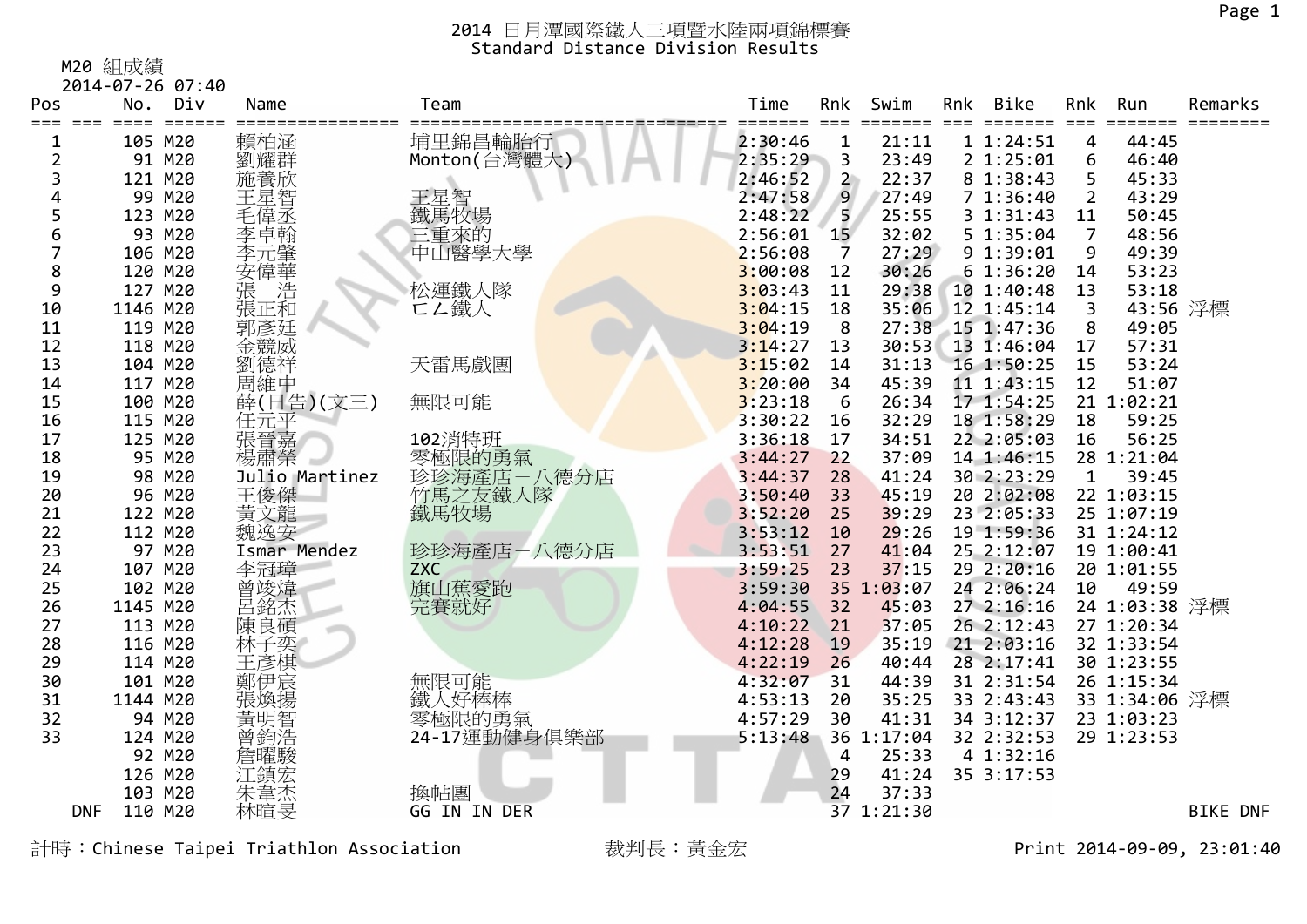# 2014 日月潭國際鐵人三項暨水陸兩項錦標賽
## Standard Distance Division Results

M20 組成績
2014-07-26 07:40

| Pos | | No. | Div | Name | Team | Time | Rnk | Swim | Rnk | Bike | Rnk | Run | Remarks |
|---|---|---|---|---|---|---|---|---|---|---|---|---|---|
| 1 | | 105 | M20 | 賴柏涵 | 埔里錦昌輪胎行 | 2:30:46 | 1 | 21:11 | 1 | 1:24:51 | 4 | 44:45 | |
| 2 | | 91 | M20 | 劉耀群 | Monton(台灣體大) | 2:35:29 | 3 | 23:49 | 2 | 1:25:01 | 6 | 46:40 | |
| 3 | | 121 | M20 | 施養欣 | | 2:46:52 | 2 | 22:37 | 8 | 1:38:43 | 5 | 45:33 | |
| 4 | | 99 | M20 | 王星智 | 王星智 | 2:47:58 | 9 | 27:49 | 7 | 1:36:40 | 2 | 43:29 | |
| 5 | | 123 | M20 | 毛偉丞 | 鐵馬牧場 | 2:48:22 | 5 | 25:55 | 3 | 1:31:43 | 11 | 50:45 | |
| 6 | | 93 | M20 | 李卓翰 | 三重來的 | 2:56:01 | 15 | 32:02 | 5 | 1:35:04 | 7 | 48:56 | |
| 7 | | 106 | M20 | 李元肇 | 中山醫學大學 | 2:56:08 | 7 | 27:29 | 9 | 1:39:01 | 9 | 49:39 | |
| 8 | | 120 | M20 | 安偉華 | | 3:00:08 | 12 | 30:26 | 6 | 1:36:20 | 14 | 53:23 | |
| 9 | | 127 | M20 | 張 浩 | 松運鐵人隊 | 3:03:43 | 11 | 29:38 | 10 | 1:40:48 | 13 | 53:18 | |
| 10 | | 1146 | M20 | 張正和 | ㄈㄥ鐵人 | 3:04:15 | 18 | 35:06 | 12 | 1:45:14 | 3 | 43:56 | 浮標 |
| 11 | | 119 | M20 | 郭彥廷 | | 3:04:19 | 8 | 27:38 | 15 | 1:47:36 | 8 | 49:05 | |
| 12 | | 118 | M20 | 金競威 | | 3:14:27 | 13 | 30:53 | 13 | 1:46:04 | 17 | 57:31 | |
| 13 | | 104 | M20 | 劉德祥 | 天雷馬戲團 | 3:15:02 | 14 | 31:13 | 16 | 1:50:25 | 15 | 53:24 | |
| 14 | | 117 | M20 | 周維中 | | 3:20:00 | 34 | 45:39 | 11 | 1:43:15 | 12 | 51:07 | |
| 15 | | 100 | M20 | 薛(日告)(文三) | 無限可能 | 3:23:18 | 6 | 26:34 | 17 | 1:54:25 | 21 | 1:02:21 | |
| 16 | | 115 | M20 | 任元平 | | 3:30:22 | 16 | 32:29 | 18 | 1:58:29 | 18 | 59:25 | |
| 17 | | 125 | M20 | 張晉嘉 | 102消特班 | 3:36:18 | 17 | 34:51 | 22 | 2:05:03 | 16 | 56:25 | |
| 18 | | 95 | M20 | 楊肅榮 | 零極限的勇氣 | 3:44:27 | 22 | 37:09 | 14 | 1:46:15 | 28 | 1:21:04 | |
| 19 | | 98 | M20 | Julio Martinez | 珍珍海產店－八德分店 | 3:44:37 | 28 | 41:24 | 30 | 2:23:29 | 1 | 39:45 | |
| 20 | | 96 | M20 | 王俊傑 | 竹馬之友鐵人隊 | 3:50:40 | 33 | 45:19 | 20 | 2:02:08 | 22 | 1:03:15 | |
| 21 | | 122 | M20 | 黃文龍 | 鐵馬牧場 | 3:52:20 | 25 | 39:29 | 23 | 2:05:33 | 25 | 1:07:19 | |
| 22 | | 112 | M20 | 魏逸安 | | 3:53:12 | 10 | 29:26 | 19 | 1:59:36 | 31 | 1:24:12 | |
| 23 | | 97 | M20 | Ismar Mendez | 珍珍海產店－八德分店 | 3:53:51 | 27 | 41:04 | 25 | 2:12:07 | 19 | 1:00:41 | |
| 24 | | 107 | M20 | 李冠璋 | ZXC | 3:59:25 | 23 | 37:15 | 29 | 2:20:16 | 20 | 1:01:55 | |
| 25 | | 102 | M20 | 曾竣煒 | 旗山蕉愛跑 | 3:59:30 | 35 | 1:03:07 | 24 | 2:06:24 | 10 | 49:59 | |
| 26 | | 1145 | M20 | 呂銘杰 | 完賽就好 | 4:04:55 | 32 | 45:03 | 27 | 2:16:16 | 24 | 1:03:38 | 浮標 |
| 27 | | 113 | M20 | 陳良碩 | | 4:10:22 | 21 | 37:05 | 26 | 2:12:43 | 27 | 1:20:34 | |
| 28 | | 116 | M20 | 林子奕 | | 4:12:28 | 19 | 35:19 | 21 | 2:03:16 | 32 | 1:33:54 | |
| 29 | | 114 | M20 | 王彥棋 | | 4:22:19 | 26 | 40:44 | 28 | 2:17:41 | 30 | 1:23:55 | |
| 30 | | 101 | M20 | 鄭伊宸 | 無限可能 | 4:32:07 | 31 | 44:39 | 31 | 2:31:54 | 26 | 1:15:34 | |
| 31 | | 1144 | M20 | 張煥揚 | 鐵人好棒棒 | 4:53:13 | 20 | 35:25 | 33 | 2:43:43 | 33 | 1:34:06 | 浮標 |
| 32 | | 94 | M20 | 黃明智 | 零極限的勇氣 | 4:57:29 | 30 | 41:31 | 34 | 3:12:37 | 23 | 1:03:23 | |
| 33 | | 124 | M20 | 曾鈞浩 | 24-17運動健身俱樂部 | 5:13:48 | 36 | 1:17:04 | 32 | 2:32:53 | 29 | 1:23:53 | |
| | | 92 | M20 | 詹曜駿 | | | 4 | 25:33 | 4 | 1:32:16 | | | |
| | | 126 | M20 | 江鎮宏 | | | 29 | 41:24 | 35 | 3:17:53 | | | |
| | | 103 | M20 | 朱韋杰 | 換帖團 | | 24 | 37:33 | | | | | |
| | DNF | 110 | M20 | 林暄旻 | GG IN IN DER | | 37 | 1:21:30 | | | | | BIKE DNF |

計時：Chinese Taipei Triathlon Association　　裁判長：黃金宏　　Print 2014-09-09, 23:01:40